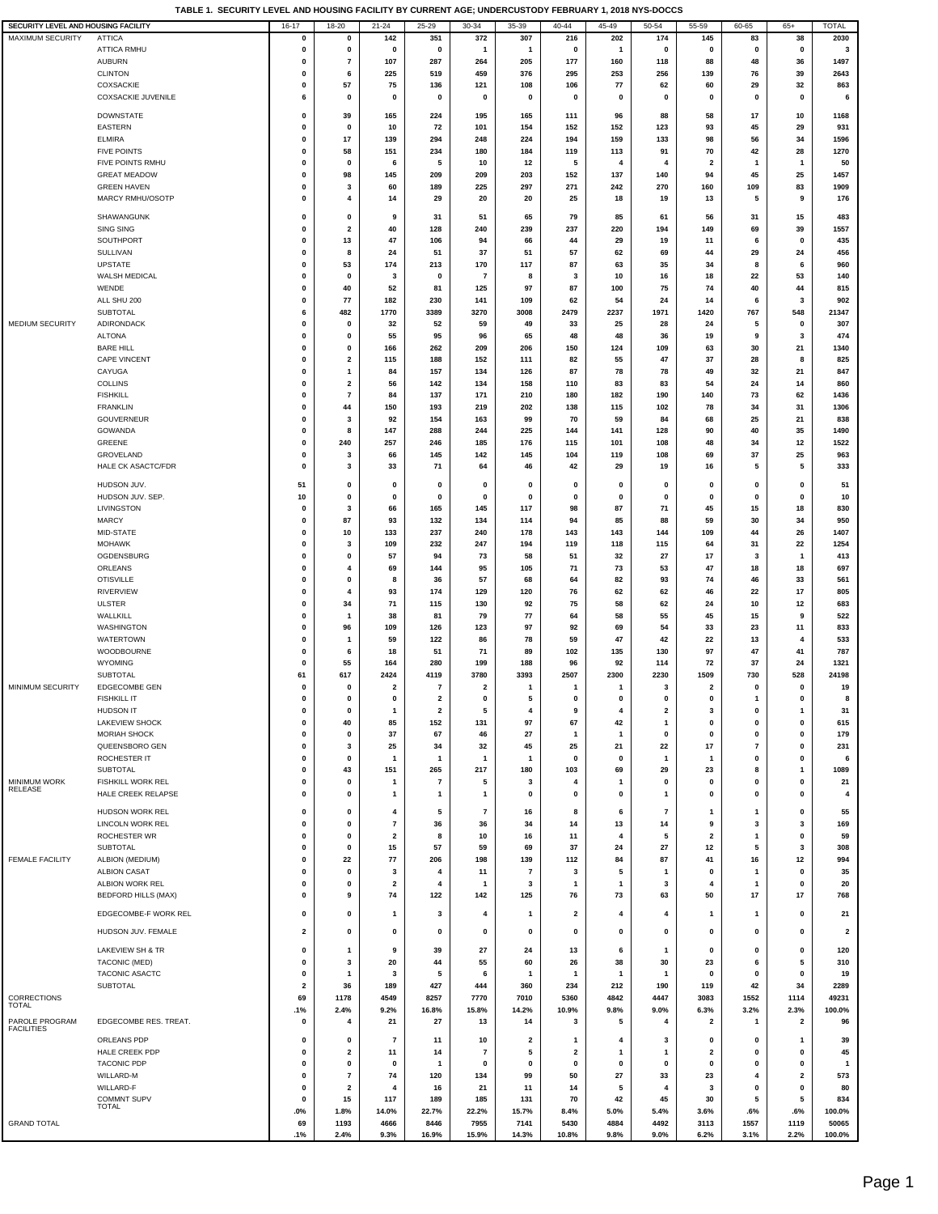**TABLE 1. SECURITY LEVEL AND HOUSING FACILITY BY CURRENT AGE; UNDERCUSTODY FEBRUARY 1, 2018 NYS-DOCCS**

| SECURITY LEVEL AND HOUSING FACILITY | | 16-17 | 18-20 | 21-24 | 25-29 | 30-34 | 35-39 | 40-44 | 45-49 | 50-54 | 55-59 | 60-65 | 65+ | TOTAL |
|---|---|---|---|---|---|---|---|---|---|---|---|---|---|---|
| MAXIMUM SECURITY | ATTICA | 0 | 0 | 142 | 351 | 372 | 307 | 216 | 202 | 174 | 145 | 83 | 38 | 2030 |
| | ATTICA RMHU | 0 | 0 | 0 | 0 | 1 | 1 | 0 | 1 | 0 | 0 | 0 | 0 | 3 |
| | AUBURN | 0 | 7 | 107 | 287 | 264 | 205 | 177 | 160 | 118 | 88 | 48 | 36 | 1497 |
| | CLINTON | 0 | 6 | 225 | 519 | 459 | 376 | 295 | 253 | 256 | 139 | 76 | 39 | 2643 |
| | COXSACKIE | 0 | 57 | 75 | 136 | 121 | 108 | 106 | 77 | 62 | 60 | 29 | 32 | 863 |
| | COXSACKIE JUVENILE | 6 | 0 | 0 | 0 | 0 | 0 | 0 | 0 | 0 | 0 | 0 | 0 | 6 |
| | DOWNSTATE | 0 | 39 | 165 | 224 | 195 | 165 | 111 | 96 | 88 | 58 | 17 | 10 | 1168 |
| | EASTERN | 0 | 0 | 10 | 72 | 101 | 154 | 152 | 152 | 123 | 93 | 45 | 29 | 931 |
| | ELMIRA | 0 | 17 | 139 | 294 | 248 | 224 | 194 | 159 | 133 | 98 | 56 | 34 | 1596 |
| | FIVE POINTS | 0 | 58 | 151 | 234 | 180 | 184 | 119 | 113 | 91 | 70 | 42 | 28 | 1270 |
| | FIVE POINTS RMHU | 0 | 0 | 6 | 5 | 10 | 12 | 5 | 4 | 4 | 2 | 1 | 1 | 50 |
| | GREAT MEADOW | 0 | 98 | 145 | 209 | 209 | 203 | 152 | 137 | 140 | 94 | 45 | 25 | 1457 |
| | GREEN HAVEN | 0 | 3 | 60 | 189 | 225 | 297 | 271 | 242 | 270 | 160 | 109 | 83 | 1909 |
| | MARCY RMHU/OSOTP | 0 | 4 | 14 | 29 | 20 | 20 | 25 | 18 | 19 | 13 | 5 | 9 | 176 |
| | SHAWANGUNK | 0 | 0 | 9 | 31 | 51 | 65 | 79 | 85 | 61 | 56 | 31 | 15 | 483 |
| | SING SING | 0 | 2 | 40 | 128 | 240 | 239 | 237 | 220 | 194 | 149 | 69 | 39 | 1557 |
| | SOUTHPORT | 0 | 13 | 47 | 106 | 94 | 66 | 44 | 29 | 19 | 11 | 6 | 0 | 435 |
| | SULLIVAN | 0 | 8 | 24 | 51 | 37 | 51 | 57 | 62 | 69 | 44 | 29 | 24 | 456 |
| | UPSTATE | 0 | 53 | 174 | 213 | 170 | 117 | 87 | 63 | 35 | 34 | 8 | 6 | 960 |
| | WALSH MEDICAL | 0 | 0 | 3 | 0 | 7 | 8 | 3 | 10 | 16 | 18 | 22 | 53 | 140 |
| | WENDE | 0 | 40 | 52 | 81 | 125 | 97 | 87 | 100 | 75 | 74 | 40 | 44 | 815 |
| | ALL SHU 200 | 0 | 77 | 182 | 230 | 141 | 109 | 62 | 54 | 24 | 14 | 6 | 3 | 902 |
| | SUBTOTAL | 6 | 482 | 1770 | 3389 | 3270 | 3008 | 2479 | 2237 | 1971 | 1420 | 767 | 548 | 21347 |
| MEDIUM SECURITY | ADIRONDACK | 0 | 0 | 32 | 52 | 59 | 49 | 33 | 25 | 28 | 24 | 5 | 0 | 307 |
| | ALTONA | 0 | 0 | 55 | 95 | 96 | 65 | 48 | 48 | 36 | 19 | 9 | 3 | 474 |
| | BARE HILL | 0 | 0 | 166 | 262 | 209 | 206 | 150 | 124 | 109 | 63 | 30 | 21 | 1340 |
| | CAPE VINCENT | 0 | 2 | 115 | 188 | 152 | 111 | 82 | 55 | 47 | 37 | 28 | 8 | 825 |
| | CAYUGA | 0 | 1 | 84 | 157 | 134 | 126 | 87 | 78 | 78 | 49 | 32 | 21 | 847 |
| | COLLINS | 0 | 2 | 56 | 142 | 134 | 158 | 110 | 83 | 83 | 54 | 24 | 14 | 860 |
| | FISHKILL | 0 | 7 | 84 | 137 | 171 | 210 | 180 | 182 | 190 | 140 | 73 | 62 | 1436 |
| | FRANKLIN | 0 | 44 | 150 | 193 | 219 | 202 | 138 | 115 | 102 | 78 | 34 | 31 | 1306 |
| | GOUVERNEUR | 0 | 3 | 92 | 154 | 163 | 99 | 70 | 59 | 84 | 68 | 25 | 21 | 838 |
| | GOWANDA | 0 | 8 | 147 | 288 | 244 | 225 | 144 | 141 | 128 | 90 | 40 | 35 | 1490 |
| | GREENE | 0 | 240 | 257 | 246 | 185 | 176 | 115 | 101 | 108 | 48 | 34 | 12 | 1522 |
| | GROVELAND | 0 | 3 | 66 | 145 | 142 | 145 | 104 | 119 | 108 | 69 | 37 | 25 | 963 |
| | HALE CK ASACTC/FDR | 0 | 3 | 33 | 71 | 64 | 46 | 42 | 29 | 19 | 16 | 5 | 5 | 333 |
| | HUDSON JUV. | 51 | 0 | 0 | 0 | 0 | 0 | 0 | 0 | 0 | 0 | 0 | 0 | 51 |
| | HUDSON JUV. SEP. | 10 | 0 | 0 | 0 | 0 | 0 | 0 | 0 | 0 | 0 | 0 | 0 | 10 |
| | LIVINGSTON | 0 | 3 | 66 | 165 | 145 | 117 | 98 | 87 | 71 | 45 | 15 | 18 | 830 |
| | MARCY | 0 | 87 | 93 | 132 | 134 | 114 | 94 | 85 | 88 | 59 | 30 | 34 | 950 |
| | MID-STATE | 0 | 10 | 133 | 237 | 240 | 178 | 143 | 143 | 144 | 109 | 44 | 26 | 1407 |
| | MOHAWK | 0 | 3 | 109 | 232 | 247 | 194 | 119 | 118 | 115 | 64 | 31 | 22 | 1254 |
| | OGDENSBURG | 0 | 0 | 57 | 94 | 73 | 58 | 51 | 32 | 27 | 17 | 3 | 1 | 413 |
| | ORLEANS | 0 | 4 | 69 | 144 | 95 | 105 | 71 | 73 | 53 | 47 | 18 | 18 | 697 |
| | OTISVILLE | 0 | 0 | 8 | 36 | 57 | 68 | 64 | 82 | 93 | 74 | 46 | 33 | 561 |
| | RIVERVIEW | 0 | 4 | 93 | 174 | 129 | 120 | 76 | 62 | 62 | 46 | 22 | 17 | 805 |
| | ULSTER | 0 | 34 | 71 | 115 | 130 | 92 | 75 | 58 | 62 | 24 | 10 | 12 | 683 |
| | WALLKILL | 0 | 1 | 38 | 81 | 79 | 77 | 64 | 58 | 55 | 45 | 15 | 9 | 522 |
| | WASHINGTON | 0 | 96 | 109 | 126 | 123 | 97 | 92 | 69 | 54 | 33 | 23 | 11 | 833 |
| | WATERTOWN | 0 | 1 | 59 | 122 | 86 | 78 | 59 | 47 | 42 | 22 | 13 | 4 | 533 |
| | WOODBOURNE | 0 | 6 | 18 | 51 | 71 | 89 | 102 | 135 | 130 | 97 | 47 | 41 | 787 |
| | WYOMING | 0 | 55 | 164 | 280 | 199 | 188 | 96 | 92 | 114 | 72 | 37 | 24 | 1321 |
| | SUBTOTAL | 61 | 617 | 2424 | 4119 | 3780 | 3393 | 2507 | 2300 | 2230 | 1509 | 730 | 528 | 24198 |
| MINIMUM SECURITY | EDGECOMBE GEN | 0 | 0 | 2 | 7 | 2 | 1 | 1 | 1 | 3 | 2 | 0 | 0 | 19 |
| | FISHKILL IT | 0 | 0 | 0 | 2 | 0 | 5 | 0 | 0 | 0 | 0 | 1 | 0 | 8 |
| | HUDSON IT | 0 | 0 | 1 | 2 | 5 | 4 | 9 | 4 | 2 | 3 | 0 | 1 | 31 |
| | LAKEVIEW SHOCK | 0 | 40 | 85 | 152 | 131 | 97 | 67 | 42 | 1 | 0 | 0 | 0 | 615 |
| | MORIAH SHOCK | 0 | 0 | 37 | 67 | 46 | 27 | 1 | 1 | 0 | 0 | 0 | 0 | 179 |
| | QUEENSBORO GEN | 0 | 3 | 25 | 34 | 32 | 45 | 25 | 21 | 22 | 17 | 7 | 0 | 231 |
| | ROCHESTER IT | 0 | 0 | 1 | 1 | 1 | 1 | 0 | 0 | 1 | 1 | 0 | 0 | 6 |
| | SUBTOTAL | 0 | 43 | 151 | 265 | 217 | 180 | 103 | 69 | 29 | 23 | 8 | 1 | 1089 |
| MINIMUM WORK RELEASE | FISHKILL WORK REL | 0 | 0 | 1 | 7 | 5 | 3 | 4 | 1 | 0 | 0 | 0 | 0 | 21 |
| | HALE CREEK RELAPSE | 0 | 0 | 1 | 1 | 1 | 0 | 0 | 0 | 1 | 0 | 0 | 0 | 4 |
| | HUDSON WORK REL | 0 | 0 | 4 | 5 | 7 | 16 | 8 | 6 | 7 | 1 | 1 | 0 | 55 |
| | LINCOLN WORK REL | 0 | 0 | 7 | 36 | 36 | 34 | 14 | 13 | 14 | 9 | 3 | 3 | 169 |
| | ROCHESTER WR | 0 | 0 | 2 | 8 | 10 | 16 | 11 | 4 | 5 | 2 | 1 | 0 | 59 |
| | SUBTOTAL | 0 | 0 | 15 | 57 | 59 | 69 | 37 | 24 | 27 | 12 | 5 | 3 | 308 |
| FEMALE FACILITY | ALBION (MEDIUM) | 0 | 22 | 77 | 206 | 198 | 139 | 112 | 84 | 87 | 41 | 16 | 12 | 994 |
| | ALBION CASAT | 0 | 0 | 3 | 4 | 11 | 7 | 3 | 5 | 1 | 0 | 1 | 0 | 35 |
| | ALBION WORK REL | 0 | 0 | 2 | 4 | 1 | 3 | 1 | 1 | 3 | 4 | 1 | 0 | 20 |
| | BEDFORD HILLS (MAX) | 0 | 9 | 74 | 122 | 142 | 125 | 76 | 73 | 63 | 50 | 17 | 17 | 768 |
| | EDGECOMBE-F WORK REL | 0 | 0 | 1 | 3 | 4 | 1 | 2 | 4 | 4 | 1 | 1 | 0 | 21 |
| | HUDSON JUV. FEMALE | 2 | 0 | 0 | 0 | 0 | 0 | 0 | 0 | 0 | 0 | 0 | 0 | 2 |
| | LAKEVIEW SH & TR | 0 | 1 | 9 | 39 | 27 | 24 | 13 | 6 | 1 | 0 | 0 | 0 | 120 |
| | TACONIC (MED) | 0 | 3 | 20 | 44 | 55 | 60 | 26 | 38 | 30 | 23 | 6 | 5 | 310 |
| | TACONIC ASACTC | 0 | 1 | 3 | 5 | 6 | 1 | 1 | 1 | 1 | 0 | 0 | 0 | 19 |
| | SUBTOTAL | 2 | 36 | 189 | 427 | 444 | 360 | 234 | 212 | 190 | 119 | 42 | 34 | 2289 |
| CORRECTIONS TOTAL | | 69 | 1178 | 4549 | 8257 | 7770 | 7010 | 5360 | 4842 | 4447 | 3083 | 1552 | 1114 | 49231 |
| | | .1% | 2.4% | 9.2% | 16.8% | 15.8% | 14.2% | 10.9% | 9.8% | 9.0% | 6.3% | 3.2% | 2.3% | 100.0% |
| PAROLE PROGRAM FACILITIES | EDGECOMBE RES. TREAT. | 0 | 4 | 21 | 27 | 13 | 14 | 3 | 5 | 4 | 2 | 1 | 2 | 96 |
| | ORLEANS PDP | 0 | 0 | 7 | 11 | 10 | 2 | 1 | 4 | 3 | 0 | 0 | 1 | 39 |
| | HALE CREEK PDP | 0 | 2 | 11 | 14 | 7 | 5 | 2 | 1 | 1 | 2 | 0 | 0 | 45 |
| | TACONIC PDP | 0 | 0 | 0 | 1 | 0 | 0 | 0 | 0 | 0 | 0 | 0 | 0 | 1 |
| | WILLARD-M | 0 | 7 | 74 | 120 | 134 | 99 | 50 | 27 | 33 | 23 | 4 | 2 | 573 |
| | WILLARD-F | 0 | 2 | 4 | 16 | 21 | 11 | 14 | 5 | 4 | 3 | 0 | 0 | 80 |
| | COMMNT SUPV TOTAL | 0 | 15 | 117 | 189 | 185 | 131 | 70 | 42 | 45 | 30 | 5 | 5 | 834 |
| | | .0% | 1.8% | 14.0% | 22.7% | 22.2% | 15.7% | 8.4% | 5.0% | 5.4% | 3.6% | .6% | .6% | 100.0% |
| GRAND TOTAL | | 69 | 1193 | 4666 | 8446 | 7955 | 7141 | 5430 | 4884 | 4492 | 3113 | 1557 | 1119 | 50065 |
| | | .1% | 2.4% | 9.3% | 16.9% | 15.9% | 14.3% | 10.8% | 9.8% | 9.0% | 6.2% | 3.1% | 2.2% | 100.0% |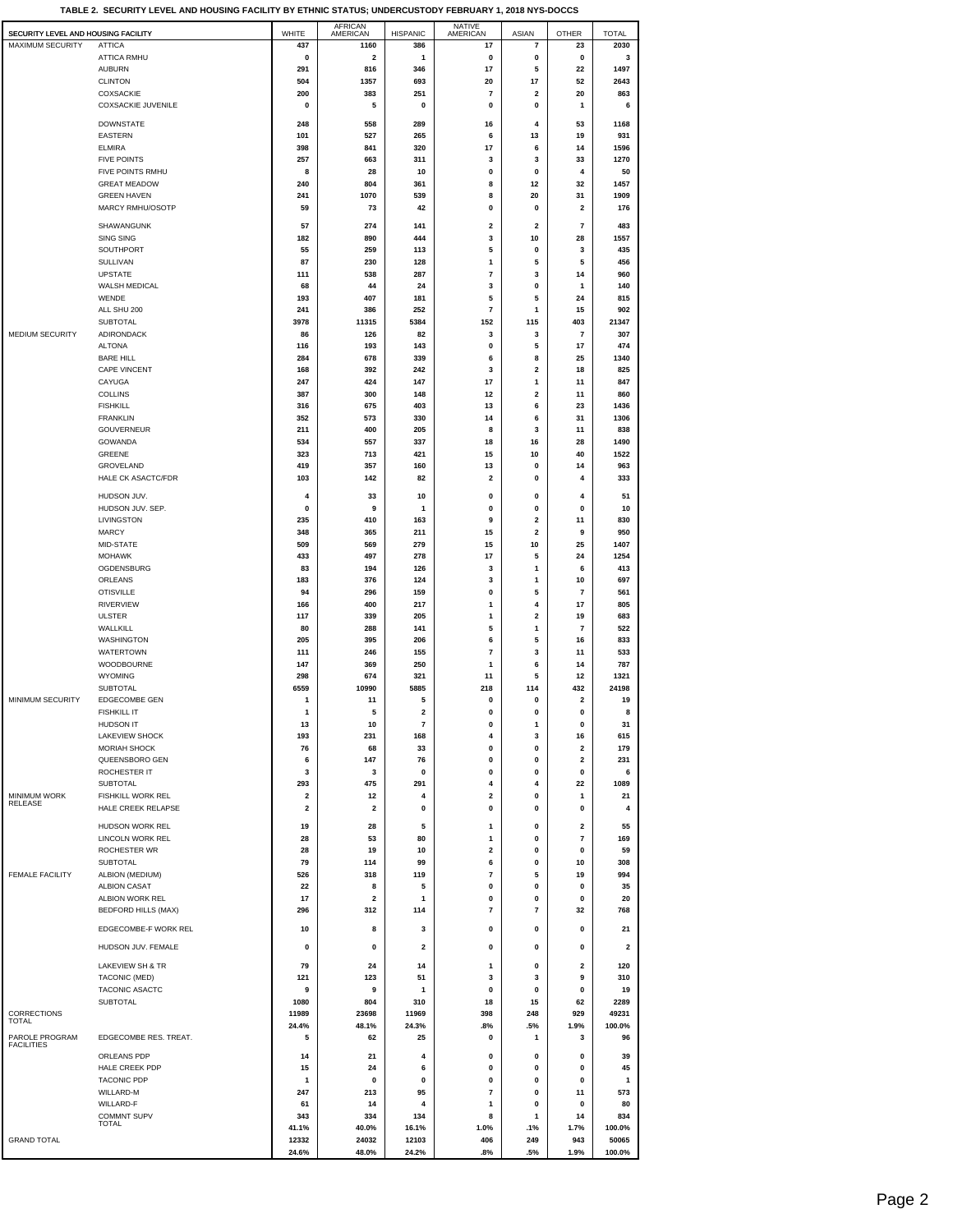**TABLE 2. SECURITY LEVEL AND HOUSING FACILITY BY ETHNIC STATUS; UNDERCUSTODY FEBRUARY 1, 2018 NYS-DOCCS**

| SECURITY LEVEL AND HOUSING FACILITY | | WHITE | AFRICAN AMERICAN | HISPANIC | NATIVE AMERICAN | ASIAN | OTHER | TOTAL |
|---|---|---|---|---|---|---|---|---|
| MAXIMUM SECURITY | ATTICA | 437 | 1160 | 386 | 17 | 7 | 23 | 2030 |
| | ATTICA RMHU | 0 | 2 | 1 | 0 | 0 | 0 | 3 |
| | AUBURN | 291 | 816 | 346 | 17 | 5 | 22 | 1497 |
| | CLINTON | 504 | 1357 | 693 | 20 | 17 | 52 | 2643 |
| | COXSACKIE | 200 | 383 | 251 | 7 | 2 | 20 | 863 |
| | COXSACKIE JUVENILE | 0 | 5 | 0 | 0 | 0 | 1 | 6 |
| | DOWNSTATE | 248 | 558 | 289 | 16 | 4 | 53 | 1168 |
| | EASTERN | 101 | 527 | 265 | 6 | 13 | 19 | 931 |
| | ELMIRA | 398 | 841 | 320 | 17 | 6 | 14 | 1596 |
| | FIVE POINTS | 257 | 663 | 311 | 3 | 3 | 33 | 1270 |
| | FIVE POINTS RMHU | 8 | 28 | 10 | 0 | 0 | 4 | 50 |
| | GREAT MEADOW | 240 | 804 | 361 | 8 | 12 | 32 | 1457 |
| | GREEN HAVEN | 241 | 1070 | 539 | 8 | 20 | 31 | 1909 |
| | MARCY RMHU/OSOTP | 59 | 73 | 42 | 0 | 0 | 2 | 176 |
| | SHAWANGUNK | 57 | 274 | 141 | 2 | 2 | 7 | 483 |
| | SING SING | 182 | 890 | 444 | 3 | 10 | 28 | 1557 |
| | SOUTHPORT | 55 | 259 | 113 | 5 | 0 | 3 | 435 |
| | SULLIVAN | 87 | 230 | 128 | 1 | 5 | 5 | 456 |
| | UPSTATE | 111 | 538 | 287 | 7 | 3 | 14 | 960 |
| | WALSH MEDICAL | 68 | 44 | 24 | 3 | 0 | 1 | 140 |
| | WENDE | 193 | 407 | 181 | 5 | 5 | 24 | 815 |
| | ALL SHU 200 | 241 | 386 | 252 | 7 | 1 | 15 | 902 |
| | SUBTOTAL | 3978 | 11315 | 5384 | 152 | 115 | 403 | 21347 |
| MEDIUM SECURITY | ADIRONDACK | 86 | 126 | 82 | 3 | 3 | 7 | 307 |
| | ALTONA | 116 | 193 | 143 | 0 | 5 | 17 | 474 |
| | BARE HILL | 284 | 678 | 339 | 6 | 8 | 25 | 1340 |
| | CAPE VINCENT | 168 | 392 | 242 | 3 | 2 | 18 | 825 |
| | CAYUGA | 247 | 424 | 147 | 17 | 1 | 11 | 847 |
| | COLLINS | 387 | 300 | 148 | 12 | 2 | 11 | 860 |
| | FISHKILL | 316 | 675 | 403 | 13 | 6 | 23 | 1436 |
| | FRANKLIN | 352 | 573 | 330 | 14 | 6 | 31 | 1306 |
| | GOUVERNEUR | 211 | 400 | 205 | 8 | 3 | 11 | 838 |
| | GOWANDA | 534 | 557 | 337 | 18 | 16 | 28 | 1490 |
| | GREENE | 323 | 713 | 421 | 15 | 10 | 40 | 1522 |
| | GROVELAND | 419 | 357 | 160 | 13 | 0 | 14 | 963 |
| | HALE CK ASACTC/FDR | 103 | 142 | 82 | 2 | 0 | 4 | 333 |
| | HUDSON JUV. | 4 | 33 | 10 | 0 | 0 | 4 | 51 |
| | HUDSON JUV. SEP. | 0 | 9 | 1 | 0 | 0 | 0 | 10 |
| | LIVINGSTON | 235 | 410 | 163 | 9 | 2 | 11 | 830 |
| | MARCY | 348 | 365 | 211 | 15 | 2 | 9 | 950 |
| | MID-STATE | 509 | 569 | 279 | 15 | 10 | 25 | 1407 |
| | MOHAWK | 433 | 497 | 278 | 17 | 5 | 24 | 1254 |
| | OGDENSBURG | 83 | 194 | 126 | 3 | 1 | 6 | 413 |
| | ORLEANS | 183 | 376 | 124 | 3 | 1 | 10 | 697 |
| | OTISVILLE | 94 | 296 | 159 | 0 | 5 | 7 | 561 |
| | RIVERVIEW | 166 | 400 | 217 | 1 | 4 | 17 | 805 |
| | ULSTER | 117 | 339 | 205 | 1 | 2 | 19 | 683 |
| | WALLKILL | 80 | 288 | 141 | 5 | 1 | 7 | 522 |
| | WASHINGTON | 205 | 395 | 206 | 6 | 5 | 16 | 833 |
| | WATERTOWN | 111 | 246 | 155 | 7 | 3 | 11 | 533 |
| | WOODBOURNE | 147 | 369 | 250 | 1 | 6 | 14 | 787 |
| | WYOMING | 298 | 674 | 321 | 11 | 5 | 12 | 1321 |
| | SUBTOTAL | 6559 | 10990 | 5885 | 218 | 114 | 432 | 24198 |
| MINIMUM SECURITY | EDGECOMBE GEN | 1 | 11 | 5 | 0 | 0 | 2 | 19 |
| | FISHKILL IT | 1 | 5 | 2 | 0 | 0 | 0 | 8 |
| | HUDSON IT | 13 | 10 | 7 | 0 | 1 | 0 | 31 |
| | LAKEVIEW SHOCK | 193 | 231 | 168 | 4 | 3 | 16 | 615 |
| | MORIAH SHOCK | 76 | 68 | 33 | 0 | 0 | 2 | 179 |
| | QUEENSBORO GEN | 6 | 147 | 76 | 0 | 0 | 2 | 231 |
| | ROCHESTER IT | 3 | 3 | 0 | 0 | 0 | 0 | 6 |
| | SUBTOTAL | 293 | 475 | 291 | 4 | 4 | 22 | 1089 |
| MINIMUM WORK RELEASE | FISHKILL WORK REL | 2 | 12 | 4 | 2 | 0 | 1 | 21 |
| | HALE CREEK RELAPSE | 2 | 2 | 0 | 0 | 0 | 0 | 4 |
| | HUDSON WORK REL | 19 | 28 | 5 | 1 | 0 | 2 | 55 |
| | LINCOLN WORK REL | 28 | 53 | 80 | 1 | 0 | 7 | 169 |
| | ROCHESTER WR | 28 | 19 | 10 | 2 | 0 | 0 | 59 |
| | SUBTOTAL | 79 | 114 | 99 | 6 | 0 | 10 | 308 |
| FEMALE FACILITY | ALBION (MEDIUM) | 526 | 318 | 119 | 7 | 5 | 19 | 994 |
| | ALBION CASAT | 22 | 8 | 5 | 0 | 0 | 0 | 35 |
| | ALBION WORK REL | 17 | 2 | 1 | 0 | 0 | 0 | 20 |
| | BEDFORD HILLS (MAX) | 296 | 312 | 114 | 7 | 7 | 32 | 768 |
| | EDGECOMBE-F WORK REL | 10 | 8 | 3 | 0 | 0 | 0 | 21 |
| | HUDSON JUV. FEMALE | 0 | 0 | 2 | 0 | 0 | 0 | 2 |
| | LAKEVIEW SH & TR | 79 | 24 | 14 | 1 | 0 | 2 | 120 |
| | TACONIC (MED) | 121 | 123 | 51 | 3 | 3 | 9 | 310 |
| | TACONIC ASACTC | 9 | 9 | 1 | 0 | 0 | 0 | 19 |
| | SUBTOTAL | 1080 | 804 | 310 | 18 | 15 | 62 | 2289 |
| CORRECTIONS TOTAL | | 11989 | 23698 | 11969 | 398 | 248 | 929 | 49231 |
| | | 24.4% | 48.1% | 24.3% | .8% | .5% | 1.9% | 100.0% |
| PAROLE PROGRAM FACILITIES | EDGECOMBE RES. TREAT. | 5 | 62 | 25 | 0 | 1 | 3 | 96 |
| | ORLEANS PDP | 14 | 21 | 4 | 0 | 0 | 0 | 39 |
| | HALE CREEK PDP | 15 | 24 | 6 | 0 | 0 | 0 | 45 |
| | TACONIC PDP | 1 | 0 | 0 | 0 | 0 | 0 | 1 |
| | WILLARD-M | 247 | 213 | 95 | 7 | 0 | 11 | 573 |
| | WILLARD-F | 61 | 14 | 4 | 1 | 0 | 0 | 80 |
| | COMMNT SUPV TOTAL | 343 | 334 | 134 | 8 | 1 | 14 | 834 |
| | | 41.1% | 40.0% | 16.1% | 1.0% | .1% | 1.7% | 100.0% |
| GRAND TOTAL | | 12332 | 24032 | 12103 | 406 | 249 | 943 | 50065 |
| | | 24.6% | 48.0% | 24.2% | .8% | .5% | 1.9% | 100.0% |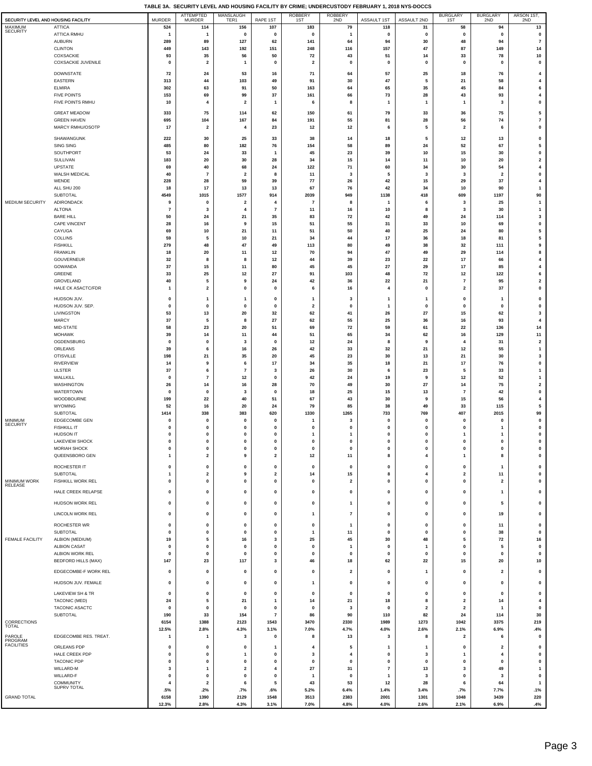# TABLE 3A. SECURITY LEVEL AND HOUSING FACILITY BY CRIME; UNDERCUSTODY FEBRUARY 1, 2018 NYS-DOCCS

| SECURITY LEVEL AND HOUSING FACILITY | | MURDER | ATTEMPTED MURDER | MANSLAUGH TER1 | RAPE 1ST | ROBBERY 1ST | ROBBERY 2ND | ASSAULT 1ST | ASSAULT 2ND | BURGLARY 1ST | BURGLARY 2ND | ARSON 1ST, 2ND |
|---|---|---|---|---|---|---|---|---|---|---|---|---|
| MAXIMUM SECURITY | ATTICA | 524 | 114 | 156 | 107 | 183 | 79 | 118 | 31 | 58 | 94 | 13 |
| | ATTICA RMHU | 1 | 1 | 0 | 0 | 0 | 1 | 0 | 0 | 0 | 0 | 0 |
| | AUBURN | 289 | 89 | 127 | 62 | 141 | 64 | 94 | 30 | 48 | 94 | 7 |
| | CLINTON | 449 | 143 | 192 | 151 | 248 | 116 | 157 | 47 | 87 | 149 | 14 |
| | COXSACKIE | 93 | 35 | 56 | 50 | 72 | 43 | 51 | 14 | 33 | 78 | 10 |
| | COXSACKIE JUVENILE | 0 | 2 | 1 | 0 | 2 | 0 | 0 | 0 | 0 | 0 | 0 |
| | DOWNSTATE | 72 | 24 | 53 | 16 | 71 | 64 | 57 | 25 | 18 | 76 | 4 |
| | EASTERN | 313 | 44 | 103 | 49 | 91 | 30 | 47 | 5 | 21 | 58 | 4 |
| | ELMIRA | 302 | 63 | 91 | 50 | 163 | 64 | 65 | 35 | 45 | 84 | 6 |
| | FIVE POINTS | 153 | 69 | 99 | 37 | 161 | 66 | 73 | 28 | 43 | 93 | 4 |
| | FIVE POINTS RMHU | 10 | 4 | 2 | 1 | 6 | 8 | 1 | 1 | 1 | 3 | 0 |
| | GREAT MEADOW | 333 | 75 | 114 | 62 | 150 | 61 | 79 | 33 | 36 | 75 | 5 |
| | GREEN HAVEN | 695 | 104 | 167 | 84 | 191 | 55 | 81 | 28 | 56 | 74 | 7 |
| | MARCY RMHU/OSOTP | 17 | 2 | 4 | 23 | 12 | 12 | 6 | 5 | 2 | 6 | 0 |
| | SHAWANGUNK | 222 | 30 | 25 | 33 | 38 | 14 | 18 | 5 | 12 | 13 | 0 |
| | SING SING | 485 | 80 | 182 | 76 | 154 | 58 | 89 | 24 | 52 | 67 | 5 |
| | SOUTHPORT | 53 | 24 | 33 | 1 | 45 | 23 | 39 | 10 | 15 | 30 | 0 |
| | SULLIVAN | 183 | 20 | 30 | 28 | 34 | 15 | 14 | 11 | 10 | 20 | 2 |
| | UPSTATE | 69 | 40 | 68 | 24 | 122 | 71 | 60 | 34 | 30 | 54 | 4 |
| | WALSH MEDICAL | 40 | 7 | 2 | 8 | 11 | 3 | 5 | 3 | 3 | 2 | 0 |
| | WENDE | 228 | 28 | 59 | 39 | 77 | 26 | 42 | 15 | 29 | 37 | 4 |
| | ALL SHU 200 | 18 | 17 | 13 | 13 | 67 | 76 | 42 | 34 | 10 | 90 | 1 |
| | SUBTOTAL | 4549 | 1015 | 1577 | 914 | 2039 | 949 | 1138 | 418 | 609 | 1197 | 90 |
| MEDIUM SECURITY | ADIRONDACK | 9 | 0 | 2 | 4 | 7 | 8 | 1 | 6 | 3 | 25 | 1 |
| | ALTONA | 7 | 3 | 4 | 7 | 11 | 16 | 10 | 8 | 3 | 30 | 1 |
| | BARE HILL | 50 | 24 | 21 | 35 | 83 | 72 | 42 | 49 | 24 | 114 | 3 |
| | CAPE VINCENT | 28 | 16 | 9 | 15 | 51 | 55 | 31 | 33 | 10 | 69 | 0 |
| | CAYUGA | 69 | 10 | 21 | 11 | 51 | 50 | 40 | 25 | 24 | 80 | 5 |
| | COLLINS | 59 | 5 | 10 | 21 | 34 | 44 | 17 | 36 | 18 | 81 | 5 |
| | FISHKILL | 279 | 48 | 47 | 49 | 113 | 80 | 49 | 38 | 32 | 111 | 9 |
| | FRANKLIN | 18 | 20 | 11 | 12 | 70 | 94 | 47 | 49 | 29 | 114 | 8 |
| | GOUVERNEUR | 32 | 8 | 8 | 12 | 44 | 39 | 23 | 22 | 17 | 66 | 4 |
| | GOWANDA | 37 | 15 | 11 | 80 | 45 | 45 | 27 | 29 | 17 | 85 | 4 |
| | GREENE | 33 | 25 | 12 | 27 | 91 | 103 | 48 | 72 | 12 | 122 | 6 |
| | GROVELAND | 40 | 5 | 9 | 24 | 42 | 36 | 22 | 21 | 7 | 95 | 2 |
| | HALE CK ASACTC/FDR | 1 | 2 | 0 | 0 | 6 | 16 | 4 | 0 | 2 | 37 | 0 |
| | HUDSON JUV. | 0 | 1 | 1 | 0 | 1 | 3 | 1 | 1 | 0 | 1 | 0 |
| | HUDSON JUV. SEP. | 0 | 0 | 0 | 0 | 2 | 0 | 1 | 0 | 0 | 0 | 0 |
| | LIVINGSTON | 53 | 13 | 20 | 32 | 62 | 41 | 26 | 27 | 15 | 62 | 3 |
| | MARCY | 37 | 5 | 8 | 27 | 62 | 55 | 25 | 36 | 16 | 93 | 4 |
| | MID-STATE | 58 | 23 | 20 | 51 | 69 | 72 | 59 | 61 | 22 | 136 | 14 |
| | MOHAWK | 39 | 14 | 11 | 44 | 51 | 65 | 34 | 62 | 16 | 129 | 11 |
| | OGDENSBURG | 0 | 0 | 3 | 0 | 12 | 24 | 8 | 9 | 4 | 31 | 2 |
| | ORLEANS | 39 | 6 | 16 | 26 | 42 | 33 | 32 | 21 | 12 | 55 | 1 |
| | OTISVILLE | 198 | 21 | 35 | 20 | 45 | 23 | 30 | 13 | 21 | 30 | 3 |
| | RIVERVIEW | 14 | 9 | 6 | 17 | 34 | 35 | 18 | 21 | 17 | 76 | 0 |
| | ULSTER | 37 | 6 | 7 | 3 | 26 | 30 | 6 | 23 | 5 | 33 | 1 |
| | WALLKILL | 0 | 7 | 12 | 0 | 42 | 24 | 19 | 9 | 12 | 52 | 1 |
| | WASHINGTON | 26 | 14 | 16 | 28 | 70 | 49 | 30 | 27 | 14 | 75 | 2 |
| | WATERTOWN | 0 | 0 | 3 | 0 | 18 | 25 | 15 | 13 | 7 | 42 | 0 |
| | WOODBOURNE | 199 | 22 | 40 | 51 | 67 | 43 | 30 | 9 | 15 | 56 | 4 |
| | WYOMING | 52 | 16 | 20 | 24 | 79 | 85 | 38 | 49 | 33 | 115 | 5 |
| | SUBTOTAL | 1414 | 338 | 383 | 620 | 1330 | 1265 | 733 | 769 | 407 | 2015 | 99 |
| MINIMUM SECURITY | EDGECOMBE GEN | 0 | 0 | 0 | 0 | 1 | 3 | 0 | 0 | 0 | 0 | 0 |
| | FISHKILL IT | 0 | 0 | 0 | 0 | 0 | 0 | 0 | 0 | 0 | 1 | 0 |
| | HUDSON IT | 0 | 0 | 0 | 0 | 1 | 1 | 0 | 0 | 1 | 1 | 0 |
| | LAKEVIEW SHOCK | 0 | 0 | 0 | 0 | 0 | 0 | 0 | 0 | 0 | 0 | 0 |
| | MORIAH SHOCK | 0 | 0 | 0 | 0 | 0 | 0 | 0 | 0 | 0 | 0 | 0 |
| | QUEENSBORO GEN | 1 | 2 | 9 | 2 | 12 | 11 | 8 | 4 | 1 | 8 | 0 |
| | ROCHESTER IT | 0 | 0 | 0 | 0 | 0 | 0 | 0 | 0 | 0 | 1 | 0 |
| | SUBTOTAL | 1 | 2 | 9 | 2 | 14 | 15 | 8 | 4 | 2 | 11 | 0 |
| MINIMUM WORK RELEASE | FISHKILL WORK REL | 0 | 0 | 0 | 0 | 0 | 2 | 0 | 0 | 0 | 2 | 0 |
| | HALE CREEK RELAPSE | 0 | 0 | 0 | 0 | 0 | 0 | 0 | 0 | 0 | 1 | 0 |
| | HUDSON WORK REL | 0 | 0 | 0 | 0 | 0 | 1 | 0 | 0 | 0 | 5 | 0 |
| | LINCOLN WORK REL | 0 | 0 | 0 | 0 | 1 | 7 | 0 | 0 | 0 | 19 | 0 |
| | ROCHESTER WR | 0 | 0 | 0 | 0 | 0 | 1 | 0 | 0 | 0 | 11 | 0 |
| | SUBTOTAL | 0 | 0 | 0 | 0 | 1 | 11 | 0 | 0 | 0 | 38 | 0 |
| FEMALE FACILITY | ALBION (MEDIUM) | 19 | 5 | 16 | 3 | 25 | 45 | 30 | 48 | 5 | 72 | 16 |
| | ALBION CASAT | 0 | 0 | 0 | 0 | 0 | 1 | 0 | 1 | 0 | 5 | 0 |
| | ALBION WORK REL | 0 | 0 | 0 | 0 | 0 | 0 | 0 | 0 | 0 | 0 | 0 |
| | BEDFORD HILLS (MAX) | 147 | 23 | 117 | 3 | 46 | 18 | 62 | 22 | 15 | 20 | 10 |
| | EDGECOMBE-F WORK REL | 0 | 0 | 0 | 0 | 0 | 2 | 0 | 1 | 0 | 2 | 0 |
| | HUDSON JUV. FEMALE | 0 | 0 | 0 | 0 | 1 | 0 | 0 | 0 | 0 | 0 | 0 |
| | LAKEVIEW SH & TR | 0 | 0 | 0 | 0 | 0 | 0 | 0 | 0 | 0 | 0 | 0 |
| | TACONIC (MED) | 24 | 5 | 21 | 1 | 14 | 21 | 18 | 8 | 2 | 14 | 4 |
| | TACONIC ASACTC | 0 | 0 | 0 | 0 | 0 | 3 | 0 | 2 | 2 | 1 | 0 |
| | SUBTOTAL | 190 | 33 | 154 | 7 | 86 | 90 | 110 | 82 | 24 | 114 | 30 |
| CORRECTIONS TOTAL | | 6154 | 1388 | 2123 | 1543 | 3470 | 2330 | 1989 | 1273 | 1042 | 3375 | 219 |
| | | 12.5% | 2.8% | 4.3% | 3.1% | 7.0% | 4.7% | 4.0% | 2.6% | 2.1% | 6.9% | .4% |
| PAROLE PROGRAM FACILITIES | EDGECOMBE RES. TREAT. | 1 | 1 | 3 | 0 | 8 | 13 | 3 | 8 | 2 | 6 | 0 |
| | ORLEANS PDP | 0 | 0 | 0 | 1 | 4 | 5 | 1 | 1 | 0 | 2 | 0 |
| | HALE CREEK PDP | 0 | 0 | 1 | 0 | 3 | 4 | 0 | 3 | 1 | 4 | 0 |
| | TACONIC PDP | 0 | 0 | 0 | 0 | 0 | 0 | 0 | 0 | 0 | 0 | 0 |
| | WILLARD-M | 3 | 1 | 2 | 4 | 27 | 31 | 7 | 13 | 3 | 49 | 1 |
| | WILLARD-F | 0 | 0 | 0 | 0 | 1 | 0 | 1 | 3 | 0 | 3 | 0 |
| | COMMUNITY SUPRV TOTAL | 4 | 2 | 6 | 5 | 43 | 53 | 12 | 28 | 6 | 64 | 1 |
| | | .5% | .2% | .7% | .6% | 5.2% | 6.4% | 1.4% | 3.4% | .7% | 7.7% | .1% |
| GRAND TOTAL | | 6158 | 1390 | 2129 | 1548 | 3513 | 2383 | 2001 | 1301 | 1048 | 3439 | 220 |
| | | 12.3% | 2.8% | 4.3% | 3.1% | 7.0% | 4.8% | 4.0% | 2.6% | 2.1% | 6.9% | .4% |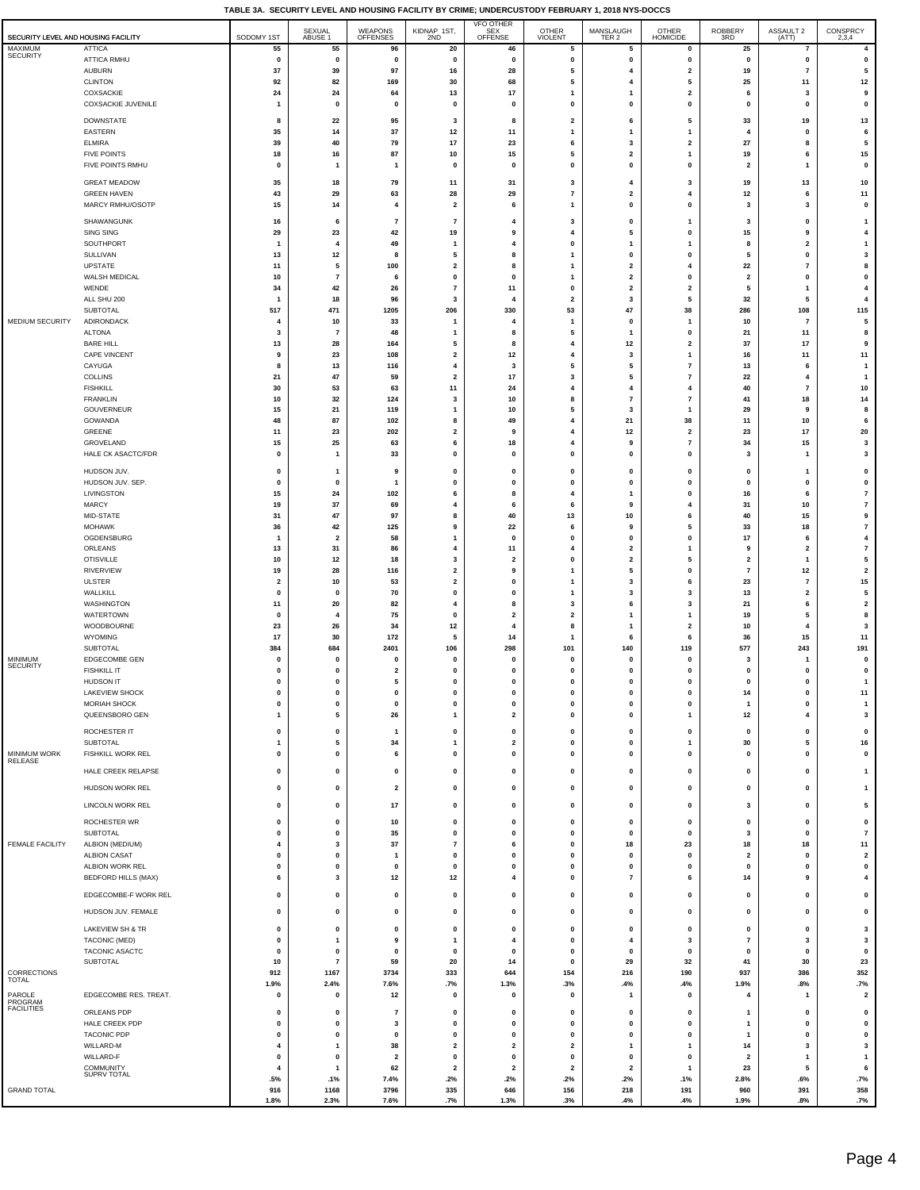# TABLE 3A. SECURITY LEVEL AND HOUSING FACILITY BY CRIME; UNDERCUSTODY FEBRUARY 1, 2018 NYS-DOCCS

| SECURITY LEVEL AND HOUSING FACILITY | | SODOMY 1ST | SEXUAL ABUSE 1 | WEAPONS OFFENSES | KIDNAP 1ST, 2ND | VFO OTHER SEX OFFENSE | OTHER VIOLENT | MANSLAUGH TER 2 | OTHER HOMICIDE | ROBBERY 3RD | ASSAULT 2 (ATT) | CONSPRCY 2,3,4 |
|---|---|---|---|---|---|---|---|---|---|---|---|---|
| MAXIMUM SECURITY | ATTICA | 55 | 55 | 96 | 20 | 46 | 5 | 5 | 0 | 25 | 7 | 4 |
| | ATTICA RMHU | 0 | 0 | 0 | 0 | 0 | 0 | 0 | 0 | 0 | 0 | 0 |
| | AUBURN | 37 | 39 | 97 | 16 | 28 | 5 | 4 | 2 | 19 | 7 | 5 |
| | CLINTON | 92 | 82 | 169 | 30 | 68 | 5 | 4 | 5 | 25 | 11 | 12 |
| | COXSACKIE | 24 | 24 | 64 | 13 | 17 | 1 | 1 | 2 | 6 | 3 | 9 |
| | COXSACKIE JUVENILE | 1 | 0 | 0 | 0 | 0 | 0 | 0 | 0 | 0 | 0 | 0 |
| | DOWNSTATE | 8 | 22 | 95 | 3 | 8 | 2 | 6 | 5 | 33 | 19 | 13 |
| | EASTERN | 35 | 14 | 37 | 12 | 11 | 1 | 1 | 1 | 4 | 0 | 6 |
| | ELMIRA | 39 | 40 | 79 | 17 | 23 | 6 | 3 | 2 | 27 | 8 | 5 |
| | FIVE POINTS | 18 | 16 | 87 | 10 | 15 | 5 | 2 | 1 | 19 | 6 | 15 |
| | FIVE POINTS RMHU | 0 | 1 | 1 | 0 | 0 | 0 | 0 | 0 | 2 | 1 | 0 |
| | GREAT MEADOW | 35 | 18 | 79 | 11 | 31 | 3 | 4 | 3 | 19 | 13 | 10 |
| | GREEN HAVEN | 43 | 29 | 63 | 28 | 29 | 7 | 2 | 4 | 12 | 6 | 11 |
| | MARCY RMHU/OSOTP | 15 | 14 | 4 | 2 | 6 | 1 | 0 | 0 | 3 | 3 | 0 |
| | SHAWANGUNK | 16 | 6 | 7 | 7 | 4 | 3 | 0 | 1 | 3 | 0 | 1 |
| | SING SING | 29 | 23 | 42 | 19 | 9 | 4 | 5 | 0 | 15 | 9 | 4 |
| | SOUTHPORT | 1 | 4 | 49 | 1 | 4 | 0 | 1 | 1 | 8 | 2 | 1 |
| | SULLIVAN | 13 | 12 | 8 | 5 | 8 | 1 | 0 | 0 | 5 | 0 | 3 |
| | UPSTATE | 11 | 5 | 100 | 2 | 8 | 1 | 2 | 4 | 22 | 7 | 8 |
| | WALSH MEDICAL | 10 | 7 | 6 | 0 | 0 | 1 | 2 | 0 | 2 | 0 | 0 |
| | WENDE | 34 | 42 | 26 | 7 | 11 | 0 | 2 | 2 | 5 | 1 | 4 |
| | ALL SHU 200 | 1 | 18 | 96 | 3 | 4 | 2 | 3 | 5 | 32 | 5 | 4 |
| | SUBTOTAL | 517 | 471 | 1205 | 206 | 330 | 53 | 47 | 38 | 286 | 108 | 115 |
| MEDIUM SECURITY | ADIRONDACK | 4 | 10 | 33 | 1 | 4 | 1 | 0 | 1 | 10 | 7 | 5 |
| | ALTONA | 3 | 7 | 48 | 1 | 8 | 5 | 1 | 0 | 21 | 11 | 8 |
| | BARE HILL | 13 | 28 | 164 | 5 | 8 | 4 | 12 | 2 | 37 | 17 | 9 |
| | CAPE VINCENT | 9 | 23 | 108 | 2 | 12 | 4 | 3 | 1 | 16 | 11 | 11 |
| | CAYUGA | 8 | 13 | 116 | 4 | 3 | 5 | 5 | 7 | 13 | 6 | 1 |
| | COLLINS | 21 | 47 | 59 | 2 | 17 | 3 | 5 | 7 | 22 | 4 | 1 |
| | FISHKILL | 30 | 53 | 63 | 11 | 24 | 4 | 4 | 4 | 40 | 7 | 10 |
| | FRANKLIN | 10 | 32 | 124 | 3 | 10 | 8 | 7 | 7 | 41 | 18 | 14 |
| | GOUVERNEUR | 15 | 21 | 119 | 1 | 10 | 5 | 3 | 1 | 29 | 9 | 8 |
| | GOWANDA | 48 | 87 | 102 | 8 | 49 | 4 | 21 | 38 | 11 | 10 | 6 |
| | GREENE | 11 | 23 | 202 | 2 | 9 | 4 | 12 | 2 | 23 | 17 | 20 |
| | GROVELAND | 15 | 25 | 63 | 6 | 18 | 4 | 9 | 7 | 34 | 15 | 3 |
| | HALE CK ASACTC/FDR | 0 | 1 | 33 | 0 | 0 | 0 | 0 | 0 | 3 | 1 | 3 |
| | HUDSON JUV. | 0 | 1 | 9 | 0 | 0 | 0 | 0 | 0 | 0 | 1 | 0 |
| | HUDSON JUV. SEP. | 0 | 0 | 1 | 0 | 0 | 0 | 0 | 0 | 0 | 0 | 0 |
| | LIVINGSTON | 15 | 24 | 102 | 6 | 8 | 4 | 1 | 0 | 16 | 6 | 7 |
| | MARCY | 19 | 37 | 69 | 4 | 6 | 6 | 9 | 4 | 31 | 10 | 7 |
| | MID-STATE | 31 | 47 | 97 | 8 | 40 | 13 | 10 | 6 | 40 | 15 | 9 |
| | MOHAWK | 36 | 42 | 125 | 9 | 22 | 6 | 9 | 5 | 33 | 18 | 7 |
| | OGDENSBURG | 1 | 2 | 58 | 1 | 0 | 0 | 0 | 0 | 17 | 6 | 4 |
| | ORLEANS | 13 | 31 | 86 | 4 | 11 | 4 | 2 | 1 | 9 | 2 | 7 |
| | OTISVILLE | 10 | 12 | 18 | 3 | 2 | 0 | 2 | 5 | 2 | 1 | 5 |
| | RIVERVIEW | 19 | 28 | 116 | 2 | 9 | 1 | 5 | 0 | 7 | 12 | 2 |
| | ULSTER | 2 | 10 | 53 | 2 | 0 | 1 | 3 | 6 | 23 | 7 | 15 |
| | WALLKILL | 0 | 0 | 70 | 0 | 0 | 1 | 3 | 3 | 13 | 2 | 5 |
| | WASHINGTON | 11 | 20 | 82 | 4 | 8 | 3 | 6 | 3 | 21 | 6 | 2 |
| | WATERTOWN | 0 | 4 | 75 | 0 | 2 | 2 | 1 | 1 | 19 | 5 | 8 |
| | WOODBOURNE | 23 | 26 | 34 | 12 | 4 | 8 | 1 | 2 | 10 | 4 | 3 |
| | WYOMING | 17 | 30 | 172 | 5 | 14 | 1 | 6 | 6 | 36 | 15 | 11 |
| | SUBTOTAL | 384 | 684 | 2401 | 106 | 298 | 101 | 140 | 119 | 577 | 243 | 191 |
| MINIMUM SECURITY | EDGECOMBE GEN | 0 | 0 | 0 | 0 | 0 | 0 | 0 | 0 | 3 | 1 | 0 |
| | FISHKILL IT | 0 | 0 | 2 | 0 | 0 | 0 | 0 | 0 | 0 | 0 | 0 |
| | HUDSON IT | 0 | 0 | 5 | 0 | 0 | 0 | 0 | 0 | 0 | 0 | 1 |
| | LAKEVIEW SHOCK | 0 | 0 | 0 | 0 | 0 | 0 | 0 | 0 | 14 | 0 | 11 |
| | MORIAH SHOCK | 0 | 0 | 0 | 0 | 0 | 0 | 0 | 0 | 1 | 0 | 1 |
| | QUEENSBORO GEN | 1 | 5 | 26 | 1 | 2 | 0 | 0 | 1 | 12 | 4 | 3 |
| | ROCHESTER IT | 0 | 0 | 1 | 0 | 0 | 0 | 0 | 0 | 0 | 0 | 0 |
| | SUBTOTAL | 1 | 5 | 34 | 1 | 2 | 0 | 0 | 1 | 30 | 5 | 16 |
| MINIMUM WORK RELEASE | FISHKILL WORK REL | 0 | 0 | 6 | 0 | 0 | 0 | 0 | 0 | 0 | 0 | 0 |
| | HALE CREEK RELAPSE | 0 | 0 | 0 | 0 | 0 | 0 | 0 | 0 | 0 | 0 | 1 |
| | HUDSON WORK REL | 0 | 0 | 2 | 0 | 0 | 0 | 0 | 0 | 0 | 0 | 1 |
| | LINCOLN WORK REL | 0 | 0 | 17 | 0 | 0 | 0 | 0 | 0 | 3 | 0 | 5 |
| | ROCHESTER WR | 0 | 0 | 10 | 0 | 0 | 0 | 0 | 0 | 0 | 0 | 0 |
| | SUBTOTAL | 0 | 0 | 35 | 0 | 0 | 0 | 0 | 0 | 3 | 0 | 7 |
| FEMALE FACILITY | ALBION (MEDIUM) | 4 | 3 | 37 | 7 | 6 | 0 | 18 | 23 | 18 | 18 | 11 |
| | ALBION CASAT | 0 | 0 | 1 | 0 | 0 | 0 | 0 | 0 | 2 | 0 | 2 |
| | ALBION WORK REL | 0 | 0 | 0 | 0 | 0 | 0 | 0 | 0 | 0 | 0 | 0 |
| | BEDFORD HILLS (MAX) | 6 | 3 | 12 | 12 | 4 | 0 | 7 | 6 | 14 | 9 | 4 |
| | EDGECOMBE-F WORK REL | 0 | 0 | 0 | 0 | 0 | 0 | 0 | 0 | 0 | 0 | 0 |
| | HUDSON JUV. FEMALE | 0 | 0 | 0 | 0 | 0 | 0 | 0 | 0 | 0 | 0 | 0 |
| | LAKEVIEW SH & TR | 0 | 0 | 0 | 0 | 0 | 0 | 0 | 0 | 0 | 0 | 3 |
| | TACONIC (MED) | 0 | 1 | 9 | 1 | 4 | 0 | 4 | 3 | 7 | 3 | 3 |
| | TACONIC ASACTC | 0 | 0 | 0 | 0 | 0 | 0 | 0 | 0 | 0 | 0 | 0 |
| | SUBTOTAL | 10 | 7 | 59 | 20 | 14 | 0 | 29 | 32 | 41 | 30 | 23 |
| CORRECTIONS TOTAL | | 912 | 1167 | 3734 | 333 | 644 | 154 | 216 | 190 | 937 | 386 | 352 |
| | | 1.9% | 2.4% | 7.6% | .7% | 1.3% | .3% | .4% | .4% | 1.9% | .8% | .7% |
| PAROLE PROGRAM FACILITIES | EDGECOMBE RES. TREAT. | 0 | 0 | 12 | 0 | 0 | 0 | 1 | 0 | 4 | 1 | 2 |
| | ORLEANS PDP | 0 | 0 | 7 | 0 | 0 | 0 | 0 | 0 | 1 | 0 | 0 |
| | HALE CREEK PDP | 0 | 0 | 3 | 0 | 0 | 0 | 0 | 0 | 1 | 0 | 0 |
| | TACONIC PDP | 0 | 0 | 0 | 0 | 0 | 0 | 0 | 0 | 1 | 0 | 0 |
| | WILLARD-M | 4 | 1 | 38 | 2 | 2 | 2 | 1 | 1 | 14 | 3 | 3 |
| | WILLARD-F | 0 | 0 | 2 | 0 | 0 | 0 | 0 | 0 | 2 | 1 | 1 |
| | COMMUNITY SUPRV TOTAL | 4 | 1 | 62 | 2 | 2 | 2 | 2 | 1 | 23 | 5 | 6 |
| | | .5% | .1% | 7.4% | .2% | .2% | .2% | .2% | .1% | 2.8% | .6% | .7% |
| GRAND TOTAL | | 916 | 1168 | 3796 | 335 | 646 | 156 | 218 | 191 | 960 | 391 | 358 |
| | | 1.8% | 2.3% | 7.6% | .7% | 1.3% | .3% | .4% | .4% | 1.9% | .8% | .7% |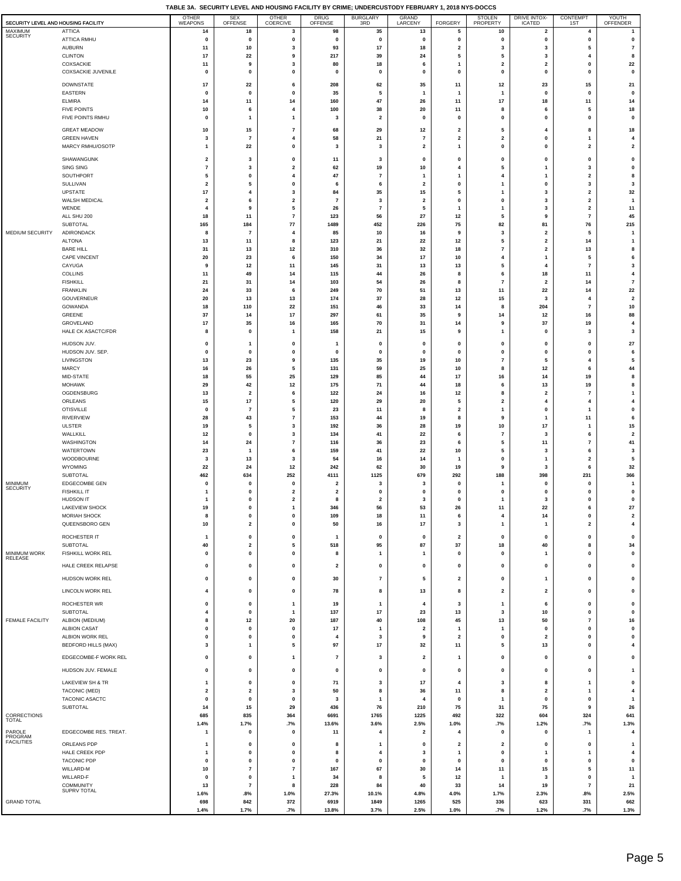# TABLE 3A. SECURITY LEVEL AND HOUSING FACILITY BY CRIME; UNDERCUSTODY FEBRUARY 1, 2018 NYS-DOCCS

| SECURITY LEVEL AND HOUSING FACILITY | | OTHER WEAPONS | SEX OFFENSE | OTHER COERCIVE | DRUG OFFENSE | BURGLARY 3RD | GRAND LARCENY | FORGERY | STOLEN PROPERTY | DRIVE INTOX-ICATED | CONTEMPT 1ST | YOUTH OFFENDER |
|---|---|---|---|---|---|---|---|---|---|---|---|---|
| MAXIMUM SECURITY | ATTICA | 14 | 18 | 3 | 98 | 35 | 13 | 5 | 10 | 2 | 4 | 1 |
| | ATTICA RMHU | 0 | 0 | 0 | 0 | 0 | 0 | 0 | 0 | 0 | 0 | 0 |
| | AUBURN | 11 | 10 | 3 | 93 | 17 | 18 | 2 | 3 | 3 | 5 | 7 |
| | CLINTON | 17 | 22 | 9 | 217 | 39 | 24 | 5 | 5 | 3 | 4 | 8 |
| | COXSACKIE | 11 | 9 | 3 | 80 | 18 | 6 | 1 | 2 | 2 | 0 | 22 |
| | COXSACKIE JUVENILE | 0 | 0 | 0 | 0 | 0 | 0 | 0 | 0 | 0 | 0 | 0 |
| | DOWNSTATE | 17 | 22 | 6 | 208 | 62 | 35 | 11 | 12 | 23 | 15 | 21 |
| | EASTERN | 0 | 0 | 0 | 35 | 5 | 1 | 1 | 1 | 0 | 0 | 0 |
| | ELMIRA | 14 | 11 | 14 | 160 | 47 | 26 | 11 | 17 | 18 | 11 | 14 |
| | FIVE POINTS | 10 | 6 | 4 | 100 | 38 | 20 | 11 | 8 | 6 | 5 | 18 |
| | FIVE POINTS RMHU | 0 | 1 | 1 | 3 | 2 | 0 | 0 | 0 | 0 | 0 | 0 |
| | GREAT MEADOW | 10 | 15 | 7 | 68 | 29 | 12 | 2 | 5 | 4 | 8 | 18 |
| | GREEN HAVEN | 3 | 7 | 4 | 58 | 21 | 7 | 2 | 2 | 0 | 1 | 4 |
| | MARCY RMHU/OSOTP | 1 | 22 | 0 | 3 | 3 | 2 | 1 | 0 | 0 | 2 | 2 |
| | SHAWANGUNK | 2 | 3 | 0 | 11 | 3 | 0 | 0 | 0 | 0 | 0 | 0 |
| | SING SING | 7 | 3 | 2 | 62 | 19 | 10 | 4 | 5 | 1 | 3 | 0 |
| | SOUTHPORT | 5 | 0 | 4 | 47 | 7 | 1 | 1 | 4 | 1 | 2 | 8 |
| | SULLIVAN | 2 | 5 | 0 | 6 | 6 | 2 | 0 | 1 | 0 | 3 | 3 |
| | UPSTATE | 17 | 4 | 3 | 84 | 35 | 15 | 5 | 1 | 3 | 2 | 32 |
| | WALSH MEDICAL | 2 | 6 | 2 | 7 | 3 | 2 | 0 | 0 | 3 | 2 | 1 |
| | WENDE | 4 | 9 | 5 | 26 | 7 | 5 | 1 | 1 | 3 | 2 | 11 |
| | ALL SHU 200 | 18 | 11 | 7 | 123 | 56 | 27 | 12 | 5 | 9 | 7 | 45 |
| | SUBTOTAL | 165 | 184 | 77 | 1489 | 452 | 226 | 75 | 82 | 81 | 76 | 215 |
| MEDIUM SECURITY | ADIRONDACK | 8 | 7 | 4 | 85 | 10 | 16 | 9 | 3 | 2 | 5 | 1 |
| | ALTONA | 13 | 11 | 8 | 123 | 21 | 22 | 12 | 5 | 2 | 14 | 1 |
| | BARE HILL | 31 | 13 | 12 | 310 | 36 | 32 | 18 | 7 | 2 | 13 | 8 |
| | CAPE VINCENT | 20 | 23 | 6 | 150 | 34 | 17 | 10 | 4 | 1 | 5 | 6 |
| | CAYUGA | 9 | 12 | 11 | 145 | 31 | 13 | 13 | 5 | 4 | 7 | 3 |
| | COLLINS | 11 | 49 | 14 | 115 | 44 | 26 | 8 | 6 | 18 | 11 | 4 |
| | FISHKILL | 21 | 31 | 14 | 103 | 54 | 26 | 8 | 7 | 2 | 14 | 7 |
| | FRANKLIN | 24 | 33 | 6 | 249 | 70 | 51 | 13 | 11 | 22 | 14 | 22 |
| | GOUVERNEUR | 20 | 13 | 13 | 174 | 37 | 28 | 12 | 15 | 3 | 4 | 2 |
| | GOWANDA | 18 | 110 | 22 | 151 | 46 | 33 | 14 | 8 | 204 | 7 | 10 |
| | GREENE | 37 | 14 | 17 | 297 | 61 | 35 | 9 | 14 | 12 | 16 | 88 |
| | GROVELAND | 17 | 35 | 16 | 165 | 70 | 31 | 14 | 9 | 37 | 19 | 4 |
| | HALE CK ASACTC/FDR | 8 | 0 | 1 | 158 | 21 | 15 | 9 | 1 | 0 | 3 | 3 |
| | HUDSON JUV. | 0 | 1 | 0 | 1 | 0 | 0 | 0 | 0 | 0 | 0 | 27 |
| | HUDSON JUV. SEP. | 0 | 0 | 0 | 0 | 0 | 0 | 0 | 0 | 0 | 0 | 6 |
| | LIVINGSTON | 13 | 23 | 9 | 135 | 35 | 19 | 10 | 7 | 5 | 4 | 5 |
| | MARCY | 16 | 26 | 5 | 131 | 59 | 25 | 10 | 8 | 12 | 6 | 44 |
| | MID-STATE | 18 | 55 | 25 | 129 | 85 | 44 | 17 | 16 | 14 | 19 | 8 |
| | MOHAWK | 29 | 42 | 12 | 175 | 71 | 44 | 18 | 6 | 13 | 19 | 8 |
| | OGDENSBURG | 13 | 2 | 6 | 122 | 24 | 16 | 12 | 8 | 2 | 7 | 1 |
| | ORLEANS | 15 | 17 | 5 | 120 | 29 | 20 | 5 | 2 | 4 | 4 | 4 |
| | OTISVILLE | 0 | 7 | 5 | 23 | 11 | 8 | 2 | 1 | 0 | 1 | 0 |
| | RIVERVIEW | 28 | 43 | 7 | 153 | 44 | 19 | 8 | 9 | 1 | 11 | 6 |
| | ULSTER | 19 | 5 | 3 | 192 | 36 | 28 | 19 | 10 | 17 | 1 | 15 |
| | WALLKILL | 12 | 0 | 3 | 134 | 41 | 22 | 6 | 7 | 3 | 6 | 2 |
| | WASHINGTON | 14 | 24 | 7 | 116 | 36 | 23 | 6 | 5 | 11 | 7 | 41 |
| | WATERTOWN | 23 | 1 | 6 | 159 | 41 | 22 | 10 | 5 | 3 | 6 | 3 |
| | WOODBOURNE | 3 | 13 | 3 | 54 | 16 | 14 | 1 | 0 | 1 | 2 | 5 |
| | WYOMING | 22 | 24 | 12 | 242 | 62 | 30 | 19 | 9 | 3 | 6 | 32 |
| | SUBTOTAL | 462 | 634 | 252 | 4111 | 1125 | 679 | 292 | 188 | 398 | 231 | 366 |
| MINIMUM SECURITY | EDGECOMBE GEN | 0 | 0 | 0 | 2 | 3 | 3 | 0 | 1 | 0 | 0 | 1 |
| | FISHKILL IT | 1 | 0 | 2 | 2 | 0 | 0 | 0 | 0 | 0 | 0 | 0 |
| | HUDSON IT | 1 | 0 | 2 | 8 | 2 | 3 | 0 | 1 | 3 | 0 | 0 |
| | LAKEVIEW SHOCK | 19 | 0 | 1 | 346 | 56 | 53 | 26 | 11 | 22 | 6 | 27 |
| | MORIAH SHOCK | 8 | 0 | 0 | 109 | 18 | 11 | 6 | 4 | 14 | 0 | 2 |
| | QUEENSBORO GEN | 10 | 2 | 0 | 50 | 16 | 17 | 3 | 1 | 1 | 2 | 4 |
| | ROCHESTER IT | 1 | 0 | 0 | 1 | 0 | 0 | 2 | 0 | 0 | 0 | 0 |
| | SUBTOTAL | 40 | 2 | 5 | 518 | 95 | 87 | 37 | 18 | 40 | 8 | 34 |
| MINIMUM WORK RELEASE | FISHKILL WORK REL | 0 | 0 | 0 | 8 | 1 | 1 | 0 | 0 | 1 | 0 | 0 |
| | HALE CREEK RELAPSE | 0 | 0 | 0 | 2 | 0 | 0 | 0 | 0 | 0 | 0 | 0 |
| | HUDSON WORK REL | 0 | 0 | 0 | 30 | 7 | 5 | 2 | 0 | 1 | 0 | 0 |
| | LINCOLN WORK REL | 4 | 0 | 0 | 78 | 8 | 13 | 8 | 2 | 2 | 0 | 0 |
| | ROCHESTER WR | 0 | 0 | 1 | 19 | 1 | 4 | 3 | 1 | 6 | 0 | 0 |
| | SUBTOTAL | 4 | 0 | 1 | 137 | 17 | 23 | 13 | 3 | 10 | 0 | 0 |
| FEMALE FACILITY | ALBION (MEDIUM) | 8 | 12 | 20 | 187 | 40 | 108 | 45 | 13 | 50 | 7 | 16 |
| | ALBION CASAT | 0 | 0 | 0 | 17 | 1 | 2 | 1 | 1 | 0 | 0 | 0 |
| | ALBION WORK REL | 0 | 0 | 0 | 4 | 3 | 9 | 2 | 0 | 2 | 0 | 0 |
| | BEDFORD HILLS (MAX) | 3 | 1 | 5 | 97 | 17 | 32 | 11 | 5 | 13 | 0 | 4 |
| | EDGECOMBE-F WORK REL | 0 | 0 | 1 | 7 | 3 | 2 | 1 | 0 | 0 | 0 | 0 |
| | HUDSON JUV. FEMALE | 0 | 0 | 0 | 0 | 0 | 0 | 0 | 0 | 0 | 0 | 1 |
| | LAKEVIEW SH & TR | 1 | 0 | 0 | 71 | 3 | 17 | 4 | 3 | 8 | 1 | 0 |
| | TACONIC (MED) | 2 | 2 | 3 | 50 | 8 | 36 | 11 | 8 | 2 | 1 | 4 |
| | TACONIC ASACTC | 0 | 0 | 0 | 3 | 1 | 4 | 0 | 1 | 0 | 0 | 1 |
| | SUBTOTAL | 14 | 15 | 29 | 436 | 76 | 210 | 75 | 31 | 75 | 9 | 26 |
| CORRECTIONS TOTAL | | 685 | 835 | 364 | 6691 | 1765 | 1225 | 492 | 322 | 604 | 324 | 641 |
| | | 1.4% | 1.7% | .7% | 13.6% | 3.6% | 2.5% | 1.0% | .7% | 1.2% | .7% | 1.3% |
| PAROLE PROGRAM FACILITIES | EDGECOMBE RES. TREAT. | 1 | 0 | 0 | 11 | 4 | 2 | 4 | 0 | 0 | 1 | 4 |
| | ORLEANS PDP | 1 | 0 | 0 | 8 | 1 | 0 | 2 | 2 | 0 | 0 | 1 |
| | HALE CREEK PDP | 1 | 0 | 0 | 8 | 4 | 3 | 1 | 0 | 1 | 1 | 4 |
| | TACONIC PDP | 0 | 0 | 0 | 0 | 0 | 0 | 0 | 0 | 0 | 0 | 0 |
| | WILLARD-M | 10 | 7 | 7 | 167 | 67 | 30 | 14 | 11 | 15 | 5 | 11 |
| | WILLARD-F | 0 | 0 | 1 | 34 | 8 | 5 | 12 | 1 | 3 | 0 | 1 |
| | COMMUNITY SUPRV TOTAL | 13 | 7 | 8 | 228 | 84 | 40 | 33 | 14 | 19 | 7 | 21 |
| | | 1.6% | .8% | 1.0% | 27.3% | 10.1% | 4.8% | 4.0% | 1.7% | 2.3% | .8% | 2.5% |
| GRAND TOTAL | | 698 | 842 | 372 | 6919 | 1849 | 1265 | 525 | 336 | 623 | 331 | 662 |
| | | 1.4% | 1.7% | .7% | 13.8% | 3.7% | 2.5% | 1.0% | .7% | 1.2% | .7% | 1.3% |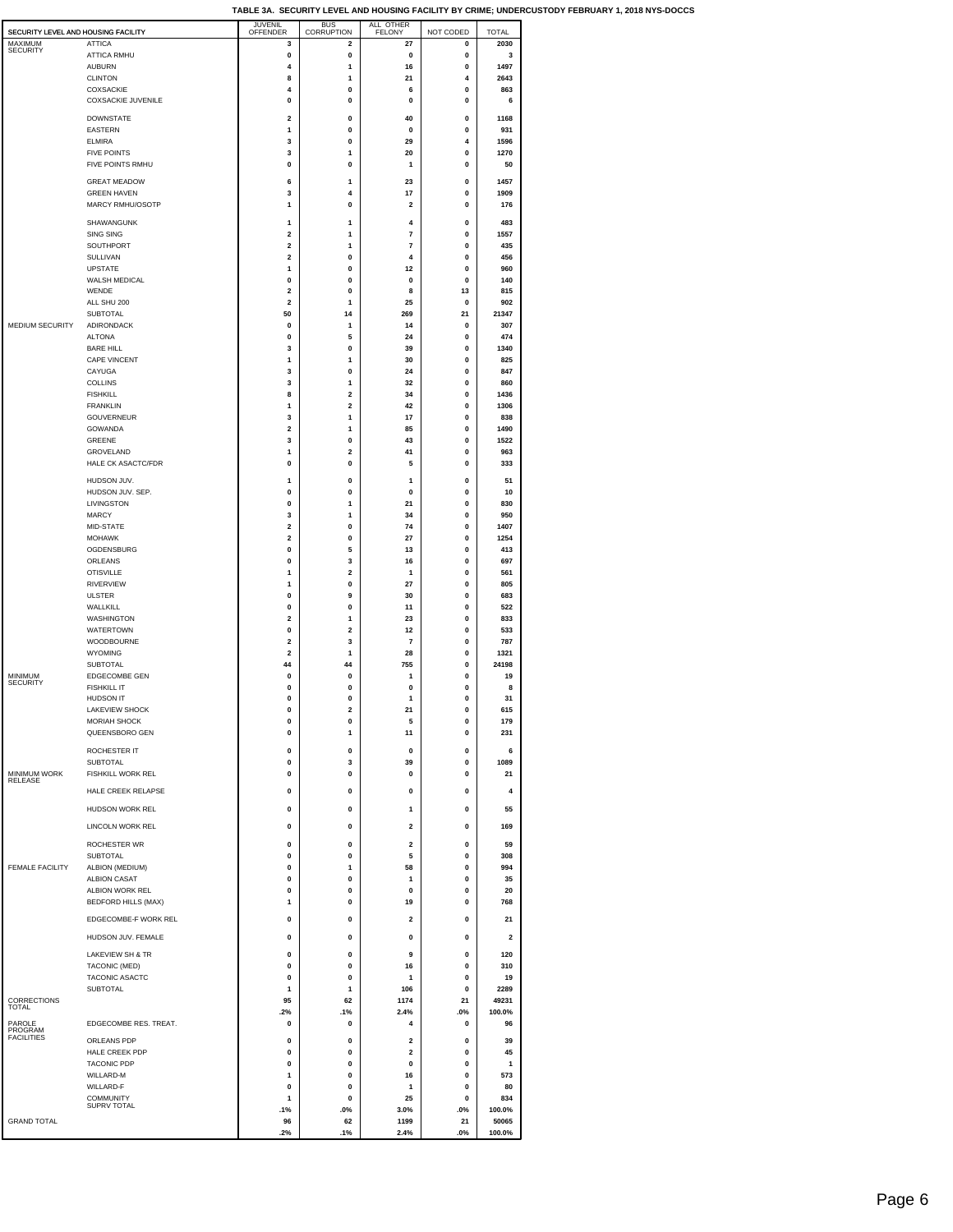**TABLE 3A. SECURITY LEVEL AND HOUSING FACILITY BY CRIME; UNDERCUSTODY FEBRUARY 1, 2018 NYS-DOCCS**

| SECURITY LEVEL AND HOUSING FACILITY | | JUVENIL OFFENDER | BUS CORRUPTION | ALL OTHER FELONY | NOT CODED | TOTAL |
|---|---|---|---|---|---|---|
| MAXIMUM SECURITY | ATTICA | 3 | 2 | 27 | 0 | 2030 |
| | ATTICA RMHU | 0 | 0 | 0 | 0 | 3 |
| | AUBURN | 4 | 1 | 16 | 0 | 1497 |
| | CLINTON | 8 | 1 | 21 | 4 | 2643 |
| | COXSACKIE | 4 | 0 | 6 | 0 | 863 |
| | COXSACKIE JUVENILE | 0 | 0 | 0 | 0 | 6 |
| | DOWNSTATE | 2 | 0 | 40 | 0 | 1168 |
| | EASTERN | 1 | 0 | 0 | 0 | 931 |
| | ELMIRA | 3 | 0 | 29 | 4 | 1596 |
| | FIVE POINTS | 3 | 1 | 20 | 0 | 1270 |
| | FIVE POINTS RMHU | 0 | 0 | 1 | 0 | 50 |
| | GREAT MEADOW | 6 | 1 | 23 | 0 | 1457 |
| | GREEN HAVEN | 3 | 4 | 17 | 0 | 1909 |
| | MARCY RMHU/OSOTP | 1 | 0 | 2 | 0 | 176 |
| | SHAWANGUNK | 1 | 1 | 4 | 0 | 483 |
| | SING SING | 2 | 1 | 7 | 0 | 1557 |
| | SOUTHPORT | 2 | 1 | 7 | 0 | 435 |
| | SULLIVAN | 2 | 0 | 4 | 0 | 456 |
| | UPSTATE | 1 | 0 | 12 | 0 | 960 |
| | WALSH MEDICAL | 0 | 0 | 0 | 0 | 140 |
| | WENDE | 2 | 0 | 8 | 13 | 815 |
| | ALL SHU 200 | 2 | 1 | 25 | 0 | 902 |
| | SUBTOTAL | 50 | 14 | 269 | 21 | 21347 |
| MEDIUM SECURITY | ADIRONDACK | 0 | 1 | 14 | 0 | 307 |
| | ALTONA | 0 | 5 | 24 | 0 | 474 |
| | BARE HILL | 3 | 0 | 39 | 0 | 1340 |
| | CAPE VINCENT | 1 | 1 | 30 | 0 | 825 |
| | CAYUGA | 3 | 0 | 24 | 0 | 847 |
| | COLLINS | 3 | 1 | 32 | 0 | 860 |
| | FISHKILL | 8 | 2 | 34 | 0 | 1436 |
| | FRANKLIN | 1 | 2 | 42 | 0 | 1306 |
| | GOUVERNEUR | 3 | 1 | 17 | 0 | 838 |
| | GOWANDA | 2 | 1 | 85 | 0 | 1490 |
| | GREENE | 3 | 0 | 43 | 0 | 1522 |
| | GROVELAND | 1 | 2 | 41 | 0 | 963 |
| | HALE CK ASACTC/FDR | 0 | 0 | 5 | 0 | 333 |
| | HUDSON JUV. | 1 | 0 | 1 | 0 | 51 |
| | HUDSON JUV. SEP. | 0 | 0 | 0 | 0 | 10 |
| | LIVINGSTON | 0 | 1 | 21 | 0 | 830 |
| | MARCY | 3 | 1 | 34 | 0 | 950 |
| | MID-STATE | 2 | 0 | 74 | 0 | 1407 |
| | MOHAWK | 2 | 0 | 27 | 0 | 1254 |
| | OGDENSBURG | 0 | 5 | 13 | 0 | 413 |
| | ORLEANS | 0 | 3 | 16 | 0 | 697 |
| | OTISVILLE | 1 | 2 | 1 | 0 | 561 |
| | RIVERVIEW | 1 | 0 | 27 | 0 | 805 |
| | ULSTER | 0 | 9 | 30 | 0 | 683 |
| | WALLKILL | 0 | 0 | 11 | 0 | 522 |
| | WASHINGTON | 2 | 1 | 23 | 0 | 833 |
| | WATERTOWN | 0 | 2 | 12 | 0 | 533 |
| | WOODBOURNE | 2 | 3 | 7 | 0 | 787 |
| | WYOMING | 2 | 1 | 28 | 0 | 1321 |
| | SUBTOTAL | 44 | 44 | 755 | 0 | 24198 |
| MINIMUM SECURITY | EDGECOMBE GEN | 0 | 0 | 1 | 0 | 19 |
| | FISHKILL IT | 0 | 0 | 0 | 0 | 8 |
| | HUDSON IT | 0 | 0 | 1 | 0 | 31 |
| | LAKEVIEW SHOCK | 0 | 2 | 21 | 0 | 615 |
| | MORIAH SHOCK | 0 | 0 | 5 | 0 | 179 |
| | QUEENSBORO GEN | 0 | 1 | 11 | 0 | 231 |
| | ROCHESTER IT | 0 | 0 | 0 | 0 | 6 |
| | SUBTOTAL | 0 | 3 | 39 | 0 | 1089 |
| MINIMUM WORK RELEASE | FISHKILL WORK REL | 0 | 0 | 0 | 0 | 21 |
| | HALE CREEK RELAPSE | 0 | 0 | 0 | 0 | 4 |
| | HUDSON WORK REL | 0 | 0 | 1 | 0 | 55 |
| | LINCOLN WORK REL | 0 | 0 | 2 | 0 | 169 |
| | ROCHESTER WR | 0 | 0 | 2 | 0 | 59 |
| | SUBTOTAL | 0 | 0 | 5 | 0 | 308 |
| FEMALE FACILITY | ALBION (MEDIUM) | 0 | 1 | 58 | 0 | 994 |
| | ALBION CASAT | 0 | 0 | 1 | 0 | 35 |
| | ALBION WORK REL | 0 | 0 | 0 | 0 | 20 |
| | BEDFORD HILLS (MAX) | 1 | 0 | 19 | 0 | 768 |
| | EDGECOMBE-F WORK REL | 0 | 0 | 2 | 0 | 21 |
| | HUDSON JUV. FEMALE | 0 | 0 | 0 | 0 | 2 |
| | LAKEVIEW SH & TR | 0 | 0 | 9 | 0 | 120 |
| | TACONIC (MED) | 0 | 0 | 16 | 0 | 310 |
| | TACONIC ASACTC | 0 | 0 | 1 | 0 | 19 |
| | SUBTOTAL | 1 | 1 | 106 | 0 | 2289 |
| CORRECTIONS TOTAL | | 95 | 62 | 1174 | 21 | 49231 |
| | | .2% | .1% | 2.4% | .0% | 100.0% |
| PAROLE PROGRAM FACILITIES | EDGECOMBE RES. TREAT. | 0 | 0 | 4 | 0 | 96 |
| | ORLEANS PDP | 0 | 0 | 2 | 0 | 39 |
| | HALE CREEK PDP | 0 | 0 | 2 | 0 | 45 |
| | TACONIC PDP | 0 | 0 | 0 | 0 | 1 |
| | WILLARD-M | 1 | 0 | 16 | 0 | 573 |
| | WILLARD-F | 0 | 0 | 1 | 0 | 80 |
| | COMMUNITY SUPRV TOTAL | 1 | 0 | 25 | 0 | 834 |
| | | .1% | .0% | 3.0% | .0% | 100.0% |
| GRAND TOTAL | | 96 | 62 | 1199 | 21 | 50065 |
| | | .2% | .1% | 2.4% | .0% | 100.0% |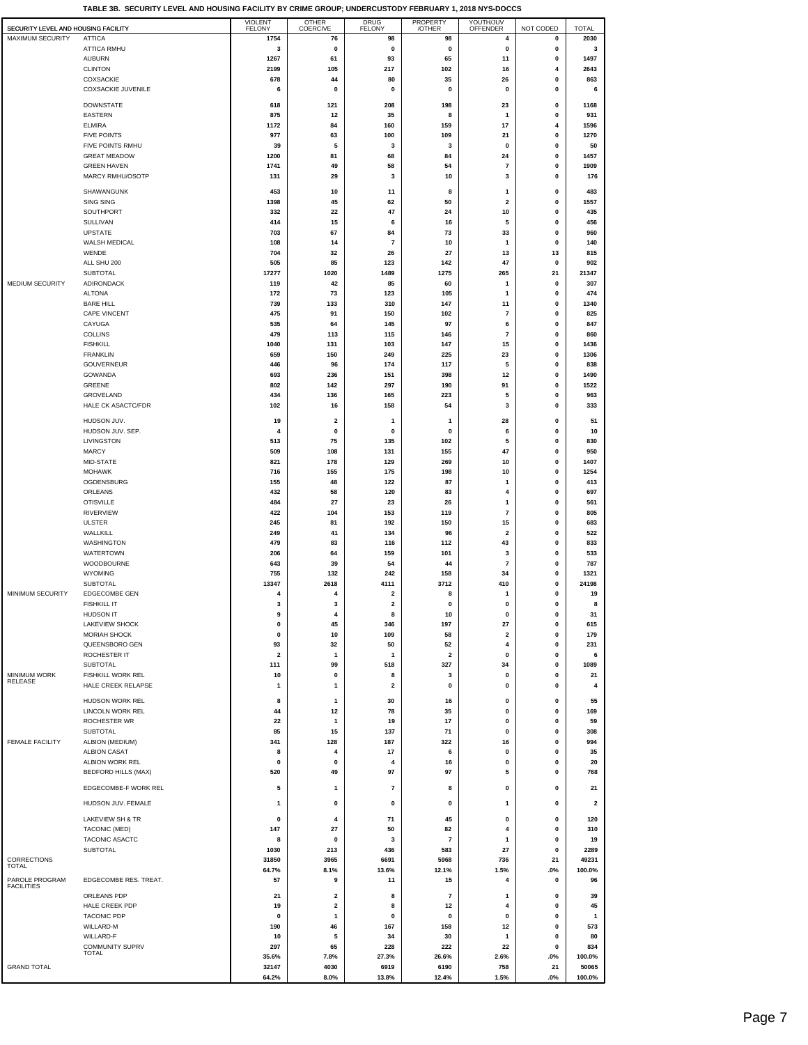**TABLE 3B. SECURITY LEVEL AND HOUSING FACILITY BY CRIME GROUP; UNDERCUSTODY FEBRUARY 1, 2018 NYS-DOCCS**

| SECURITY LEVEL AND HOUSING FACILITY | | VIOLENT FELONY | OTHER COERCIVE | DRUG FELONY | PROPERTY /OTHER | YOUTH/JUV OFFENDER | NOT CODED | TOTAL |
|---|---|---|---|---|---|---|---|---|
| MAXIMUM SECURITY | ATTICA | 1754 | 76 | 98 | 98 | 4 | 0 | 2030 |
| | ATTICA RMHU | 3 | 0 | 0 | 0 | 0 | 0 | 3 |
| | AUBURN | 1267 | 61 | 93 | 65 | 11 | 0 | 1497 |
| | CLINTON | 2199 | 105 | 217 | 102 | 16 | 4 | 2643 |
| | COXSACKIE | 678 | 44 | 80 | 35 | 26 | 0 | 863 |
| | COXSACKIE JUVENILE | 6 | 0 | 0 | 0 | 0 | 0 | 6 |
| | DOWNSTATE | 618 | 121 | 208 | 198 | 23 | 0 | 1168 |
| | EASTERN | 875 | 12 | 35 | 8 | 1 | 0 | 931 |
| | ELMIRA | 1172 | 84 | 160 | 159 | 17 | 4 | 1596 |
| | FIVE POINTS | 977 | 63 | 100 | 109 | 21 | 0 | 1270 |
| | FIVE POINTS RMHU | 39 | 5 | 3 | 3 | 0 | 0 | 50 |
| | GREAT MEADOW | 1200 | 81 | 68 | 84 | 24 | 0 | 1457 |
| | GREEN HAVEN | 1741 | 49 | 58 | 54 | 7 | 0 | 1909 |
| | MARCY RMHU/OSOTP | 131 | 29 | 3 | 10 | 3 | 0 | 176 |
| | SHAWANGUNK | 453 | 10 | 11 | 8 | 1 | 0 | 483 |
| | SING SING | 1398 | 45 | 62 | 50 | 2 | 0 | 1557 |
| | SOUTHPORT | 332 | 22 | 47 | 24 | 10 | 0 | 435 |
| | SULLIVAN | 414 | 15 | 6 | 16 | 5 | 0 | 456 |
| | UPSTATE | 703 | 67 | 84 | 73 | 33 | 0 | 960 |
| | WALSH MEDICAL | 108 | 14 | 7 | 10 | 1 | 0 | 140 |
| | WENDE | 704 | 32 | 26 | 27 | 13 | 13 | 815 |
| | ALL SHU 200 | 505 | 85 | 123 | 142 | 47 | 0 | 902 |
| | SUBTOTAL | 17277 | 1020 | 1489 | 1275 | 265 | 21 | 21347 |
| MEDIUM SECURITY | ADIRONDACK | 119 | 42 | 85 | 60 | 1 | 0 | 307 |
| | ALTONA | 172 | 73 | 123 | 105 | 1 | 0 | 474 |
| | BARE HILL | 739 | 133 | 310 | 147 | 11 | 0 | 1340 |
| | CAPE VINCENT | 475 | 91 | 150 | 102 | 7 | 0 | 825 |
| | CAYUGA | 535 | 64 | 145 | 97 | 6 | 0 | 847 |
| | COLLINS | 479 | 113 | 115 | 146 | 7 | 0 | 860 |
| | FISHKILL | 1040 | 131 | 103 | 147 | 15 | 0 | 1436 |
| | FRANKLIN | 659 | 150 | 249 | 225 | 23 | 0 | 1306 |
| | GOUVERNEUR | 446 | 96 | 174 | 117 | 5 | 0 | 838 |
| | GOWANDA | 693 | 236 | 151 | 398 | 12 | 0 | 1490 |
| | GREENE | 802 | 142 | 297 | 190 | 91 | 0 | 1522 |
| | GROVELAND | 434 | 136 | 165 | 223 | 5 | 0 | 963 |
| | HALE CK ASACTC/FDR | 102 | 16 | 158 | 54 | 3 | 0 | 333 |
| | HUDSON JUV. | 19 | 2 | 1 | 1 | 28 | 0 | 51 |
| | HUDSON JUV. SEP. | 4 | 0 | 0 | 0 | 6 | 0 | 10 |
| | LIVINGSTON | 513 | 75 | 135 | 102 | 5 | 0 | 830 |
| | MARCY | 509 | 108 | 131 | 155 | 47 | 0 | 950 |
| | MID-STATE | 821 | 178 | 129 | 269 | 10 | 0 | 1407 |
| | MOHAWK | 716 | 155 | 175 | 198 | 10 | 0 | 1254 |
| | OGDENSBURG | 155 | 48 | 122 | 87 | 1 | 0 | 413 |
| | ORLEANS | 432 | 58 | 120 | 83 | 4 | 0 | 697 |
| | OTISVILLE | 484 | 27 | 23 | 26 | 1 | 0 | 561 |
| | RIVERVIEW | 422 | 104 | 153 | 119 | 7 | 0 | 805 |
| | ULSTER | 245 | 81 | 192 | 150 | 15 | 0 | 683 |
| | WALLKILL | 249 | 41 | 134 | 96 | 2 | 0 | 522 |
| | WASHINGTON | 479 | 83 | 116 | 112 | 43 | 0 | 833 |
| | WATERTOWN | 206 | 64 | 159 | 101 | 3 | 0 | 533 |
| | WOODBOURNE | 643 | 39 | 54 | 44 | 7 | 0 | 787 |
| | WYOMING | 755 | 132 | 242 | 158 | 34 | 0 | 1321 |
| | SUBTOTAL | 13347 | 2618 | 4111 | 3712 | 410 | 0 | 24198 |
| MINIMUM SECURITY | EDGECOMBE GEN | 4 | 4 | 2 | 8 | 1 | 0 | 19 |
| | FISHKILL IT | 3 | 3 | 2 | 0 | 0 | 0 | 8 |
| | HUDSON IT | 9 | 4 | 8 | 10 | 0 | 0 | 31 |
| | LAKEVIEW SHOCK | 0 | 45 | 346 | 197 | 27 | 0 | 615 |
| | MORIAH SHOCK | 0 | 10 | 109 | 58 | 2 | 0 | 179 |
| | QUEENSBORO GEN | 93 | 32 | 50 | 52 | 4 | 0 | 231 |
| | ROCHESTER IT | 2 | 1 | 1 | 2 | 0 | 0 | 6 |
| | SUBTOTAL | 111 | 99 | 518 | 327 | 34 | 0 | 1089 |
| MINIMUM WORK RELEASE | FISHKILL WORK REL | 10 | 0 | 8 | 3 | 0 | 0 | 21 |
| | HALE CREEK RELAPSE | 1 | 1 | 2 | 0 | 0 | 0 | 4 |
| | HUDSON WORK REL | 8 | 1 | 30 | 16 | 0 | 0 | 55 |
| | LINCOLN WORK REL | 44 | 12 | 78 | 35 | 0 | 0 | 169 |
| | ROCHESTER WR | 22 | 1 | 19 | 17 | 0 | 0 | 59 |
| | SUBTOTAL | 85 | 15 | 137 | 71 | 0 | 0 | 308 |
| FEMALE FACILITY | ALBION (MEDIUM) | 341 | 128 | 187 | 322 | 16 | 0 | 994 |
| | ALBION CASAT | 8 | 4 | 17 | 6 | 0 | 0 | 35 |
| | ALBION WORK REL | 0 | 0 | 4 | 16 | 0 | 0 | 20 |
| | BEDFORD HILLS (MAX) | 520 | 49 | 97 | 97 | 5 | 0 | 768 |
| | EDGECOMBE-F WORK REL | 5 | 1 | 7 | 8 | 0 | 0 | 21 |
| | HUDSON JUV. FEMALE | 1 | 0 | 0 | 0 | 1 | 0 | 2 |
| | LAKEVIEW SH & TR | 0 | 4 | 71 | 45 | 0 | 0 | 120 |
| | TACONIC (MED) | 147 | 27 | 50 | 82 | 4 | 0 | 310 |
| | TACONIC ASACTC | 8 | 0 | 3 | 7 | 1 | 0 | 19 |
| | SUBTOTAL | 1030 | 213 | 436 | 583 | 27 | 0 | 2289 |
| CORRECTIONS TOTAL | | 31850 | 3965 | 6691 | 5968 | 736 | 21 | 49231 |
| | | 64.7% | 8.1% | 13.6% | 12.1% | 1.5% | .0% | 100.0% |
| PAROLE PROGRAM FACILITIES | EDGECOMBE RES. TREAT. | 57 | 9 | 11 | 15 | 4 | 0 | 96 |
| | ORLEANS PDP | 21 | 2 | 8 | 7 | 1 | 0 | 39 |
| | HALE CREEK PDP | 19 | 2 | 8 | 12 | 4 | 0 | 45 |
| | TACONIC PDP | 0 | 1 | 0 | 0 | 0 | 0 | 1 |
| | WILLARD-M | 190 | 46 | 167 | 158 | 12 | 0 | 573 |
| | WILLARD-F | 10 | 5 | 34 | 30 | 1 | 0 | 80 |
| | COMMUNITY SUPRV TOTAL | 297 | 65 | 228 | 222 | 22 | 0 | 834 |
| | | 35.6% | 7.8% | 27.3% | 26.6% | 2.6% | .0% | 100.0% |
| GRAND TOTAL | | 32147 | 4030 | 6919 | 6190 | 758 | 21 | 50065 |
| | | 64.2% | 8.0% | 13.8% | 12.4% | 1.5% | .0% | 100.0% |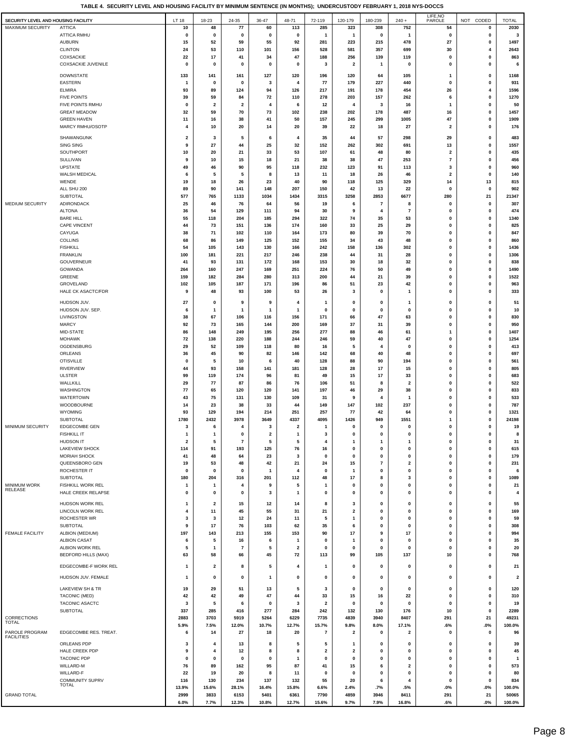**TABLE 4. SECURITY LEVEL AND HOUSING FACILITY BY MINIMUM SENTENCE (IN MONTHS); UNDERCUSTODY FEBRUARY 1, 2018 NYS-DOCCS**

| SECURITY LEVEL AND HOUSING FACILITY | | LT 18 | 18-23 | 24-35 | 36-47 | 48-71 | 72-119 | 120-179 | 180-239 | 240 + | LIFE,NO PAROLE | NOT CODED | TOTAL |
|---|---|---|---|---|---|---|---|---|---|---|---|---|---|
| MAXIMUM SECURITY | ATTICA | 10 | 48 | 77 | 60 | 113 | 285 | 323 | 308 | 752 | 54 | 0 | 2030 |
| | ATTICA RMHU | 0 | 0 | 0 | 0 | 0 | 1 | 1 | 0 | 1 | 0 | 0 | 3 |
| | AUBURN | 15 | 52 | 59 | 55 | 92 | 281 | 223 | 215 | 478 | 27 | 0 | 1497 |
| | CLINTON | 24 | 53 | 110 | 101 | 156 | 528 | 581 | 357 | 699 | 30 | 4 | 2643 |
| | COXSACKIE | 22 | 17 | 41 | 34 | 47 | 188 | 256 | 139 | 119 | 0 | 0 | 863 |
| | COXSACKIE JUVENILE | 0 | 0 | 0 | 0 | 0 | 3 | 2 | 1 | 0 | 0 | 0 | 6 |
| | DOWNSTATE | 133 | 141 | 161 | 127 | 120 | 196 | 120 | 64 | 105 | 1 | 0 | 1168 |
| | EASTERN | 1 | 0 | 0 | 3 | 4 | 77 | 179 | 227 | 440 | 0 | 0 | 931 |
| | ELMIRA | 93 | 89 | 124 | 94 | 126 | 217 | 191 | 178 | 454 | 26 | 4 | 1596 |
| | FIVE POINTS | 39 | 59 | 84 | 72 | 110 | 278 | 203 | 157 | 262 | 6 | 0 | 1270 |
| | FIVE POINTS RMHU | 0 | 2 | 2 | 4 | 6 | 12 | 4 | 3 | 16 | 1 | 0 | 50 |
| | GREAT MEADOW | 32 | 59 | 70 | 73 | 102 | 238 | 202 | 178 | 487 | 16 | 0 | 1457 |
| | GREEN HAVEN | 11 | 16 | 38 | 41 | 50 | 157 | 245 | 299 | 1005 | 47 | 0 | 1909 |
| | MARCY RMHU/OSOTP | 4 | 10 | 20 | 14 | 20 | 39 | 22 | 18 | 27 | 2 | 0 | 176 |
| | SHAWANGUNK | 2 | 3 | 5 | 6 | 4 | 35 | 44 | 57 | 298 | 29 | 0 | 483 |
| | SING SING | 9 | 27 | 44 | 25 | 32 | 152 | 262 | 302 | 691 | 13 | 0 | 1557 |
| | SOUTHPORT | 10 | 20 | 21 | 33 | 53 | 107 | 61 | 48 | 80 | 2 | 0 | 435 |
| | SULLIVAN | 9 | 10 | 15 | 18 | 21 | 38 | 38 | 47 | 253 | 7 | 0 | 456 |
| | UPSTATE | 49 | 46 | 90 | 95 | 118 | 232 | 123 | 91 | 113 | 3 | 0 | 960 |
| | WALSH MEDICAL | 6 | 5 | 5 | 8 | 13 | 11 | 18 | 26 | 46 | 2 | 0 | 140 |
| | WENDE | 19 | 18 | 26 | 23 | 40 | 90 | 118 | 125 | 329 | 14 | 13 | 815 |
| | ALL SHU 200 | 89 | 90 | 141 | 148 | 207 | 150 | 42 | 13 | 22 | 0 | 0 | 902 |
| | SUBTOTAL | 577 | 765 | 1133 | 1034 | 1434 | 3315 | 3258 | 2853 | 6677 | 280 | 21 | 21347 |
| MEDIUM SECURITY | ADIRONDACK | 25 | 46 | 76 | 64 | 56 | 19 | 6 | 7 | 8 | 0 | 0 | 307 |
| | ALTONA | 36 | 54 | 129 | 111 | 94 | 30 | 9 | 4 | 7 | 0 | 0 | 474 |
| | BARE HILL | 55 | 118 | 204 | 185 | 294 | 322 | 74 | 35 | 53 | 0 | 0 | 1340 |
| | CAPE VINCENT | 44 | 73 | 151 | 136 | 174 | 160 | 33 | 25 | 29 | 0 | 0 | 825 |
| | CAYUGA | 38 | 71 | 102 | 110 | 164 | 173 | 80 | 39 | 70 | 0 | 0 | 847 |
| | COLLINS | 68 | 86 | 149 | 125 | 152 | 155 | 34 | 43 | 48 | 0 | 0 | 860 |
| | FISHKILL | 54 | 105 | 143 | 130 | 166 | 242 | 158 | 136 | 302 | 0 | 0 | 1436 |
| | FRANKLIN | 100 | 181 | 221 | 217 | 246 | 238 | 44 | 31 | 28 | 0 | 0 | 1306 |
| | GOUVERNEUR | 41 | 93 | 131 | 172 | 168 | 153 | 30 | 18 | 32 | 0 | 0 | 838 |
| | GOWANDA | 264 | 160 | 247 | 169 | 251 | 224 | 76 | 50 | 49 | 0 | 0 | 1490 |
| | GREENE | 159 | 182 | 284 | 280 | 313 | 200 | 44 | 21 | 39 | 0 | 0 | 1522 |
| | GROVELAND | 102 | 105 | 187 | 171 | 196 | 86 | 51 | 23 | 42 | 0 | 0 | 963 |
| | HALE CK ASACTC/FDR | 9 | 48 | 93 | 100 | 53 | 26 | 3 | 0 | 1 | 0 | 0 | 333 |
| | HUDSON JUV. | 27 | 0 | 9 | 9 | 4 | 1 | 0 | 0 | 1 | 0 | 0 | 51 |
| | HUDSON JUV. SEP. | 6 | 1 | 1 | 1 | 1 | 0 | 0 | 0 | 0 | 0 | 0 | 10 |
| | LIVINGSTON | 38 | 67 | 106 | 116 | 156 | 171 | 66 | 47 | 63 | 0 | 0 | 830 |
| | MARCY | 92 | 73 | 165 | 144 | 200 | 169 | 37 | 31 | 39 | 0 | 0 | 950 |
| | MID-STATE | 86 | 148 | 249 | 195 | 256 | 277 | 88 | 46 | 61 | 1 | 0 | 1407 |
| | MOHAWK | 72 | 138 | 220 | 188 | 244 | 246 | 59 | 40 | 47 | 0 | 0 | 1254 |
| | OGDENSBURG | 29 | 52 | 109 | 118 | 80 | 16 | 5 | 4 | 0 | 0 | 0 | 413 |
| | ORLEANS | 36 | 45 | 90 | 82 | 146 | 142 | 68 | 40 | 48 | 0 | 0 | 697 |
| | OTISVILLE | 0 | 5 | 10 | 6 | 40 | 128 | 88 | 90 | 194 | 0 | 0 | 561 |
| | RIVERVIEW | 44 | 93 | 158 | 141 | 181 | 128 | 28 | 17 | 15 | 0 | 0 | 805 |
| | ULSTER | 99 | 119 | 174 | 96 | 81 | 49 | 15 | 17 | 33 | 0 | 0 | 683 |
| | WALLKILL | 29 | 77 | 87 | 86 | 76 | 106 | 51 | 8 | 2 | 0 | 0 | 522 |
| | WASHINGTON | 77 | 65 | 120 | 120 | 141 | 197 | 46 | 29 | 38 | 0 | 0 | 833 |
| | WATERTOWN | 43 | 75 | 131 | 130 | 109 | 31 | 9 | 4 | 1 | 0 | 0 | 533 |
| | WOODBOURNE | 14 | 23 | 38 | 33 | 44 | 149 | 147 | 102 | 237 | 0 | 0 | 787 |
| | WYOMING | 93 | 129 | 194 | 214 | 251 | 257 | 77 | 42 | 64 | 0 | 0 | 1321 |
| | SUBTOTAL | 1780 | 2432 | 3978 | 3649 | 4337 | 4095 | 1426 | 949 | 1551 | 1 | 0 | 24198 |
| MINIMUM SECURITY | EDGECOMBE GEN | 3 | 6 | 4 | 3 | 2 | 1 | 0 | 0 | 0 | 0 | 0 | 19 |
| | FISHKILL IT | 1 | 1 | 0 | 2 | 1 | 3 | 0 | 0 | 0 | 0 | 0 | 8 |
| | HUDSON IT | 2 | 5 | 7 | 5 | 5 | 4 | 1 | 1 | 1 | 0 | 0 | 31 |
| | LAKEVIEW SHOCK | 114 | 91 | 193 | 125 | 76 | 16 | 0 | 0 | 0 | 0 | 0 | 615 |
| | MORIAH SHOCK | 41 | 48 | 64 | 23 | 3 | 0 | 0 | 0 | 0 | 0 | 0 | 179 |
| | QUEENSBORO GEN | 19 | 53 | 48 | 42 | 21 | 24 | 15 | 7 | 2 | 0 | 0 | 231 |
| | ROCHESTER IT | 0 | 0 | 0 | 1 | 4 | 0 | 1 | 0 | 0 | 0 | 0 | 6 |
| | SUBTOTAL | 180 | 204 | 316 | 201 | 112 | 48 | 17 | 8 | 3 | 0 | 0 | 1089 |
| MINIMUM WORK RELEASE | FISHKILL WORK REL | 1 | 1 | 4 | 9 | 5 | 1 | 0 | 0 | 0 | 0 | 0 | 21 |
| | HALE CREEK RELAPSE | 0 | 0 | 0 | 3 | 1 | 0 | 0 | 0 | 0 | 0 | 0 | 4 |
| | HUDSON WORK REL | 1 | 2 | 15 | 12 | 14 | 8 | 3 | 0 | 0 | 0 | 0 | 55 |
| | LINCOLN WORK REL | 4 | 11 | 45 | 55 | 31 | 21 | 2 | 0 | 0 | 0 | 0 | 169 |
| | ROCHESTER WR | 3 | 3 | 12 | 24 | 11 | 5 | 1 | 0 | 0 | 0 | 0 | 59 |
| | SUBTOTAL | 9 | 17 | 76 | 103 | 62 | 35 | 6 | 0 | 0 | 0 | 0 | 308 |
| FEMALE FACILITY | ALBION (MEDIUM) | 197 | 143 | 213 | 155 | 153 | 90 | 17 | 9 | 17 | 0 | 0 | 994 |
| | ALBION CASAT | 6 | 5 | 16 | 6 | 1 | 0 | 1 | 0 | 0 | 0 | 0 | 35 |
| | ALBION WORK REL | 5 | 1 | 7 | 5 | 2 | 0 | 0 | 0 | 0 | 0 | 0 | 20 |
| | BEDFORD HILLS (MAX) | 63 | 58 | 66 | 45 | 72 | 113 | 99 | 105 | 137 | 10 | 0 | 768 |
| | EDGECOMBE-F WORK REL | 1 | 2 | 8 | 5 | 4 | 1 | 0 | 0 | 0 | 0 | 0 | 21 |
| | HUDSON JUV. FEMALE | 1 | 0 | 0 | 1 | 0 | 0 | 0 | 0 | 0 | 0 | 0 | 2 |
| | LAKEVIEW SH & TR | 19 | 29 | 51 | 13 | 5 | 3 | 0 | 0 | 0 | 0 | 0 | 120 |
| | TACONIC (MED) | 42 | 42 | 49 | 47 | 44 | 33 | 15 | 16 | 22 | 0 | 0 | 310 |
| | TACONIC ASACTC | 3 | 5 | 6 | 0 | 3 | 2 | 0 | 0 | 0 | 0 | 0 | 19 |
| | SUBTOTAL | 337 | 285 | 416 | 277 | 284 | 242 | 132 | 130 | 176 | 10 | 0 | 2289 |
| CORRECTIONS TOTAL | | 2883 | 3703 | 5919 | 5264 | 6229 | 7735 | 4839 | 3940 | 8407 | 291 | 21 | 49231 |
| | | 5.9% | 7.5% | 12.0% | 10.7% | 12.7% | 15.7% | 9.8% | 8.0% | 17.1% | .6% | .0% | 100.0% |
| PAROLE PROGRAM FACILITIES | EDGECOMBE RES. TREAT. | 6 | 14 | 27 | 18 | 20 | 7 | 2 | 0 | 2 | 0 | 0 | 96 |
| | ORLEANS PDP | 3 | 4 | 13 | 8 | 5 | 5 | 1 | 0 | 0 | 0 | 0 | 39 |
| | HALE CREEK PDP | 9 | 4 | 12 | 8 | 8 | 2 | 2 | 0 | 0 | 0 | 0 | 45 |
| | TACONIC PDP | 0 | 0 | 0 | 0 | 1 | 0 | 0 | 0 | 0 | 0 | 0 | 1 |
| | WILLARD-M | 76 | 89 | 162 | 95 | 87 | 41 | 15 | 6 | 2 | 0 | 0 | 573 |
| | WILLARD-F | 22 | 19 | 20 | 8 | 11 | 0 | 0 | 0 | 0 | 0 | 0 | 80 |
| | COMMUNITY SUPRV TOTAL | 116 | 130 | 234 | 137 | 132 | 55 | 20 | 6 | 4 | 0 | 0 | 834 |
| | | 13.9% | 15.6% | 28.1% | 16.4% | 15.8% | 6.6% | 2.4% | .7% | .5% | .0% | .0% | 100.0% |
| GRAND TOTAL | | 2999 | 3833 | 6153 | 5401 | 6361 | 7790 | 4859 | 3946 | 8411 | 291 | 21 | 50065 |
| | | 6.0% | 7.7% | 12.3% | 10.8% | 12.7% | 15.6% | 9.7% | 7.9% | 16.8% | .6% | .0% | 100.0% |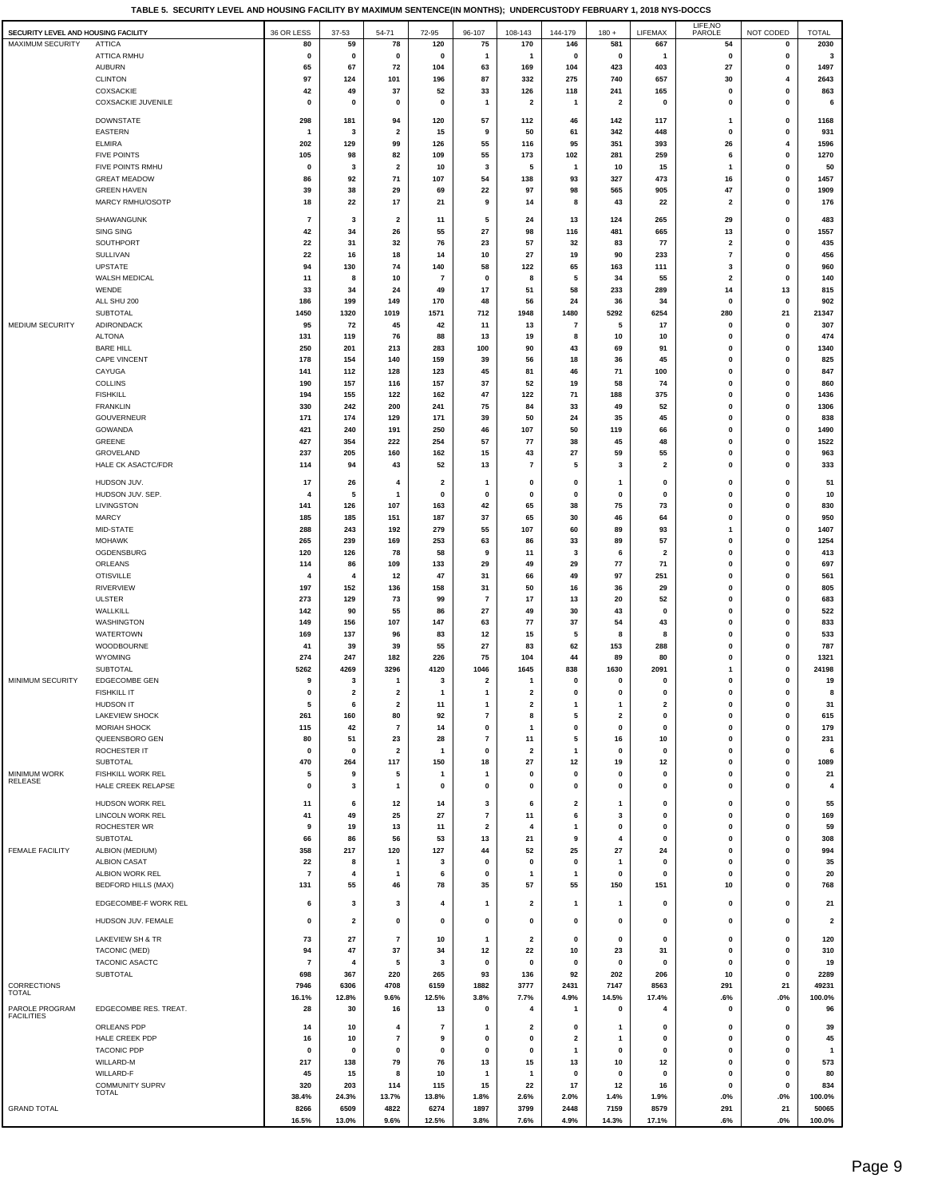**TABLE 5. SECURITY LEVEL AND HOUSING FACILITY BY MAXIMUM SENTENCE(IN MONTHS); UNDERCUSTODY FEBRUARY 1, 2018 NYS-DOCCS**

| SECURITY LEVEL AND HOUSING FACILITY | | 36 OR LESS | 37-53 | 54-71 | 72-95 | 96-107 | 108-143 | 144-179 | 180 + | LIFEMAX | LIFE,NO PAROLE | NOT CODED | TOTAL |
|---|---|---|---|---|---|---|---|---|---|---|---|---|---|
| MAXIMUM SECURITY | ATTICA | 80 | 59 | 78 | 120 | 75 | 170 | 146 | 581 | 667 | 54 | 0 | 2030 |
| | ATTICA RMHU | 0 | 0 | 0 | 0 | 1 | 1 | 0 | 0 | 1 | 0 | 0 | 3 |
| | AUBURN | 65 | 67 | 72 | 104 | 63 | 169 | 104 | 423 | 403 | 27 | 0 | 1497 |
| | CLINTON | 97 | 124 | 101 | 196 | 87 | 332 | 275 | 740 | 657 | 30 | 4 | 2643 |
| | COXSACKIE | 42 | 49 | 37 | 52 | 33 | 126 | 118 | 241 | 165 | 0 | 0 | 863 |
| | COXSACKIE JUVENILE | 0 | 0 | 0 | 0 | 1 | 2 | 1 | 2 | 0 | 0 | 0 | 6 |
| | DOWNSTATE | 298 | 181 | 94 | 120 | 57 | 112 | 46 | 142 | 117 | 1 | 0 | 1168 |
| | EASTERN | 1 | 3 | 2 | 15 | 9 | 50 | 61 | 342 | 448 | 0 | 0 | 931 |
| | ELMIRA | 202 | 129 | 99 | 126 | 55 | 116 | 95 | 351 | 393 | 26 | 4 | 1596 |
| | FIVE POINTS | 105 | 98 | 82 | 109 | 55 | 173 | 102 | 281 | 259 | 6 | 0 | 1270 |
| | FIVE POINTS RMHU | 0 | 3 | 2 | 10 | 3 | 5 | 1 | 10 | 15 | 1 | 0 | 50 |
| | GREAT MEADOW | 86 | 92 | 71 | 107 | 54 | 138 | 93 | 327 | 473 | 16 | 0 | 1457 |
| | GREEN HAVEN | 39 | 38 | 29 | 69 | 22 | 97 | 98 | 565 | 905 | 47 | 0 | 1909 |
| | MARCY RMHU/OSOTP | 18 | 22 | 17 | 21 | 9 | 14 | 8 | 43 | 22 | 2 | 0 | 176 |
| | SHAWANGUNK | 7 | 3 | 2 | 11 | 5 | 24 | 13 | 124 | 265 | 29 | 0 | 483 |
| | SING SING | 42 | 34 | 26 | 55 | 27 | 98 | 116 | 481 | 665 | 13 | 0 | 1557 |
| | SOUTHPORT | 22 | 31 | 32 | 76 | 23 | 57 | 32 | 83 | 77 | 2 | 0 | 435 |
| | SULLIVAN | 22 | 16 | 18 | 14 | 10 | 27 | 19 | 90 | 233 | 7 | 0 | 456 |
| | UPSTATE | 94 | 130 | 74 | 140 | 58 | 122 | 65 | 163 | 111 | 3 | 0 | 960 |
| | WALSH MEDICAL | 11 | 8 | 10 | 7 | 0 | 8 | 5 | 34 | 55 | 2 | 0 | 140 |
| | WENDE | 33 | 34 | 24 | 49 | 17 | 51 | 58 | 233 | 289 | 14 | 13 | 815 |
| | ALL SHU 200 | 186 | 199 | 149 | 170 | 48 | 56 | 24 | 36 | 34 | 0 | 0 | 902 |
| | SUBTOTAL | 1450 | 1320 | 1019 | 1571 | 712 | 1948 | 1480 | 5292 | 6254 | 280 | 21 | 21347 |
| MEDIUM SECURITY | ADIRONDACK | 95 | 72 | 45 | 42 | 11 | 13 | 7 | 5 | 17 | 0 | 0 | 307 |
| | ALTONA | 131 | 119 | 76 | 88 | 13 | 19 | 8 | 10 | 10 | 0 | 0 | 474 |
| | BARE HILL | 250 | 201 | 213 | 283 | 100 | 90 | 43 | 69 | 91 | 0 | 0 | 1340 |
| | CAPE VINCENT | 178 | 154 | 140 | 159 | 39 | 56 | 18 | 36 | 45 | 0 | 0 | 825 |
| | CAYUGA | 141 | 112 | 128 | 123 | 45 | 81 | 46 | 71 | 100 | 0 | 0 | 847 |
| | COLLINS | 190 | 157 | 116 | 157 | 37 | 52 | 19 | 58 | 74 | 0 | 0 | 860 |
| | FISHKILL | 194 | 155 | 122 | 162 | 47 | 122 | 71 | 188 | 375 | 0 | 0 | 1436 |
| | FRANKLIN | 330 | 242 | 200 | 241 | 75 | 84 | 33 | 49 | 52 | 0 | 0 | 1306 |
| | GOUVERNEUR | 171 | 174 | 129 | 171 | 39 | 50 | 24 | 35 | 45 | 0 | 0 | 838 |
| | GOWANDA | 421 | 240 | 191 | 250 | 46 | 107 | 50 | 119 | 66 | 0 | 0 | 1490 |
| | GREENE | 427 | 354 | 222 | 254 | 57 | 77 | 38 | 45 | 48 | 0 | 0 | 1522 |
| | GROVELAND | 237 | 205 | 160 | 162 | 15 | 43 | 27 | 59 | 55 | 0 | 0 | 963 |
| | HALE CK ASACTC/FDR | 114 | 94 | 43 | 52 | 13 | 7 | 5 | 3 | 2 | 0 | 0 | 333 |
| | HUDSON JUV. | 17 | 26 | 4 | 2 | 1 | 0 | 0 | 1 | 0 | 0 | 0 | 51 |
| | HUDSON JUV. SEP. | 4 | 5 | 1 | 0 | 0 | 0 | 0 | 0 | 0 | 0 | 0 | 10 |
| | LIVINGSTON | 141 | 126 | 107 | 163 | 42 | 65 | 38 | 75 | 73 | 0 | 0 | 830 |
| | MARCY | 185 | 185 | 151 | 187 | 37 | 65 | 30 | 46 | 64 | 0 | 0 | 950 |
| | MID-STATE | 288 | 243 | 192 | 279 | 55 | 107 | 60 | 89 | 93 | 1 | 0 | 1407 |
| | MOHAWK | 265 | 239 | 169 | 253 | 63 | 86 | 33 | 89 | 57 | 0 | 0 | 1254 |
| | OGDENSBURG | 120 | 126 | 78 | 58 | 9 | 11 | 3 | 6 | 2 | 0 | 0 | 413 |
| | ORLEANS | 114 | 86 | 109 | 133 | 29 | 49 | 29 | 77 | 71 | 0 | 0 | 697 |
| | OTISVILLE | 4 | 4 | 12 | 47 | 31 | 66 | 49 | 97 | 251 | 0 | 0 | 561 |
| | RIVERVIEW | 197 | 152 | 136 | 158 | 31 | 50 | 16 | 36 | 29 | 0 | 0 | 805 |
| | ULSTER | 273 | 129 | 73 | 99 | 7 | 17 | 13 | 20 | 52 | 0 | 0 | 683 |
| | WALLKILL | 142 | 90 | 55 | 86 | 27 | 49 | 30 | 43 | 0 | 0 | 0 | 522 |
| | WASHINGTON | 149 | 156 | 107 | 147 | 63 | 77 | 37 | 54 | 43 | 0 | 0 | 833 |
| | WATERTOWN | 169 | 137 | 96 | 83 | 12 | 15 | 5 | 8 | 8 | 0 | 0 | 533 |
| | WOODBOURNE | 41 | 39 | 39 | 55 | 27 | 83 | 62 | 153 | 288 | 0 | 0 | 787 |
| | WYOMING | 274 | 247 | 182 | 226 | 75 | 104 | 44 | 89 | 80 | 0 | 0 | 1321 |
| | SUBTOTAL | 5262 | 4269 | 3296 | 4120 | 1046 | 1645 | 838 | 1630 | 2091 | 1 | 0 | 24198 |
| MINIMUM SECURITY | EDGECOMBE GEN | 9 | 3 | 1 | 3 | 2 | 1 | 0 | 0 | 0 | 0 | 0 | 19 |
| | FISHKILL IT | 0 | 2 | 2 | 1 | 1 | 2 | 0 | 0 | 0 | 0 | 0 | 8 |
| | HUDSON IT | 5 | 6 | 2 | 11 | 1 | 2 | 1 | 1 | 2 | 0 | 0 | 31 |
| | LAKEVIEW SHOCK | 261 | 160 | 80 | 92 | 7 | 8 | 5 | 2 | 0 | 0 | 0 | 615 |
| | MORIAH SHOCK | 115 | 42 | 7 | 14 | 0 | 1 | 0 | 0 | 0 | 0 | 0 | 179 |
| | QUEENSBORO GEN | 80 | 51 | 23 | 28 | 7 | 11 | 5 | 16 | 10 | 0 | 0 | 231 |
| | ROCHESTER IT | 0 | 0 | 2 | 1 | 0 | 2 | 1 | 0 | 0 | 0 | 0 | 6 |
| | SUBTOTAL | 470 | 264 | 117 | 150 | 18 | 27 | 12 | 19 | 12 | 0 | 0 | 1089 |
| MINIMUM WORK RELEASE | FISHKILL WORK REL | 5 | 9 | 5 | 1 | 1 | 0 | 0 | 0 | 0 | 0 | 0 | 21 |
| | HALE CREEK RELAPSE | 0 | 3 | 1 | 0 | 0 | 0 | 0 | 0 | 0 | 0 | 0 | 4 |
| | HUDSON WORK REL | 11 | 6 | 12 | 14 | 3 | 6 | 2 | 1 | 0 | 0 | 0 | 55 |
| | LINCOLN WORK REL | 41 | 49 | 25 | 27 | 7 | 11 | 6 | 3 | 0 | 0 | 0 | 169 |
| | ROCHESTER WR | 9 | 19 | 13 | 11 | 2 | 4 | 1 | 0 | 0 | 0 | 0 | 59 |
| | SUBTOTAL | 66 | 86 | 56 | 53 | 13 | 21 | 9 | 4 | 0 | 0 | 0 | 308 |
| FEMALE FACILITY | ALBION (MEDIUM) | 358 | 217 | 120 | 127 | 44 | 52 | 25 | 27 | 24 | 0 | 0 | 994 |
| | ALBION CASAT | 22 | 8 | 1 | 3 | 0 | 0 | 0 | 1 | 0 | 0 | 0 | 35 |
| | ALBION WORK REL | 7 | 4 | 1 | 6 | 0 | 1 | 1 | 0 | 0 | 0 | 0 | 20 |
| | BEDFORD HILLS (MAX) | 131 | 55 | 46 | 78 | 35 | 57 | 55 | 150 | 151 | 10 | 0 | 768 |
| | EDGECOMBE-F WORK REL | 6 | 3 | 3 | 4 | 1 | 2 | 1 | 1 | 0 | 0 | 0 | 21 |
| | HUDSON JUV. FEMALE | 0 | 2 | 0 | 0 | 0 | 0 | 0 | 0 | 0 | 0 | 0 | 2 |
| | LAKEVIEW SH & TR | 73 | 27 | 7 | 10 | 1 | 2 | 0 | 0 | 0 | 0 | 0 | 120 |
| | TACONIC (MED) | 94 | 47 | 37 | 34 | 12 | 22 | 10 | 23 | 31 | 0 | 0 | 310 |
| | TACONIC ASACTC | 7 | 4 | 5 | 3 | 0 | 0 | 0 | 0 | 0 | 0 | 0 | 19 |
| | SUBTOTAL | 698 | 367 | 220 | 265 | 93 | 136 | 92 | 202 | 206 | 10 | 0 | 2289 |
| CORRECTIONS TOTAL | | 7946 | 6306 | 4708 | 6159 | 1882 | 3777 | 2431 | 7147 | 8563 | 291 | 21 | 49231 |
| | | 16.1% | 12.8% | 9.6% | 12.5% | 3.8% | 7.7% | 4.9% | 14.5% | 17.4% | .6% | .0% | 100.0% |
| PAROLE PROGRAM FACILITIES | EDGECOMBE RES. TREAT. | 28 | 30 | 16 | 13 | 0 | 4 | 1 | 0 | 4 | 0 | 0 | 96 |
| | ORLEANS PDP | 14 | 10 | 4 | 7 | 1 | 2 | 0 | 1 | 0 | 0 | 0 | 39 |
| | HALE CREEK PDP | 16 | 10 | 7 | 9 | 0 | 0 | 2 | 1 | 0 | 0 | 0 | 45 |
| | TACONIC PDP | 0 | 0 | 0 | 0 | 0 | 0 | 1 | 0 | 0 | 0 | 0 | 1 |
| | WILLARD-M | 217 | 138 | 79 | 76 | 13 | 15 | 13 | 10 | 12 | 0 | 0 | 573 |
| | WILLARD-F | 45 | 15 | 8 | 10 | 1 | 1 | 0 | 0 | 0 | 0 | 0 | 80 |
| | COMMUNITY SUPRV TOTAL | 320 | 203 | 114 | 115 | 15 | 22 | 17 | 12 | 16 | 0 | 0 | 834 |
| | | 38.4% | 24.3% | 13.7% | 13.8% | 1.8% | 2.6% | 2.0% | 1.4% | 1.9% | .0% | .0% | 100.0% |
| GRAND TOTAL | | 8266 | 6509 | 4822 | 6274 | 1897 | 3799 | 2448 | 7159 | 8579 | 291 | 21 | 50065 |
| | | 16.5% | 13.0% | 9.6% | 12.5% | 3.8% | 7.6% | 4.9% | 14.3% | 17.1% | .6% | .0% | 100.0% |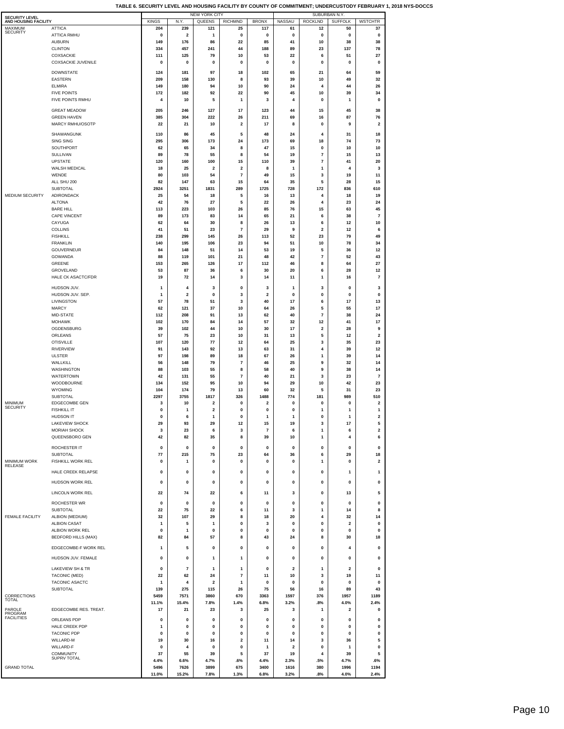# TABLE 6. SECURITY LEVEL AND HOUSING FACILITY BY COUNTY OF COMMITMENT; UNDERCUSTODY FEBRUARY 1, 2018 NYS-DOCCS

| SECURITY LEVEL AND HOUSING FACILITY | | NEW YORK CITY | | | | | SUBURBAN N.Y. | | | |
|---|---|---|---|---|---|---|---|---|---|---|
| | | KINGS | N.Y. | QUEENS | RICHMND | BRONX | NASSAU | ROCKLND | SUFFOLK | WSTCHTR |
| MAXIMUM SECURITY | ATTICA | 204 | 239 | 121 | 25 | 117 | 61 | 12 | 50 | 37 |
| | ATTICA RMHU | 0 | 2 | 1 | 0 | 0 | 0 | 0 | 0 | 0 |
| | AUBURN | 149 | 176 | 86 | 22 | 85 | 41 | 10 | 38 | 38 |
| | CLINTON | 334 | 457 | 241 | 44 | 188 | 89 | 23 | 137 | 78 |
| | COXSACKIE | 111 | 125 | 79 | 10 | 53 | 22 | 6 | 51 | 27 |
| | COXSACKIE JUVENILE | 0 | 0 | 0 | 0 | 0 | 0 | 0 | 0 | 0 |
| | DOWNSTATE | 124 | 181 | 97 | 18 | 102 | 65 | 21 | 64 | 59 |
| | EASTERN | 209 | 158 | 130 | 8 | 93 | 39 | 10 | 49 | 32 |
| | ELMIRA | 149 | 180 | 94 | 10 | 90 | 24 | 4 | 44 | 26 |
| | FIVE POINTS | 172 | 182 | 92 | 22 | 90 | 45 | 10 | 39 | 34 |
| | FIVE POINTS RMHU | 4 | 10 | 5 | 1 | 3 | 4 | 0 | 1 | 0 |
| | GREAT MEADOW | 205 | 246 | 127 | 17 | 123 | 44 | 15 | 45 | 38 |
| | GREEN HAVEN | 385 | 304 | 222 | 26 | 211 | 69 | 16 | 87 | 76 |
| | MARCY RMHU/OSOTP | 22 | 21 | 10 | 2 | 17 | 8 | 0 | 9 | 2 |
| | SHAWANGUNK | 110 | 86 | 45 | 5 | 48 | 24 | 4 | 31 | 18 |
| | SING SING | 295 | 306 | 173 | 24 | 173 | 69 | 18 | 74 | 73 |
| | SOUTHPORT | 62 | 65 | 34 | 8 | 47 | 15 | 0 | 10 | 10 |
| | SULLIVAN | 89 | 78 | 55 | 8 | 54 | 19 | 7 | 15 | 13 |
| | UPSTATE | 120 | 160 | 100 | 15 | 110 | 39 | 7 | 41 | 20 |
| | WALSH MEDICAL | 18 | 25 | 2 | 2 | 8 | 1 | 1 | 4 | 3 |
| | WENDE | 80 | 103 | 54 | 7 | 49 | 15 | 3 | 19 | 11 |
| | ALL SHU 200 | 82 | 147 | 63 | 15 | 64 | 35 | 5 | 28 | 15 |
| | SUBTOTAL | 2924 | 3251 | 1831 | 289 | 1725 | 728 | 172 | 836 | 610 |
| MEDIUM SECURITY | ADIRONDACK | 25 | 54 | 18 | 5 | 16 | 13 | 4 | 18 | 19 |
| | ALTONA | 42 | 76 | 27 | 5 | 22 | 26 | 4 | 23 | 24 |
| | BARE HILL | 113 | 223 | 103 | 26 | 85 | 76 | 15 | 63 | 45 |
| | CAPE VINCENT | 89 | 173 | 83 | 14 | 65 | 21 | 6 | 38 | 7 |
| | CAYUGA | 62 | 64 | 30 | 8 | 26 | 13 | 6 | 12 | 10 |
| | COLLINS | 41 | 51 | 23 | 7 | 29 | 9 | 2 | 12 | 6 |
| | FISHKILL | 238 | 299 | 145 | 26 | 113 | 52 | 23 | 79 | 49 |
| | FRANKLIN | 140 | 195 | 106 | 23 | 94 | 51 | 10 | 78 | 34 |
| | GOUVERNEUR | 84 | 148 | 51 | 14 | 53 | 19 | 5 | 36 | 12 |
| | GOWANDA | 88 | 119 | 101 | 21 | 48 | 42 | 7 | 52 | 43 |
| | GREENE | 153 | 265 | 126 | 17 | 112 | 46 | 8 | 64 | 27 |
| | GROVELAND | 53 | 87 | 36 | 6 | 30 | 20 | 6 | 28 | 12 |
| | HALE CK ASACTC/FDR | 19 | 72 | 14 | 3 | 14 | 11 | 1 | 16 | 7 |
| | HUDSON JUV. | 1 | 4 | 3 | 0 | 3 | 1 | 3 | 0 | 3 |
| | HUDSON JUV. SEP. | 1 | 2 | 0 | 3 | 2 | 0 | 0 | 0 | 0 |
| | LIVINGSTON | 57 | 78 | 51 | 3 | 40 | 17 | 6 | 17 | 13 |
| | MARCY | 62 | 121 | 37 | 10 | 64 | 26 | 5 | 55 | 17 |
| | MID-STATE | 112 | 208 | 91 | 13 | 62 | 40 | 7 | 38 | 24 |
| | MOHAWK | 102 | 170 | 84 | 14 | 57 | 32 | 12 | 41 | 17 |
| | OGDENSBURG | 39 | 102 | 44 | 10 | 30 | 17 | 2 | 28 | 9 |
| | ORLEANS | 57 | 75 | 23 | 10 | 31 | 13 | 5 | 12 | 2 |
| | OTISVILLE | 107 | 120 | 77 | 12 | 64 | 25 | 3 | 35 | 23 |
| | RIVERVIEW | 91 | 143 | 92 | 13 | 63 | 31 | 4 | 39 | 12 |
| | ULSTER | 97 | 198 | 89 | 18 | 67 | 26 | 1 | 39 | 14 |
| | WALLKILL | 56 | 148 | 79 | 7 | 46 | 25 | 9 | 32 | 14 |
| | WASHINGTON | 88 | 103 | 55 | 8 | 58 | 40 | 9 | 38 | 14 |
| | WATERTOWN | 42 | 131 | 55 | 7 | 40 | 21 | 3 | 23 | 7 |
| | WOODBOURNE | 134 | 152 | 95 | 10 | 94 | 29 | 10 | 42 | 23 |
| | WYOMING | 104 | 174 | 79 | 13 | 60 | 32 | 5 | 31 | 23 |
| | SUBTOTAL | 2297 | 3755 | 1817 | 326 | 1488 | 774 | 181 | 989 | 510 |
| MINIMUM SECURITY | EDGECOMBE GEN | 3 | 10 | 2 | 0 | 2 | 0 | 0 | 0 | 2 |
| | FISHKILL IT | 0 | 1 | 2 | 0 | 0 | 0 | 1 | 1 | 1 |
| | HUDSON IT | 0 | 6 | 1 | 0 | 1 | 1 | 0 | 1 | 2 |
| | LAKEVIEW SHOCK | 29 | 93 | 29 | 12 | 15 | 19 | 3 | 17 | 5 |
| | MORIAH SHOCK | 3 | 23 | 6 | 3 | 7 | 6 | 1 | 6 | 2 |
| | QUEENSBORO GEN | 42 | 82 | 35 | 8 | 39 | 10 | 1 | 4 | 6 |
| | ROCHESTER IT | 0 | 0 | 0 | 0 | 0 | 0 | 0 | 0 | 0 |
| | SUBTOTAL | 77 | 215 | 75 | 23 | 64 | 36 | 6 | 29 | 18 |
| MINIMUM WORK RELEASE | FISHKILL WORK REL | 0 | 1 | 0 | 0 | 0 | 0 | 1 | 0 | 2 |
| | HALE CREEK RELAPSE | 0 | 0 | 0 | 0 | 0 | 0 | 0 | 1 | 1 |
| | HUDSON WORK REL | 0 | 0 | 0 | 0 | 0 | 0 | 0 | 0 | 0 |
| | LINCOLN WORK REL | 22 | 74 | 22 | 6 | 11 | 3 | 0 | 13 | 5 |
| | ROCHESTER WR | 0 | 0 | 0 | 0 | 0 | 0 | 0 | 0 | 0 |
| | SUBTOTAL | 22 | 75 | 22 | 6 | 11 | 3 | 1 | 14 | 8 |
| FEMALE FACILITY | ALBION (MEDIUM) | 32 | 107 | 29 | 8 | 18 | 20 | 4 | 32 | 14 |
| | ALBION CASAT | 1 | 5 | 1 | 0 | 3 | 0 | 0 | 2 | 0 |
| | ALBION WORK REL | 0 | 1 | 0 | 0 | 0 | 0 | 0 | 0 | 0 |
| | BEDFORD HILLS (MAX) | 82 | 84 | 57 | 8 | 43 | 24 | 8 | 30 | 18 |
| | EDGECOMBE-F WORK REL | 1 | 5 | 0 | 0 | 0 | 0 | 0 | 4 | 0 |
| | HUDSON JUV. FEMALE | 0 | 0 | 1 | 1 | 0 | 0 | 0 | 0 | 0 |
| | LAKEVIEW SH & TR | 0 | 7 | 1 | 1 | 0 | 2 | 1 | 2 | 0 |
| | TACONIC (MED) | 22 | 62 | 24 | 7 | 11 | 10 | 3 | 19 | 11 |
| | TACONIC ASACTC | 1 | 4 | 2 | 1 | 0 | 0 | 0 | 0 | 0 |
| | SUBTOTAL | 139 | 275 | 115 | 26 | 75 | 56 | 16 | 89 | 43 |
| CORRECTIONS TOTAL | | 5459 | 7571 | 3860 | 670 | 3363 | 1597 | 376 | 1957 | 1189 |
| | | 11.1% | 15.4% | 7.8% | 1.4% | 6.8% | 3.2% | .8% | 4.0% | 2.4% |
| PAROLE PROGRAM FACILITIES | EDGECOMBE RES. TREAT. | 17 | 21 | 23 | 3 | 25 | 3 | 1 | 2 | 0 |
| | ORLEANS PDP | 0 | 0 | 0 | 0 | 0 | 0 | 0 | 0 | 0 |
| | HALE CREEK PDP | 1 | 0 | 0 | 0 | 0 | 0 | 0 | 0 | 0 |
| | TACONIC PDP | 0 | 0 | 0 | 0 | 0 | 0 | 0 | 0 | 0 |
| | WILLARD-M | 19 | 30 | 16 | 2 | 11 | 14 | 3 | 36 | 5 |
| | WILLARD-F | 0 | 4 | 0 | 0 | 1 | 2 | 0 | 1 | 0 |
| | COMMUNITY SUPRV TOTAL | 37 | 55 | 39 | 5 | 37 | 19 | 4 | 39 | 5 |
| | | 4.4% | 6.6% | 4.7% | .6% | 4.4% | 2.3% | .5% | 4.7% | .6% |
| GRAND TOTAL | | 5496 | 7626 | 3899 | 675 | 3400 | 1616 | 380 | 1996 | 1194 |
| | | 11.0% | 15.2% | 7.8% | 1.3% | 6.8% | 3.2% | .8% | 4.0% | 2.4% |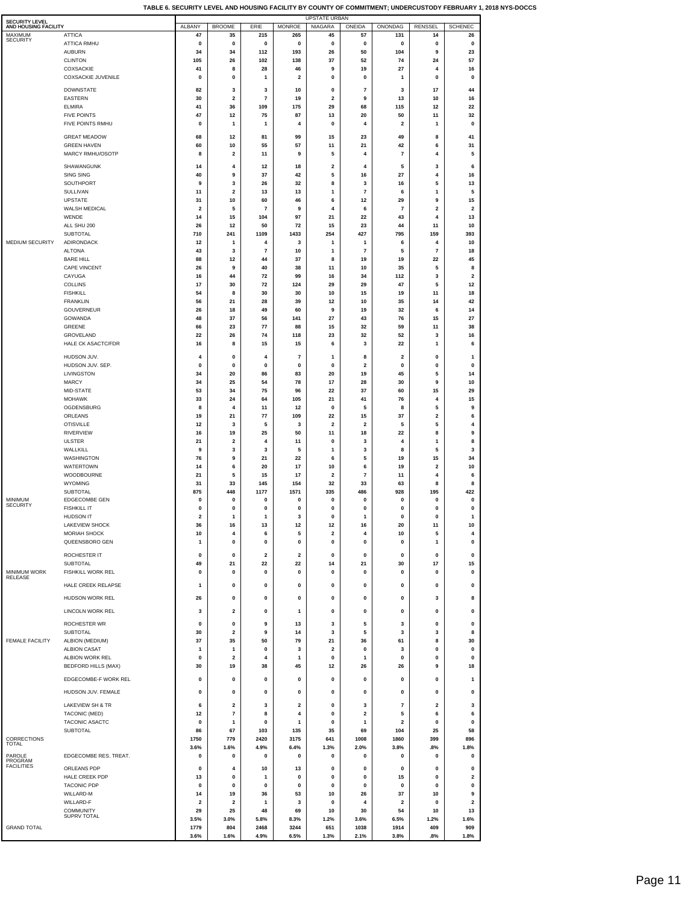**TABLE 6. SECURITY LEVEL AND HOUSING FACILITY BY COUNTY OF COMMITMENT; UNDERCUSTODY FEBRUARY 1, 2018 NYS-DOCCS**

| SECURITY LEVEL AND HOUSING FACILITY | | UPSTATE URBAN | | | | | | | | |
|---|---|---|---|---|---|---|---|---|---|---|
| | | ALBANY | BROOME | ERIE | MONROE | NIAGARA | ONEIDA | ONONDAG | RENSSEL | SCHENEC |
| MAXIMUM SECURITY | ATTICA | 47 | 35 | 215 | 265 | 45 | 57 | 131 | 14 | 26 |
| | ATTICA RMHU | 0 | 0 | 0 | 0 | 0 | 0 | 0 | 0 | 0 |
| | AUBURN | 34 | 34 | 112 | 193 | 26 | 50 | 104 | 9 | 23 |
| | CLINTON | 105 | 26 | 102 | 138 | 37 | 52 | 74 | 24 | 57 |
| | COXSACKIE | 41 | 8 | 28 | 46 | 9 | 19 | 27 | 4 | 16 |
| | COXSACKIE JUVENILE | 0 | 0 | 1 | 2 | 0 | 0 | 1 | 0 | 0 |
| | DOWNSTATE | 82 | 3 | 3 | 10 | 0 | 7 | 3 | 17 | 44 |
| | EASTERN | 30 | 2 | 7 | 19 | 2 | 9 | 13 | 10 | 16 |
| | ELMIRA | 41 | 36 | 109 | 175 | 29 | 68 | 115 | 12 | 22 |
| | FIVE POINTS | 47 | 12 | 75 | 87 | 13 | 20 | 50 | 11 | 32 |
| | FIVE POINTS RMHU | 0 | 1 | 1 | 4 | 0 | 4 | 2 | 1 | 0 |
| | GREAT MEADOW | 68 | 12 | 81 | 99 | 15 | 23 | 49 | 8 | 41 |
| | GREEN HAVEN | 60 | 10 | 55 | 57 | 11 | 21 | 42 | 6 | 31 |
| | MARCY RMHU/OSOTP | 8 | 2 | 11 | 9 | 5 | 4 | 7 | 4 | 5 |
| | SHAWANGUNK | 14 | 4 | 12 | 18 | 2 | 4 | 5 | 3 | 6 |
| | SING SING | 40 | 9 | 37 | 42 | 5 | 16 | 27 | 4 | 16 |
| | SOUTHPORT | 9 | 3 | 26 | 32 | 8 | 3 | 16 | 5 | 13 |
| | SULLIVAN | 11 | 2 | 13 | 13 | 1 | 7 | 6 | 1 | 5 |
| | UPSTATE | 31 | 10 | 60 | 46 | 6 | 12 | 29 | 9 | 15 |
| | WALSH MEDICAL | 2 | 5 | 7 | 9 | 4 | 6 | 7 | 2 | 2 |
| | WENDE | 14 | 15 | 104 | 97 | 21 | 22 | 43 | 4 | 13 |
| | ALL SHU 200 | 26 | 12 | 50 | 72 | 15 | 23 | 44 | 11 | 10 |
| | SUBTOTAL | 710 | 241 | 1109 | 1433 | 254 | 427 | 795 | 159 | 393 |
| MEDIUM SECURITY | ADIRONDACK | 12 | 1 | 4 | 3 | 1 | 1 | 6 | 4 | 10 |
| | ALTONA | 43 | 3 | 7 | 10 | 1 | 7 | 5 | 7 | 18 |
| | BARE HILL | 88 | 12 | 44 | 37 | 8 | 19 | 19 | 22 | 45 |
| | CAPE VINCENT | 26 | 9 | 40 | 38 | 11 | 10 | 35 | 5 | 8 |
| | CAYUGA | 16 | 44 | 72 | 99 | 16 | 34 | 112 | 3 | 2 |
| | COLLINS | 17 | 30 | 72 | 124 | 29 | 29 | 47 | 5 | 12 |
| | FISHKILL | 54 | 8 | 30 | 30 | 10 | 15 | 19 | 11 | 18 |
| | FRANKLIN | 56 | 21 | 28 | 39 | 12 | 10 | 35 | 14 | 42 |
| | GOUVERNEUR | 26 | 18 | 49 | 60 | 9 | 19 | 32 | 6 | 14 |
| | GOWANDA | 48 | 37 | 56 | 141 | 27 | 43 | 76 | 15 | 27 |
| | GREENE | 66 | 23 | 77 | 88 | 15 | 32 | 59 | 11 | 38 |
| | GROVELAND | 22 | 26 | 74 | 118 | 23 | 32 | 52 | 3 | 16 |
| | HALE CK ASACTC/FDR | 16 | 8 | 15 | 15 | 6 | 3 | 22 | 1 | 6 |
| | HUDSON JUV. | 4 | 0 | 4 | 7 | 1 | 8 | 2 | 0 | 1 |
| | HUDSON JUV. SEP. | 0 | 0 | 0 | 0 | 0 | 2 | 0 | 0 | 0 |
| | LIVINGSTON | 34 | 20 | 86 | 83 | 20 | 19 | 45 | 5 | 14 |
| | MARCY | 34 | 25 | 54 | 78 | 17 | 28 | 30 | 9 | 10 |
| | MID-STATE | 53 | 34 | 75 | 96 | 22 | 37 | 60 | 15 | 29 |
| | MOHAWK | 33 | 24 | 64 | 105 | 21 | 41 | 76 | 4 | 15 |
| | OGDENSBURG | 8 | 4 | 11 | 12 | 0 | 5 | 8 | 5 | 9 |
| | ORLEANS | 19 | 21 | 77 | 109 | 22 | 15 | 37 | 2 | 6 |
| | OTISVILLE | 12 | 3 | 5 | 3 | 2 | 2 | 5 | 5 | 4 |
| | RIVERVIEW | 16 | 19 | 25 | 50 | 11 | 18 | 22 | 8 | 9 |
| | ULSTER | 21 | 2 | 4 | 11 | 0 | 3 | 4 | 1 | 8 |
| | WALLKILL | 9 | 3 | 3 | 5 | 1 | 3 | 8 | 5 | 3 |
| | WASHINGTON | 76 | 9 | 21 | 22 | 6 | 5 | 19 | 15 | 34 |
| | WATERTOWN | 14 | 6 | 20 | 17 | 10 | 6 | 19 | 2 | 10 |
| | WOODBOURNE | 21 | 5 | 15 | 17 | 2 | 7 | 11 | 4 | 6 |
| | WYOMING | 31 | 33 | 145 | 154 | 32 | 33 | 63 | 8 | 8 |
| | SUBTOTAL | 875 | 448 | 1177 | 1571 | 335 | 486 | 928 | 195 | 422 |
| MINIMUM SECURITY | EDGECOMBE GEN | 0 | 0 | 0 | 0 | 0 | 0 | 0 | 0 | 0 |
| | FISHKILL IT | 0 | 0 | 0 | 0 | 0 | 0 | 0 | 0 | 0 |
| | HUDSON IT | 2 | 1 | 1 | 3 | 0 | 1 | 0 | 0 | 1 |
| | LAKEVIEW SHOCK | 36 | 16 | 13 | 12 | 12 | 16 | 20 | 11 | 10 |
| | MORIAH SHOCK | 10 | 4 | 6 | 5 | 2 | 4 | 10 | 5 | 4 |
| | QUEENSBORO GEN | 1 | 0 | 0 | 0 | 0 | 0 | 0 | 1 | 0 |
| | ROCHESTER IT | 0 | 0 | 2 | 2 | 0 | 0 | 0 | 0 | 0 |
| | SUBTOTAL | 49 | 21 | 22 | 22 | 14 | 21 | 30 | 17 | 15 |
| MINIMUM WORK RELEASE | FISHKILL WORK REL | 0 | 0 | 0 | 0 | 0 | 0 | 0 | 0 | 0 |
| | HALE CREEK RELAPSE | 1 | 0 | 0 | 0 | 0 | 0 | 0 | 0 | 0 |
| | HUDSON WORK REL | 26 | 0 | 0 | 0 | 0 | 0 | 0 | 3 | 8 |
| | LINCOLN WORK REL | 3 | 2 | 0 | 1 | 0 | 0 | 0 | 0 | 0 |
| | ROCHESTER WR | 0 | 0 | 9 | 13 | 3 | 5 | 3 | 0 | 0 |
| | SUBTOTAL | 30 | 2 | 9 | 14 | 3 | 5 | 3 | 3 | 8 |
| FEMALE FACILITY | ALBION (MEDIUM) | 37 | 35 | 50 | 79 | 21 | 36 | 61 | 8 | 30 |
| | ALBION CASAT | 1 | 1 | 0 | 3 | 2 | 0 | 3 | 0 | 0 |
| | ALBION WORK REL | 0 | 2 | 4 | 1 | 0 | 1 | 0 | 0 | 0 |
| | BEDFORD HILLS (MAX) | 30 | 19 | 38 | 45 | 12 | 26 | 26 | 9 | 18 |
| | EDGECOMBE-F WORK REL | 0 | 0 | 0 | 0 | 0 | 0 | 0 | 0 | 1 |
| | HUDSON JUV. FEMALE | 0 | 0 | 0 | 0 | 0 | 0 | 0 | 0 | 0 |
| | LAKEVIEW SH & TR | 6 | 2 | 3 | 2 | 0 | 3 | 7 | 2 | 3 |
| | TACONIC (MED) | 12 | 7 | 8 | 4 | 0 | 2 | 5 | 6 | 6 |
| | TACONIC ASACTC | 0 | 1 | 0 | 1 | 0 | 1 | 2 | 0 | 0 |
| | SUBTOTAL | 86 | 67 | 103 | 135 | 35 | 69 | 104 | 25 | 58 |
| CORRECTIONS TOTAL | | 1750 | 779 | 2420 | 3175 | 641 | 1008 | 1860 | 399 | 896 |
| | | 3.6% | 1.6% | 4.9% | 6.4% | 1.3% | 2.0% | 3.8% | .8% | 1.8% |
| PAROLE PROGRAM FACILITIES | EDGECOMBE RES. TREAT. | 0 | 0 | 0 | 0 | 0 | 0 | 0 | 0 | 0 |
| | ORLEANS PDP | 0 | 4 | 10 | 13 | 0 | 0 | 0 | 0 | 0 |
| | HALE CREEK PDP | 13 | 0 | 1 | 0 | 0 | 0 | 15 | 0 | 2 |
| | TACONIC PDP | 0 | 0 | 0 | 0 | 0 | 0 | 0 | 0 | 0 |
| | WILLARD-M | 14 | 19 | 36 | 53 | 10 | 26 | 37 | 10 | 9 |
| | WILLARD-F | 2 | 2 | 1 | 3 | 0 | 4 | 2 | 0 | 2 |
| | COMMUNITY SUPRV TOTAL | 29 | 25 | 48 | 69 | 10 | 30 | 54 | 10 | 13 |
| | | 3.5% | 3.0% | 5.8% | 8.3% | 1.2% | 3.6% | 6.5% | 1.2% | 1.6% |
| GRAND TOTAL | | 1779 | 804 | 2468 | 3244 | 651 | 1038 | 1914 | 409 | 909 |
| | | 3.6% | 1.6% | 4.9% | 6.5% | 1.3% | 2.1% | 3.8% | .8% | 1.8% |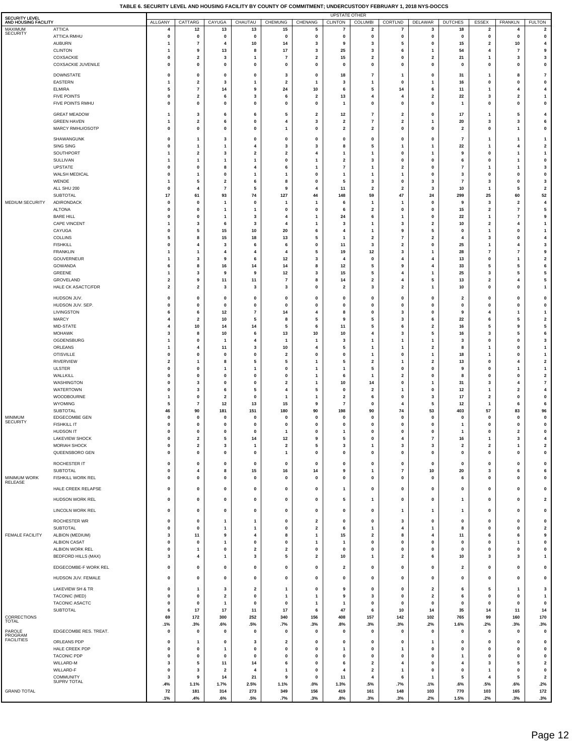# TABLE 6. SECURITY LEVEL AND HOUSING FACILITY BY COUNTY OF COMMITMENT; UNDERCUSTODY FEBRUARY 1, 2018 NYS-DOCCS

| SECURITY LEVEL AND HOUSING FACILITY | | UPSTATE OTHER | | | | | | | | | | | | | |
|---|---|---|---|---|---|---|---|---|---|---|---|---|---|---|---|
| | | ALLGANY | CATTARG | CAYUGA | CHAUTAU | CHEMUNG | CHENANG | CLINTON | COLUMBI | CORTLND | DELAWAR | DUTCHES | ESSEX | FRANKLN | FULTON |
| MAXIMUM SECURITY | ATTICA | 4 | 12 | 13 | 13 | 15 | 5 | 7 | 2 | 7 | 3 | 18 | 2 | 4 | 2 |
| | ATTICA RMHU | 0 | 0 | 0 | 0 | 0 | 0 | 0 | 0 | 0 | 0 | 0 | 0 | 0 | 0 |
| | AUBURN | 1 | 7 | 4 | 10 | 14 | 3 | 9 | 3 | 5 | 0 | 15 | 2 | 10 | 4 |
| | CLINTON | 1 | 9 | 13 | 8 | 17 | 3 | 25 | 3 | 6 | 1 | 54 | 4 | 7 | 9 |
| | COXSACKIE | 0 | 2 | 3 | 1 | 7 | 2 | 15 | 2 | 0 | 2 | 21 | 1 | 3 | 3 |
| | COXSACKIE JUVENILE | 0 | 0 | 0 | 0 | 0 | 0 | 0 | 0 | 0 | 0 | 0 | 0 | 0 | 0 |
| | DOWNSTATE | 0 | 0 | 0 | 0 | 3 | 0 | 18 | 7 | 1 | 0 | 31 | 1 | 8 | 7 |
| | EASTERN | 1 | 2 | 3 | 1 | 2 | 1 | 3 | 1 | 0 | 1 | 16 | 0 | 0 | 0 |
| | ELMIRA | 5 | 7 | 14 | 9 | 24 | 10 | 6 | 5 | 14 | 6 | 11 | 1 | 4 | 4 |
| | FIVE POINTS | 0 | 2 | 6 | 3 | 6 | 2 | 13 | 4 | 4 | 2 | 22 | 3 | 2 | 1 |
| | FIVE POINTS RMHU | 0 | 0 | 0 | 0 | 0 | 0 | 1 | 0 | 0 | 0 | 1 | 0 | 0 | 0 |
| | GREAT MEADOW | 1 | 3 | 6 | 6 | 5 | 2 | 12 | 7 | 2 | 0 | 17 | 1 | 5 | 4 |
| | GREEN HAVEN | 1 | 2 | 6 | 0 | 4 | 3 | 2 | 7 | 2 | 1 | 20 | 3 | 3 | 6 |
| | MARCY RMHU/OSOTP | 0 | 0 | 0 | 0 | 1 | 0 | 2 | 2 | 0 | 0 | 2 | 0 | 1 | 0 |
| | SHAWANGUNK | 0 | 1 | 3 | 0 | 0 | 0 | 0 | 0 | 0 | 0 | 7 | 1 | 1 | 1 |
| | SING SING | 0 | 1 | 1 | 4 | 3 | 3 | 8 | 5 | 1 | 1 | 22 | 1 | 4 | 2 |
| | SOUTHPORT | 1 | 2 | 3 | 2 | 2 | 4 | 1 | 1 | 0 | 1 | 9 | 0 | 1 | 1 |
| | SULLIVAN | 1 | 1 | 1 | 1 | 0 | 1 | 2 | 3 | 0 | 0 | 6 | 0 | 1 | 0 |
| | UPSTATE | 0 | 0 | 8 | 4 | 6 | 1 | 7 | 1 | 2 | 0 | 7 | 1 | 1 | 3 |
| | WALSH MEDICAL | 0 | 1 | 0 | 1 | 1 | 0 | 1 | 1 | 1 | 0 | 3 | 0 | 0 | 0 |
| | WENDE | 1 | 5 | 2 | 6 | 8 | 0 | 5 | 3 | 0 | 3 | 7 | 3 | 0 | 3 |
| | ALL SHU 200 | 0 | 4 | 7 | 5 | 9 | 4 | 11 | 2 | 2 | 3 | 10 | 1 | 5 | 2 |
| | SUBTOTAL | 17 | 61 | 93 | 74 | 127 | 44 | 148 | 59 | 47 | 24 | 299 | 25 | 60 | 52 |
| MEDIUM SECURITY | ADIRONDACK | 0 | 0 | 1 | 0 | 1 | 1 | 6 | 1 | 1 | 0 | 9 | 3 | 2 | 4 |
| | ALTONA | 0 | 0 | 1 | 1 | 0 | 0 | 6 | 2 | 0 | 0 | 15 | 2 | 7 | 5 |
| | BARE HILL | 0 | 0 | 1 | 3 | 4 | 1 | 24 | 6 | 1 | 0 | 22 | 1 | 7 | 9 |
| | CAPE VINCENT | 1 | 3 | 6 | 3 | 4 | 1 | 3 | 1 | 3 | 2 | 10 | 2 | 4 | 1 |
| | CAYUGA | 0 | 5 | 15 | 10 | 20 | 6 | 4 | 1 | 9 | 5 | 0 | 1 | 0 | 1 |
| | COLLINS | 5 | 8 | 15 | 18 | 13 | 5 | 1 | 2 | 7 | 2 | 4 | 3 | 0 | 4 |
| | FISHKILL | 0 | 4 | 3 | 6 | 6 | 0 | 11 | 3 | 2 | 0 | 25 | 1 | 4 | 3 |
| | FRANKLIN | 1 | 1 | 4 | 4 | 4 | 5 | 19 | 12 | 3 | 1 | 28 | 7 | 7 | 9 |
| | GOUVERNEUR | 1 | 3 | 9 | 6 | 12 | 3 | 4 | 0 | 4 | 4 | 13 | 0 | 1 | 2 |
| | GOWANDA | 6 | 8 | 16 | 14 | 14 | 8 | 12 | 5 | 9 | 4 | 33 | 5 | 5 | 6 |
| | GREENE | 1 | 3 | 9 | 9 | 12 | 3 | 15 | 5 | 4 | 1 | 25 | 3 | 5 | 5 |
| | GROVELAND | 2 | 9 | 11 | 11 | 7 | 8 | 14 | 2 | 4 | 5 | 13 | 2 | 4 | 5 |
| | HALE CK ASACTC/FDR | 2 | 2 | 3 | 3 | 3 | 0 | 2 | 3 | 2 | 1 | 10 | 0 | 0 | 1 |
| | HUDSON JUV. | 0 | 0 | 0 | 0 | 0 | 0 | 0 | 0 | 0 | 0 | 2 | 0 | 0 | 0 |
| | HUDSON JUV. SEP. | 0 | 0 | 0 | 0 | 0 | 0 | 0 | 0 | 0 | 0 | 0 | 0 | 0 | 0 |
| | LIVINGSTON | 6 | 6 | 12 | 7 | 14 | 4 | 8 | 0 | 3 | 0 | 9 | 4 | 1 | 1 |
| | MARCY | 4 | 2 | 10 | 5 | 8 | 5 | 9 | 5 | 3 | 6 | 22 | 6 | 5 | 2 |
| | MID-STATE | 4 | 10 | 14 | 14 | 5 | 6 | 11 | 5 | 6 | 2 | 16 | 5 | 9 | 5 |
| | MOHAWK | 3 | 8 | 10 | 6 | 13 | 10 | 10 | 4 | 3 | 5 | 16 | 3 | 5 | 6 |
| | OGDENSBURG | 1 | 0 | 1 | 4 | 1 | 1 | 3 | 1 | 1 | 1 | 3 | 0 | 0 | 3 |
| | ORLEANS | 1 | 4 | 11 | 3 | 10 | 4 | 5 | 1 | 1 | 2 | 8 | 1 | 0 | 1 |
| | OTISVILLE | 0 | 0 | 0 | 0 | 2 | 0 | 0 | 1 | 0 | 1 | 18 | 1 | 0 | 1 |
| | RIVERVIEW | 2 | 1 | 8 | 5 | 5 | 1 | 5 | 2 | 1 | 2 | 13 | 0 | 4 | 2 |
| | ULSTER | 0 | 0 | 1 | 1 | 0 | 1 | 1 | 5 | 0 | 0 | 9 | 0 | 1 | 1 |
| | WALLKILL | 0 | 0 | 0 | 0 | 0 | 1 | 6 | 1 | 2 | 0 | 8 | 0 | 0 | 2 |
| | WASHINGTON | 0 | 3 | 0 | 0 | 2 | 1 | 10 | 14 | 0 | 1 | 31 | 3 | 4 | 7 |
| | WATERTOWN | 0 | 3 | 6 | 5 | 4 | 5 | 0 | 2 | 1 | 0 | 12 | 1 | 2 | 4 |
| | WOODBOURNE | 1 | 0 | 2 | 0 | 1 | 1 | 2 | 6 | 0 | 3 | 17 | 2 | 0 | 0 |
| | WYOMING | 5 | 7 | 12 | 13 | 15 | 9 | 7 | 0 | 4 | 5 | 12 | 1 | 6 | 6 |
| | SUBTOTAL | 46 | 90 | 181 | 151 | 180 | 90 | 198 | 90 | 74 | 53 | 403 | 57 | 83 | 96 |
| MINIMUM SECURITY | EDGECOMBE GEN | 0 | 0 | 0 | 0 | 0 | 0 | 0 | 0 | 0 | 0 | 0 | 0 | 0 | 0 |
| | FISHKILL IT | 0 | 0 | 0 | 0 | 0 | 0 | 0 | 0 | 0 | 0 | 1 | 0 | 0 | 0 |
| | HUDSON IT | 0 | 0 | 0 | 0 | 1 | 0 | 1 | 0 | 0 | 0 | 1 | 0 | 2 | 0 |
| | LAKEVIEW SHOCK | 0 | 2 | 5 | 14 | 12 | 9 | 5 | 0 | 4 | 7 | 16 | 1 | 3 | 4 |
| | MORIAH SHOCK | 0 | 2 | 3 | 1 | 2 | 5 | 3 | 1 | 3 | 3 | 2 | 2 | 1 | 2 |
| | QUEENSBORO GEN | 0 | 0 | 0 | 0 | 1 | 0 | 0 | 0 | 0 | 0 | 0 | 0 | 0 | 0 |
| | ROCHESTER IT | 0 | 0 | 0 | 0 | 0 | 0 | 0 | 0 | 0 | 0 | 0 | 0 | 0 | 0 |
| | SUBTOTAL | 0 | 4 | 8 | 15 | 16 | 14 | 9 | 1 | 7 | 10 | 20 | 3 | 6 | 6 |
| MINIMUM WORK RELEASE | FISHKILL WORK REL | 0 | 0 | 0 | 0 | 0 | 0 | 0 | 0 | 0 | 0 | 6 | 0 | 0 | 0 |
| | HALE CREEK RELAPSE | 0 | 0 | 0 | 0 | 0 | 0 | 1 | 0 | 0 | 0 | 0 | 0 | 0 | 0 |
| | HUDSON WORK REL | 0 | 0 | 0 | 0 | 0 | 0 | 5 | 1 | 0 | 0 | 1 | 0 | 0 | 2 |
| | LINCOLN WORK REL | 0 | 0 | 0 | 0 | 0 | 0 | 0 | 0 | 1 | 1 | 1 | 0 | 0 | 0 |
| | ROCHESTER WR | 0 | 0 | 1 | 1 | 0 | 2 | 0 | 0 | 3 | 0 | 0 | 0 | 0 | 0 |
| | SUBTOTAL | 0 | 0 | 1 | 1 | 0 | 2 | 6 | 1 | 4 | 1 | 8 | 0 | 0 | 2 |
| FEMALE FACILITY | ALBION (MEDIUM) | 3 | 11 | 9 | 4 | 8 | 1 | 15 | 2 | 8 | 4 | 11 | 6 | 6 | 9 |
| | ALBION CASAT | 0 | 0 | 1 | 0 | 0 | 1 | 1 | 0 | 0 | 0 | 0 | 0 | 1 | 0 |
| | ALBION WORK REL | 0 | 1 | 0 | 2 | 2 | 0 | 0 | 0 | 0 | 0 | 0 | 0 | 0 | 0 |
| | BEDFORD HILLS (MAX) | 3 | 4 | 1 | 3 | 5 | 2 | 10 | 1 | 2 | 6 | 10 | 3 | 3 | 1 |
| | EDGECOMBE-F WORK REL | 0 | 0 | 0 | 0 | 0 | 0 | 2 | 0 | 0 | 0 | 2 | 0 | 0 | 0 |
| | HUDSON JUV. FEMALE | 0 | 0 | 0 | 0 | 0 | 0 | 0 | 0 | 0 | 0 | 0 | 0 | 0 | 0 |
| | LAKEVIEW SH & TR | 0 | 1 | 3 | 2 | 1 | 0 | 9 | 0 | 0 | 2 | 6 | 5 | 1 | 3 |
| | TACONIC (MED) | 0 | 0 | 2 | 0 | 1 | 1 | 9 | 3 | 0 | 2 | 6 | 0 | 0 | 1 |
| | TACONIC ASACTC | 0 | 0 | 1 | 0 | 0 | 1 | 1 | 0 | 0 | 0 | 0 | 0 | 0 | 0 |
| | SUBTOTAL | 6 | 17 | 17 | 11 | 17 | 6 | 47 | 6 | 10 | 14 | 35 | 14 | 11 | 14 |
| CORRECTIONS TOTAL | | 69 | 172 | 300 | 252 | 340 | 156 | 408 | 157 | 142 | 102 | 765 | 99 | 160 | 170 |
| | | .1% | .3% | .6% | .5% | .7% | .3% | .8% | .3% | .3% | .2% | 1.6% | .2% | .3% | .3% |
| PAROLE PROGRAM FACILITIES | EDGECOMBE RES. TREAT. | 0 | 0 | 0 | 0 | 0 | 0 | 0 | 0 | 0 | 0 | 0 | 0 | 0 | 0 |
| | ORLEANS PDP | 0 | 1 | 0 | 3 | 2 | 0 | 0 | 0 | 0 | 1 | 0 | 0 | 0 | 0 |
| | HALE CREEK PDP | 0 | 0 | 1 | 0 | 0 | 0 | 1 | 0 | 1 | 0 | 0 | 0 | 0 | 0 |
| | TACONIC PDP | 0 | 0 | 0 | 0 | 0 | 0 | 0 | 0 | 0 | 0 | 1 | 0 | 0 | 0 |
| | WILLARD-M | 3 | 5 | 11 | 14 | 6 | 0 | 6 | 2 | 4 | 0 | 4 | 3 | 5 | 2 |
| | WILLARD-F | 0 | 3 | 2 | 4 | 1 | 0 | 4 | 2 | 1 | 0 | 0 | 1 | 0 | 0 |
| | COMMUNITY SUPRV TOTAL | 3 | 9 | 14 | 21 | 9 | 0 | 11 | 4 | 6 | 1 | 5 | 4 | 5 | 2 |
| | | .4% | 1.1% | 1.7% | 2.5% | 1.1% | .0% | 1.3% | .5% | .7% | .1% | .6% | .5% | .6% | .2% |
| GRAND TOTAL | | 72 | 181 | 314 | 273 | 349 | 156 | 419 | 161 | 148 | 103 | 770 | 103 | 165 | 172 |
| | | .1% | .4% | .6% | .5% | .7% | .3% | .8% | .3% | .3% | .2% | 1.5% | .2% | .3% | .3% |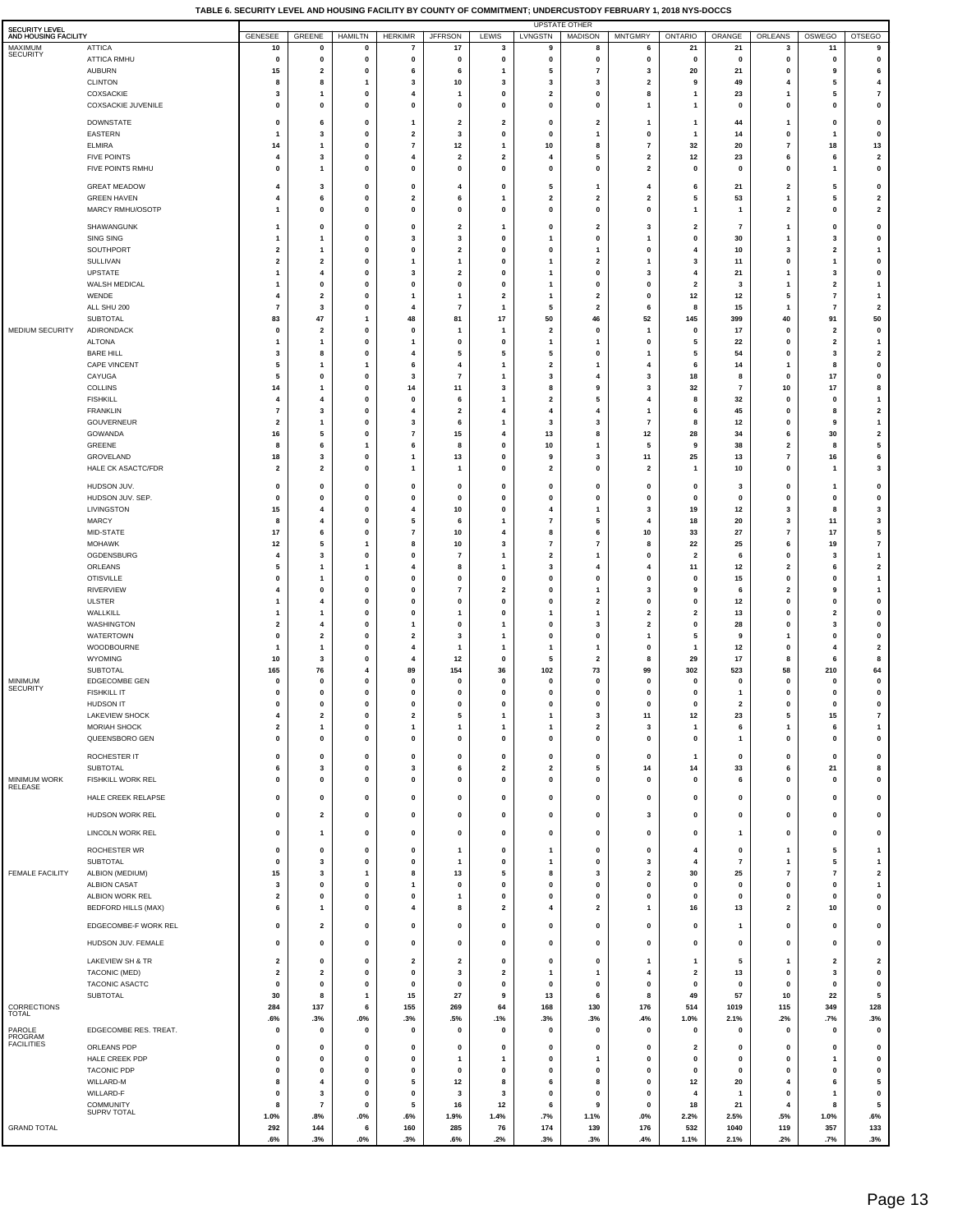**TABLE 6. SECURITY LEVEL AND HOUSING FACILITY BY COUNTY OF COMMITMENT; UNDERCUSTODY FEBRUARY 1, 2018 NYS-DOCCS**

| SECURITY LEVEL AND HOUSING FACILITY | | UPSTATE OTHER | | | | | | | | | | | | | |
|---|---|---|---|---|---|---|---|---|---|---|---|---|---|---|---|
| | | GENESEE | GREENE | HAMILTN | HERKIMR | JFFRSON | LEWIS | LVNGSTN | MADISON | MNTGMRY | ONTARIO | ORANGE | ORLEANS | OSWEGO | OTSEGO |
| MAXIMUM SECURITY | ATTICA | 10 | 0 | 0 | 7 | 17 | 3 | 9 | 8 | 6 | 21 | 21 | 3 | 11 | 9 |
| | ATTICA RMHU | 0 | 0 | 0 | 0 | 0 | 0 | 0 | 0 | 0 | 0 | 0 | 0 | 0 | 0 |
| | AUBURN | 15 | 2 | 0 | 6 | 6 | 1 | 5 | 7 | 3 | 20 | 21 | 0 | 9 | 6 |
| | CLINTON | 8 | 8 | 1 | 3 | 10 | 3 | 3 | 3 | 2 | 9 | 49 | 4 | 5 | 4 |
| | COXSACKIE | 3 | 1 | 0 | 4 | 1 | 0 | 2 | 0 | 8 | 1 | 23 | 1 | 5 | 7 |
| | COXSACKIE JUVENILE | 0 | 0 | 0 | 0 | 0 | 0 | 0 | 0 | 1 | 1 | 0 | 0 | 0 | 0 |
| | DOWNSTATE | 0 | 6 | 0 | 1 | 2 | 2 | 0 | 2 | 1 | 1 | 44 | 1 | 0 | 0 |
| | EASTERN | 1 | 3 | 0 | 2 | 3 | 0 | 0 | 1 | 0 | 1 | 14 | 0 | 1 | 0 |
| | ELMIRA | 14 | 1 | 0 | 7 | 12 | 1 | 10 | 8 | 7 | 32 | 20 | 7 | 18 | 13 |
| | FIVE POINTS | 4 | 3 | 0 | 4 | 2 | 2 | 4 | 5 | 2 | 12 | 23 | 6 | 6 | 2 |
| | FIVE POINTS RMHU | 0 | 1 | 0 | 0 | 0 | 0 | 0 | 0 | 2 | 0 | 0 | 0 | 1 | 0 |
| | GREAT MEADOW | 4 | 3 | 0 | 0 | 4 | 0 | 5 | 1 | 4 | 6 | 21 | 2 | 5 | 0 |
| | GREEN HAVEN | 4 | 6 | 0 | 2 | 6 | 1 | 2 | 2 | 2 | 5 | 53 | 1 | 5 | 2 |
| | MARCY RMHU/OSOTP | 1 | 0 | 0 | 0 | 0 | 0 | 0 | 0 | 0 | 1 | 1 | 2 | 0 | 2 |
| | SHAWANGUNK | 1 | 0 | 0 | 0 | 2 | 1 | 0 | 2 | 3 | 2 | 7 | 1 | 0 | 0 |
| | SING SING | 1 | 1 | 0 | 3 | 3 | 0 | 1 | 0 | 1 | 0 | 30 | 1 | 3 | 0 |
| | SOUTHPORT | 2 | 1 | 0 | 0 | 2 | 0 | 0 | 1 | 0 | 4 | 10 | 3 | 2 | 1 |
| | SULLIVAN | 2 | 2 | 0 | 1 | 1 | 0 | 1 | 2 | 1 | 3 | 11 | 0 | 1 | 0 |
| | UPSTATE | 1 | 4 | 0 | 3 | 2 | 0 | 1 | 0 | 3 | 4 | 21 | 1 | 3 | 0 |
| | WALSH MEDICAL | 1 | 0 | 0 | 0 | 0 | 0 | 1 | 0 | 0 | 2 | 3 | 1 | 2 | 1 |
| | WENDE | 4 | 2 | 0 | 1 | 1 | 2 | 1 | 2 | 0 | 12 | 12 | 5 | 7 | 1 |
| | ALL SHU 200 | 7 | 3 | 0 | 4 | 7 | 1 | 5 | 2 | 6 | 8 | 15 | 1 | 7 | 2 |
| | SUBTOTAL | 83 | 47 | 1 | 48 | 81 | 17 | 50 | 46 | 52 | 145 | 399 | 40 | 91 | 50 |
| MEDIUM SECURITY | ADIRONDACK | 0 | 2 | 0 | 0 | 1 | 1 | 2 | 0 | 1 | 0 | 17 | 0 | 2 | 0 |
| | ALTONA | 1 | 1 | 0 | 1 | 0 | 0 | 1 | 1 | 0 | 5 | 22 | 0 | 2 | 1 |
| | BARE HILL | 3 | 8 | 0 | 4 | 5 | 5 | 5 | 0 | 1 | 5 | 54 | 0 | 3 | 2 |
| | CAPE VINCENT | 5 | 1 | 1 | 6 | 4 | 1 | 2 | 1 | 4 | 6 | 14 | 1 | 8 | 0 |
| | CAYUGA | 5 | 0 | 0 | 3 | 7 | 1 | 3 | 4 | 3 | 18 | 8 | 0 | 17 | 0 |
| | COLLINS | 14 | 1 | 0 | 14 | 11 | 3 | 8 | 9 | 3 | 32 | 7 | 10 | 17 | 8 |
| | FISHKILL | 4 | 4 | 0 | 0 | 6 | 1 | 2 | 5 | 4 | 8 | 32 | 0 | 0 | 1 |
| | FRANKLIN | 7 | 3 | 0 | 4 | 2 | 4 | 4 | 4 | 1 | 6 | 45 | 0 | 8 | 2 |
| | GOUVERNEUR | 2 | 1 | 0 | 3 | 6 | 1 | 3 | 3 | 7 | 8 | 12 | 0 | 9 | 1 |
| | GOWANDA | 16 | 5 | 0 | 7 | 15 | 4 | 13 | 8 | 12 | 28 | 34 | 6 | 30 | 2 |
| | GREENE | 8 | 6 | 1 | 6 | 8 | 0 | 10 | 1 | 5 | 9 | 38 | 2 | 8 | 5 |
| | GROVELAND | 18 | 3 | 0 | 1 | 13 | 0 | 9 | 3 | 11 | 25 | 13 | 7 | 16 | 6 |
| | HALE CK ASACTC/FDR | 2 | 2 | 0 | 1 | 1 | 0 | 2 | 0 | 2 | 1 | 10 | 0 | 1 | 3 |
| | HUDSON JUV. | 0 | 0 | 0 | 0 | 0 | 0 | 0 | 0 | 0 | 0 | 3 | 0 | 1 | 0 |
| | HUDSON JUV. SEP. | 0 | 0 | 0 | 0 | 0 | 0 | 0 | 0 | 0 | 0 | 0 | 0 | 0 | 0 |
| | LIVINGSTON | 15 | 4 | 0 | 4 | 10 | 0 | 4 | 1 | 3 | 19 | 12 | 3 | 8 | 3 |
| | MARCY | 8 | 4 | 0 | 5 | 6 | 1 | 7 | 5 | 4 | 18 | 20 | 3 | 11 | 3 |
| | MID-STATE | 17 | 6 | 0 | 7 | 10 | 4 | 8 | 6 | 10 | 33 | 27 | 7 | 17 | 5 |
| | MOHAWK | 12 | 5 | 1 | 8 | 10 | 3 | 7 | 7 | 8 | 22 | 25 | 6 | 19 | 7 |
| | OGDENSBURG | 4 | 3 | 0 | 0 | 7 | 1 | 2 | 1 | 0 | 2 | 6 | 0 | 3 | 1 |
| | ORLEANS | 5 | 1 | 1 | 4 | 8 | 1 | 3 | 4 | 4 | 11 | 12 | 2 | 6 | 2 |
| | OTISVILLE | 0 | 1 | 0 | 0 | 0 | 0 | 0 | 0 | 0 | 0 | 15 | 0 | 0 | 1 |
| | RIVERVIEW | 4 | 0 | 0 | 0 | 7 | 2 | 0 | 1 | 3 | 9 | 6 | 2 | 9 | 1 |
| | ULSTER | 1 | 4 | 0 | 0 | 0 | 0 | 0 | 2 | 0 | 0 | 12 | 0 | 0 | 0 |
| | WALLKILL | 1 | 1 | 0 | 0 | 1 | 0 | 1 | 1 | 2 | 2 | 13 | 0 | 2 | 0 |
| | WASHINGTON | 2 | 4 | 0 | 1 | 0 | 1 | 0 | 3 | 2 | 0 | 28 | 0 | 3 | 0 |
| | WATERTOWN | 0 | 2 | 0 | 2 | 3 | 1 | 0 | 0 | 1 | 5 | 9 | 1 | 0 | 0 |
| | WOODBOURNE | 1 | 1 | 0 | 4 | 1 | 1 | 1 | 1 | 0 | 1 | 12 | 0 | 4 | 2 |
| | WYOMING | 10 | 3 | 0 | 4 | 12 | 0 | 5 | 2 | 8 | 29 | 17 | 8 | 6 | 8 |
| | SUBTOTAL | 165 | 76 | 4 | 89 | 154 | 36 | 102 | 73 | 99 | 302 | 523 | 58 | 210 | 64 |
| MINIMUM SECURITY | EDGECOMBE GEN | 0 | 0 | 0 | 0 | 0 | 0 | 0 | 0 | 0 | 0 | 0 | 0 | 0 | 0 |
| | FISHKILL IT | 0 | 0 | 0 | 0 | 0 | 0 | 0 | 0 | 0 | 0 | 1 | 0 | 0 | 0 |
| | HUDSON IT | 0 | 0 | 0 | 0 | 0 | 0 | 0 | 0 | 0 | 0 | 2 | 0 | 0 | 0 |
| | LAKEVIEW SHOCK | 4 | 2 | 0 | 2 | 5 | 1 | 1 | 3 | 11 | 12 | 23 | 5 | 15 | 7 |
| | MORIAH SHOCK | 2 | 1 | 0 | 1 | 1 | 1 | 1 | 2 | 3 | 1 | 6 | 1 | 6 | 1 |
| | QUEENSBORO GEN | 0 | 0 | 0 | 0 | 0 | 0 | 0 | 0 | 0 | 0 | 1 | 0 | 0 | 0 |
| | ROCHESTER IT | 0 | 0 | 0 | 0 | 0 | 0 | 0 | 0 | 0 | 1 | 0 | 0 | 0 | 0 |
| | SUBTOTAL | 6 | 3 | 0 | 3 | 6 | 2 | 2 | 5 | 14 | 14 | 33 | 6 | 21 | 8 |
| MINIMUM WORK RELEASE | FISHKILL WORK REL | 0 | 0 | 0 | 0 | 0 | 0 | 0 | 0 | 0 | 0 | 6 | 0 | 0 | 0 |
| | HALE CREEK RELAPSE | 0 | 0 | 0 | 0 | 0 | 0 | 0 | 0 | 0 | 0 | 0 | 0 | 0 | 0 |
| | HUDSON WORK REL | 0 | 2 | 0 | 0 | 0 | 0 | 0 | 0 | 3 | 0 | 0 | 0 | 0 | 0 |
| | LINCOLN WORK REL | 0 | 1 | 0 | 0 | 0 | 0 | 0 | 0 | 0 | 0 | 1 | 0 | 0 | 0 |
| | ROCHESTER WR | 0 | 0 | 0 | 0 | 1 | 0 | 1 | 0 | 0 | 4 | 0 | 1 | 5 | 1 |
| | SUBTOTAL | 0 | 3 | 0 | 0 | 1 | 0 | 1 | 0 | 3 | 4 | 7 | 1 | 5 | 1 |
| FEMALE FACILITY | ALBION (MEDIUM) | 15 | 3 | 1 | 8 | 13 | 5 | 8 | 3 | 2 | 30 | 25 | 7 | 7 | 2 |
| | ALBION CASAT | 3 | 0 | 0 | 1 | 0 | 0 | 0 | 0 | 0 | 0 | 0 | 0 | 0 | 1 |
| | ALBION WORK REL | 2 | 0 | 0 | 0 | 1 | 0 | 0 | 0 | 0 | 0 | 0 | 0 | 0 | 0 |
| | BEDFORD HILLS (MAX) | 6 | 1 | 0 | 4 | 8 | 2 | 4 | 2 | 1 | 16 | 13 | 2 | 10 | 0 |
| | EDGECOMBE-F WORK REL | 0 | 2 | 0 | 0 | 0 | 0 | 0 | 0 | 0 | 0 | 1 | 0 | 0 | 0 |
| | HUDSON JUV. FEMALE | 0 | 0 | 0 | 0 | 0 | 0 | 0 | 0 | 0 | 0 | 0 | 0 | 0 | 0 |
| | LAKEVIEW SH & TR | 2 | 0 | 0 | 2 | 2 | 0 | 0 | 0 | 1 | 1 | 5 | 1 | 2 | 2 |
| | TACONIC (MED) | 2 | 2 | 0 | 0 | 3 | 2 | 1 | 1 | 4 | 2 | 13 | 0 | 3 | 0 |
| | TACONIC ASACTC | 0 | 0 | 0 | 0 | 0 | 0 | 0 | 0 | 0 | 0 | 0 | 0 | 0 | 0 |
| | SUBTOTAL | 30 | 8 | 1 | 15 | 27 | 9 | 13 | 6 | 8 | 49 | 57 | 10 | 22 | 5 |
| CORRECTIONS TOTAL | | 284 | 137 | 6 | 155 | 269 | 64 | 168 | 130 | 176 | 514 | 1019 | 115 | 349 | 128 |
| | | .6% | .3% | .0% | .3% | .5% | .1% | .3% | .3% | .4% | 1.0% | 2.1% | .2% | .7% | .3% |
| PAROLE PROGRAM FACILITIES | EDGECOMBE RES. TREAT. | 0 | 0 | 0 | 0 | 0 | 0 | 0 | 0 | 0 | 0 | 0 | 0 | 0 | 0 |
| | ORLEANS PDP | 0 | 0 | 0 | 0 | 0 | 0 | 0 | 0 | 0 | 2 | 0 | 0 | 0 | 0 |
| | HALE CREEK PDP | 0 | 0 | 0 | 0 | 1 | 1 | 0 | 1 | 0 | 0 | 0 | 0 | 1 | 0 |
| | TACONIC PDP | 0 | 0 | 0 | 0 | 0 | 0 | 0 | 0 | 0 | 0 | 0 | 0 | 0 | 0 |
| | WILLARD-M | 8 | 4 | 0 | 5 | 12 | 8 | 6 | 8 | 0 | 12 | 20 | 4 | 6 | 5 |
| | WILLARD-F | 0 | 3 | 0 | 0 | 3 | 3 | 0 | 0 | 0 | 4 | 1 | 0 | 1 | 0 |
| | COMMUNITY SUPRV TOTAL | 8 | 7 | 0 | 5 | 16 | 12 | 6 | 9 | 0 | 18 | 21 | 4 | 8 | 5 |
| | | 1.0% | .8% | .0% | .6% | 1.9% | 1.4% | .7% | 1.1% | .0% | 2.2% | 2.5% | .5% | 1.0% | .6% |
| GRAND TOTAL | | 292 | 144 | 6 | 160 | 285 | 76 | 174 | 139 | 176 | 532 | 1040 | 119 | 357 | 133 |
| | | .6% | .3% | .0% | .3% | .6% | .2% | .3% | .3% | .4% | 1.1% | 2.1% | .2% | .7% | .3% |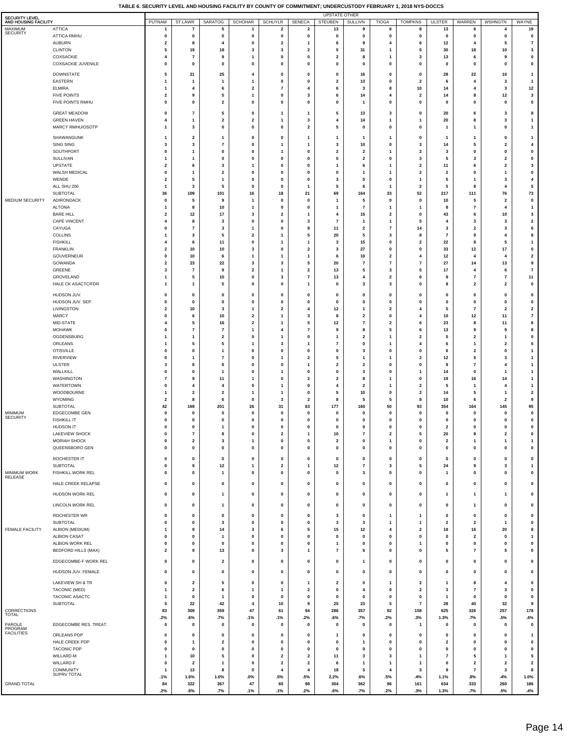**TABLE 6. SECURITY LEVEL AND HOUSING FACILITY BY COUNTY OF COMMITMENT; UNDERCUSTODY FEBRUARY 1, 2018 NYS-DOCCS**

| SECURITY LEVEL AND HOUSING FACILITY | | UPSTATE OTHER | | | | | | | | | | | | | |
|---|---|---|---|---|---|---|---|---|---|---|---|---|---|---|---|
| | | PUTNAM | ST.LAWR | SARATOG | SCHOHAR | SCHUYLR | SENECA | STEUBEN | SULLIVN | TIOGA | TOMPKNS | ULSTER | WARREN | WSHNGTN | WAYNE |
| MAXIMUM SECURITY | ATTICA | 1 | 7 | 5 | 1 | 2 | 2 | 13 | 9 | 6 | 8 | 13 | 6 | 4 | 19 |
| | ATTICA RMHU | 0 | 0 | 0 | 0 | 0 | 0 | 0 | 0 | 0 | 0 | 0 | 0 | 0 | 0 |
| | AUBURN | 2 | 8 | 4 | 0 | 2 | 1 | 6 | 9 | 4 | 6 | 12 | 4 | 5 | 7 |
| | CLINTON | 5 | 19 | 18 | 3 | 3 | 2 | 5 | 31 | 1 | 5 | 30 | 18 | 10 | 3 |
| | COXSACKIE | 4 | 7 | 9 | 1 | 0 | 0 | 2 | 8 | 1 | 3 | 13 | 6 | 9 | 0 |
| | COXSACKIE JUVENILE | 0 | 0 | 0 | 0 | 0 | 0 | 0 | 0 | 0 | 0 | 0 | 0 | 0 | 0 |
| | DOWNSTATE | 5 | 21 | 25 | 4 | 0 | 0 | 0 | 16 | 0 | 0 | 28 | 22 | 10 | 1 |
| | EASTERN | 1 | 1 | 1 | 1 | 0 | 0 | 2 | 13 | 0 | 2 | 6 | 4 | 3 | 1 |
| | ELMIRA | 1 | 4 | 6 | 2 | 7 | 4 | 6 | 3 | 8 | 10 | 14 | 4 | 3 | 12 |
| | FIVE POINTS | 2 | 9 | 5 | 1 | 0 | 3 | 6 | 14 | 4 | 2 | 14 | 8 | 12 | 3 |
| | FIVE POINTS RMHU | 0 | 0 | 2 | 0 | 0 | 0 | 0 | 1 | 0 | 0 | 0 | 0 | 0 | 0 |
| | GREAT MEADOW | 0 | 7 | 5 | 0 | 1 | 1 | 5 | 13 | 3 | 0 | 20 | 6 | 3 | 8 |
| | GREEN HAVEN | 4 | 1 | 2 | 2 | 1 | 3 | 4 | 14 | 1 | 1 | 20 | 8 | 3 | 1 |
| | MARCY RMHU/OSOTP | 1 | 3 | 0 | 0 | 0 | 2 | 5 | 0 | 0 | 0 | 1 | 1 | 0 | 1 |
| | SHAWANGUNK | 1 | 2 | 1 | 0 | 0 | 1 | 1 | 1 | 1 | 0 | 1 | 1 | 0 | 1 |
| | SING SING | 3 | 3 | 7 | 0 | 1 | 1 | 3 | 10 | 0 | 3 | 14 | 5 | 2 | 4 |
| | SOUTHPORT | 0 | 1 | 0 | 0 | 1 | 0 | 2 | 2 | 1 | 2 | 3 | 0 | 0 | 0 |
| | SULLIVAN | 1 | 1 | 0 | 0 | 0 | 0 | 0 | 2 | 0 | 3 | 5 | 3 | 2 | 0 |
| | UPSTATE | 2 | 6 | 3 | 1 | 0 | 0 | 1 | 6 | 1 | 2 | 11 | 6 | 2 | 3 |
| | WALSH MEDICAL | 0 | 1 | 2 | 0 | 0 | 0 | 0 | 1 | 1 | 2 | 2 | 0 | 1 | 0 |
| | WENDE | 2 | 5 | 1 | 0 | 0 | 0 | 3 | 5 | 0 | 1 | 5 | 1 | 3 | 4 |
| | ALL SHU 200 | 1 | 3 | 5 | 0 | 0 | 1 | 5 | 6 | 1 | 2 | 5 | 8 | 4 | 5 |
| | SUBTOTAL | 36 | 109 | 101 | 16 | 18 | 21 | 69 | 164 | 33 | 52 | 217 | 111 | 76 | 73 |
| MEDIUM SECURITY | ADIRONDACK | 0 | 5 | 9 | 1 | 0 | 0 | 1 | 5 | 0 | 0 | 10 | 5 | 2 | 0 |
| | ALTONA | 1 | 8 | 10 | 1 | 0 | 0 | 1 | 7 | 1 | 1 | 8 | 7 | 4 | 1 |
| | BARE HILL | 2 | 12 | 17 | 3 | 2 | 1 | 4 | 15 | 2 | 0 | 43 | 6 | 10 | 3 |
| | CAPE VINCENT | 4 | 8 | 3 | 0 | 0 | 3 | 7 | 1 | 1 | 5 | 4 | 3 | 3 | 2 |
| | CAYUGA | 0 | 7 | 3 | 1 | 0 | 8 | 11 | 2 | 7 | 14 | 3 | 2 | 3 | 6 |
| | COLLINS | 1 | 3 | 5 | 2 | 1 | 5 | 20 | 5 | 3 | 8 | 7 | 9 | 4 | 8 |
| | FISHKILL | 4 | 6 | 11 | 0 | 1 | 1 | 3 | 15 | 0 | 2 | 22 | 8 | 5 | 1 |
| | FRANKLIN | 2 | 10 | 10 | 3 | 0 | 2 | 3 | 27 | 0 | 0 | 33 | 12 | 17 | 0 |
| | GOUVERNEUR | 0 | 10 | 6 | 1 | 1 | 1 | 6 | 10 | 2 | 4 | 12 | 4 | 4 | 2 |
| | GOWANDA | 2 | 23 | 22 | 3 | 3 | 5 | 20 | 7 | 7 | 7 | 27 | 14 | 13 | 9 |
| | GREENE | 3 | 7 | 9 | 2 | 1 | 2 | 13 | 5 | 3 | 5 | 17 | 4 | 6 | 7 |
| | GROVELAND | 1 | 5 | 10 | 0 | 3 | 7 | 13 | 4 | 2 | 6 | 9 | 7 | 7 | 11 |
| | HALE CK ASACTC/FDR | 1 | 1 | 5 | 0 | 0 | 1 | 0 | 3 | 3 | 0 | 8 | 2 | 2 | 0 |
| | HUDSON JUV. | 0 | 0 | 0 | 0 | 0 | 0 | 0 | 0 | 0 | 0 | 0 | 0 | 0 | 0 |
| | HUDSON JUV. SEP. | 0 | 0 | 0 | 0 | 0 | 0 | 0 | 0 | 0 | 0 | 0 | 0 | 0 | 0 |
| | LIVINGSTON | 2 | 10 | 3 | 1 | 2 | 4 | 12 | 1 | 2 | 4 | 5 | 7 | 2 | 2 |
| | MARCY | 0 | 6 | 10 | 2 | 1 | 3 | 8 | 2 | 0 | 4 | 10 | 12 | 11 | 7 |
| | MID-STATE | 4 | 5 | 16 | 2 | 1 | 5 | 12 | 7 | 2 | 6 | 23 | 8 | 11 | 6 |
| | MOHAWK | 0 | 7 | 7 | 1 | 4 | 7 | 9 | 8 | 5 | 6 | 13 | 9 | 9 | 8 |
| | OGDENSBURG | 1 | 1 | 2 | 0 | 1 | 0 | 1 | 2 | 1 | 2 | 5 | 2 | 1 | 0 |
| | ORLEANS | 1 | 5 | 5 | 1 | 3 | 1 | 7 | 0 | 1 | 4 | 6 | 1 | 2 | 5 |
| | OTISVILLE | 0 | 0 | 1 | 0 | 0 | 0 | 0 | 3 | 0 | 0 | 6 | 2 | 0 | 1 |
| | RIVERVIEW | 0 | 1 | 7 | 0 | 1 | 2 | 5 | 1 | 1 | 2 | 12 | 5 | 3 | 1 |
| | ULSTER | 3 | 6 | 6 | 0 | 0 | 1 | 2 | 2 | 0 | 0 | 9 | 7 | 4 | 1 |
| | WALLKILL | 0 | 0 | 1 | 0 | 1 | 0 | 0 | 3 | 0 | 1 | 14 | 0 | 1 | 1 |
| | WASHINGTON | 7 | 9 | 11 | 1 | 0 | 2 | 2 | 8 | 1 | 0 | 19 | 16 | 14 | 1 |
| | WATERTOWN | 0 | 4 | 4 | 0 | 1 | 0 | 4 | 2 | 1 | 2 | 5 | 1 | 4 | 1 |
| | WOODBOURNE | 1 | 2 | 2 | 1 | 1 | 0 | 5 | 10 | 0 | 2 | 14 | 5 | 1 | 2 |
| | WYOMING | 2 | 8 | 6 | 0 | 3 | 2 | 8 | 5 | 5 | 8 | 10 | 6 | 2 | 9 |
| | SUBTOTAL | 42 | 169 | 201 | 26 | 31 | 63 | 177 | 160 | 50 | 93 | 354 | 164 | 145 | 95 |
| MINIMUM SECURITY | EDGECOMBE GEN | 0 | 0 | 0 | 0 | 0 | 0 | 0 | 0 | 0 | 0 | 0 | 0 | 0 | 0 |
| | FISHKILL IT | 0 | 0 | 0 | 0 | 0 | 0 | 0 | 0 | 0 | 0 | 0 | 0 | 0 | 0 |
| | HUDSON IT | 0 | 0 | 1 | 0 | 0 | 0 | 0 | 0 | 0 | 0 | 2 | 0 | 0 | 0 |
| | LAKEVIEW SHOCK | 0 | 7 | 8 | 0 | 2 | 1 | 10 | 7 | 2 | 5 | 20 | 8 | 2 | 0 |
| | MORIAH SHOCK | 0 | 2 | 3 | 1 | 0 | 0 | 2 | 0 | 1 | 0 | 2 | 1 | 1 | 1 |
| | QUEENSBORO GEN | 0 | 0 | 0 | 0 | 0 | 0 | 0 | 0 | 0 | 0 | 0 | 0 | 0 | 0 |
| | ROCHESTER IT | 0 | 0 | 0 | 0 | 0 | 0 | 0 | 0 | 0 | 0 | 0 | 0 | 0 | 0 |
| | SUBTOTAL | 0 | 9 | 12 | 1 | 2 | 1 | 12 | 7 | 3 | 5 | 24 | 9 | 3 | 1 |
| MINIMUM WORK RELEASE | FISHKILL WORK REL | 0 | 0 | 1 | 0 | 0 | 0 | 0 | 3 | 0 | 0 | 1 | 0 | 0 | 0 |
| | HALE CREEK RELAPSE | 0 | 0 | 0 | 0 | 0 | 0 | 0 | 0 | 0 | 0 | 0 | 0 | 0 | 0 |
| | HUDSON WORK REL | 0 | 0 | 1 | 0 | 0 | 0 | 0 | 0 | 0 | 0 | 1 | 1 | 1 | 0 |
| | LINCOLN WORK REL | 0 | 0 | 1 | 0 | 0 | 0 | 0 | 0 | 0 | 0 | 0 | 1 | 0 | 0 |
| | ROCHESTER WR | 0 | 0 | 0 | 0 | 0 | 0 | 3 | 0 | 1 | 1 | 0 | 0 | 0 | 0 |
| | SUBTOTAL | 0 | 0 | 3 | 0 | 0 | 0 | 3 | 3 | 1 | 1 | 2 | 2 | 1 | 0 |
| FEMALE FACILITY | ALBION (MEDIUM) | 1 | 9 | 14 | 3 | 6 | 5 | 15 | 12 | 4 | 2 | 18 | 16 | 20 | 8 |
| | ALBION CASAT | 0 | 0 | 1 | 0 | 0 | 0 | 0 | 0 | 0 | 0 | 0 | 2 | 0 | 1 |
| | ALBION WORK REL | 0 | 0 | 0 | 0 | 0 | 0 | 1 | 0 | 0 | 1 | 0 | 0 | 0 | 0 |
| | BEDFORD HILLS (MAX) | 2 | 9 | 13 | 0 | 3 | 1 | 7 | 6 | 0 | 0 | 5 | 7 | 5 | 0 |
| | EDGECOMBE-F WORK REL | 0 | 0 | 2 | 0 | 0 | 0 | 0 | 1 | 0 | 0 | 0 | 0 | 0 | 0 |
| | HUDSON JUV. FEMALE | 0 | 0 | 0 | 0 | 0 | 0 | 0 | 0 | 0 | 0 | 0 | 0 | 0 | 0 |
| | LAKEVIEW SH & TR | 0 | 2 | 5 | 0 | 0 | 1 | 2 | 0 | 1 | 2 | 1 | 8 | 4 | 0 |
| | TACONIC (MED) | 1 | 2 | 6 | 1 | 1 | 2 | 0 | 4 | 0 | 2 | 3 | 7 | 3 | 0 |
| | TACONIC ASACTC | 1 | 0 | 1 | 0 | 0 | 0 | 0 | 0 | 0 | 0 | 1 | 0 | 0 | 0 |
| | SUBTOTAL | 5 | 22 | 42 | 4 | 10 | 9 | 25 | 23 | 5 | 7 | 28 | 40 | 32 | 9 |
| CORRECTIONS TOTAL | | 83 | 309 | 359 | 47 | 61 | 94 | 286 | 357 | 92 | 158 | 625 | 326 | 257 | 178 |
| | | .2% | .6% | .7% | .1% | .1% | .2% | .6% | .7% | .2% | .3% | 1.3% | .7% | .5% | .4% |
| PAROLE PROGRAM FACILITIES | EDGECOMBE RES. TREAT. | 0 | 0 | 0 | 0 | 0 | 0 | 0 | 0 | 0 | 1 | 0 | 0 | 0 | 0 |
| | ORLEANS PDP | 0 | 0 | 0 | 0 | 0 | 0 | 1 | 0 | 0 | 0 | 0 | 0 | 0 | 1 |
| | HALE CREEK PDP | 0 | 1 | 2 | 0 | 0 | 0 | 0 | 1 | 0 | 0 | 2 | 0 | 0 | 0 |
| | TACONIC PDP | 0 | 0 | 0 | 0 | 0 | 0 | 0 | 0 | 0 | 0 | 0 | 0 | 0 | 0 |
| | WILLARD-M | 1 | 10 | 5 | 0 | 2 | 2 | 11 | 3 | 3 | 1 | 7 | 5 | 1 | 5 |
| | WILLARD-F | 0 | 2 | 1 | 0 | 2 | 2 | 6 | 1 | 1 | 1 | 0 | 2 | 2 | 2 |
| | COMMUNITY SUPRV TOTAL | 1 | 13 | 8 | 0 | 4 | 4 | 18 | 5 | 4 | 3 | 9 | 7 | 3 | 8 |
| | | .1% | 1.6% | 1.0% | .0% | .5% | .5% | 2.2% | .6% | .5% | .4% | 1.1% | .8% | .4% | 1.0% |
| GRAND TOTAL | | 84 | 322 | 367 | 47 | 65 | 98 | 304 | 362 | 96 | 161 | 634 | 333 | 260 | 186 |
| | | .2% | .6% | .7% | .1% | .1% | .2% | .6% | .7% | .2% | .3% | 1.3% | .7% | .5% | .4% |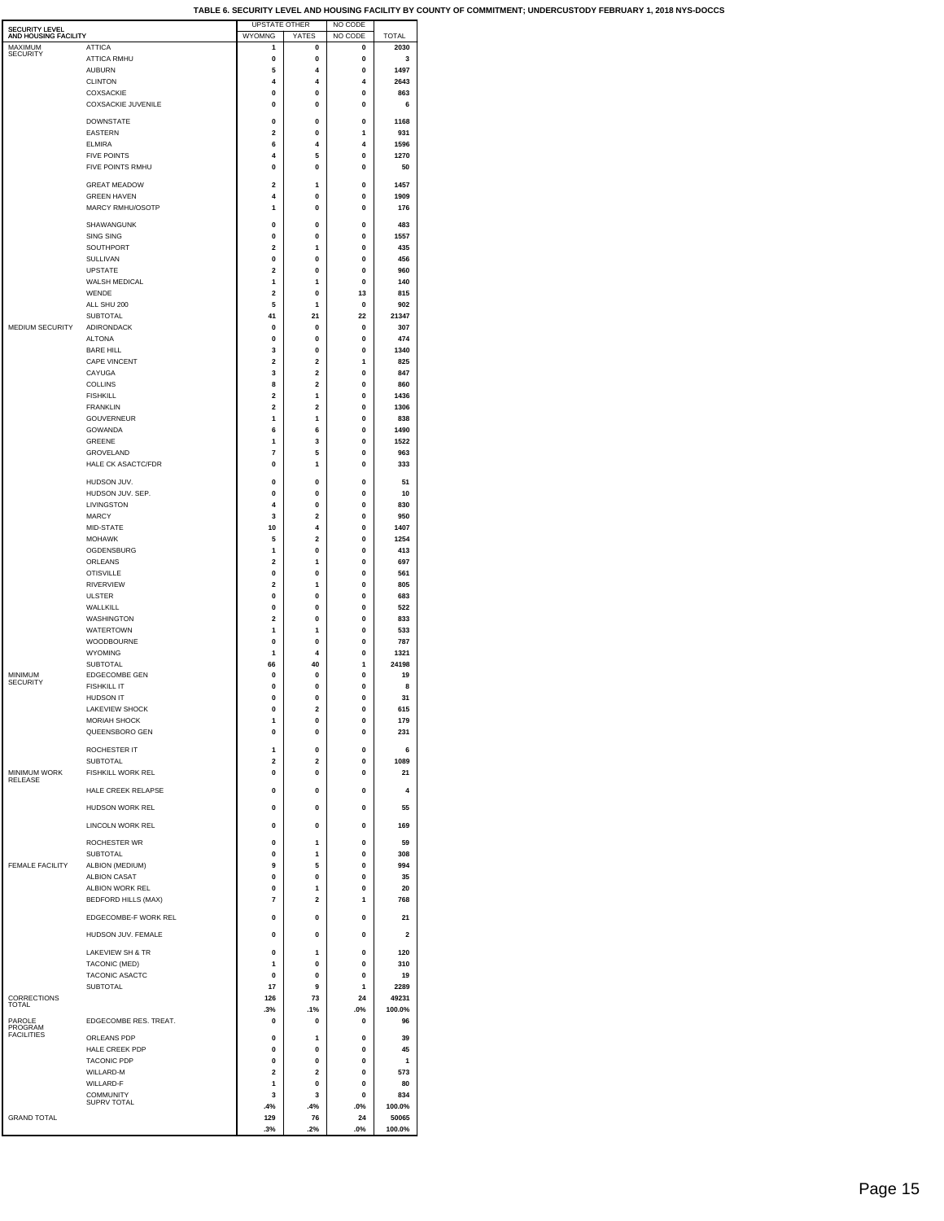**TABLE 6. SECURITY LEVEL AND HOUSING FACILITY BY COUNTY OF COMMITMENT; UNDERCUSTODY FEBRUARY 1, 2018 NYS-DOCCS**

| SECURITY LEVEL AND HOUSING FACILITY | | UPSTATE OTHER | | NO CODE | |
|---|---|---|---|---|---|
| | | WYOMNG | YATES | NO CODE | TOTAL |
| MAXIMUM SECURITY | ATTICA | 1 | 0 | 0 | 2030 |
| | ATTICA RMHU | 0 | 0 | 0 | 3 |
| | AUBURN | 5 | 4 | 0 | 1497 |
| | CLINTON | 4 | 4 | 4 | 2643 |
| | COXSACKIE | 0 | 0 | 0 | 863 |
| | COXSACKIE JUVENILE | 0 | 0 | 0 | 6 |
| | DOWNSTATE | 0 | 0 | 0 | 1168 |
| | EASTERN | 2 | 0 | 1 | 931 |
| | ELMIRA | 6 | 4 | 4 | 1596 |
| | FIVE POINTS | 4 | 5 | 0 | 1270 |
| | FIVE POINTS RMHU | 0 | 0 | 0 | 50 |
| | GREAT MEADOW | 2 | 1 | 0 | 1457 |
| | GREEN HAVEN | 4 | 0 | 0 | 1909 |
| | MARCY RMHU/OSOTP | 1 | 0 | 0 | 176 |
| | SHAWANGUNK | 0 | 0 | 0 | 483 |
| | SING SING | 0 | 0 | 0 | 1557 |
| | SOUTHPORT | 2 | 1 | 0 | 435 |
| | SULLIVAN | 0 | 0 | 0 | 456 |
| | UPSTATE | 2 | 0 | 0 | 960 |
| | WALSH MEDICAL | 1 | 1 | 0 | 140 |
| | WENDE | 2 | 0 | 13 | 815 |
| | ALL SHU 200 | 5 | 1 | 0 | 902 |
| | SUBTOTAL | 41 | 21 | 22 | 21347 |
| MEDIUM SECURITY | ADIRONDACK | 0 | 0 | 0 | 307 |
| | ALTONA | 0 | 0 | 0 | 474 |
| | BARE HILL | 3 | 0 | 0 | 1340 |
| | CAPE VINCENT | 2 | 2 | 1 | 825 |
| | CAYUGA | 3 | 2 | 0 | 847 |
| | COLLINS | 8 | 2 | 0 | 860 |
| | FISHKILL | 2 | 1 | 0 | 1436 |
| | FRANKLIN | 2 | 2 | 0 | 1306 |
| | GOUVERNEUR | 1 | 1 | 0 | 838 |
| | GOWANDA | 6 | 6 | 0 | 1490 |
| | GREENE | 1 | 3 | 0 | 1522 |
| | GROVELAND | 7 | 5 | 0 | 963 |
| | HALE CK ASACTC/FDR | 0 | 1 | 0 | 333 |
| | HUDSON JUV. | 0 | 0 | 0 | 51 |
| | HUDSON JUV. SEP. | 0 | 0 | 0 | 10 |
| | LIVINGSTON | 4 | 0 | 0 | 830 |
| | MARCY | 3 | 2 | 0 | 950 |
| | MID-STATE | 10 | 4 | 0 | 1407 |
| | MOHAWK | 5 | 2 | 0 | 1254 |
| | OGDENSBURG | 1 | 0 | 0 | 413 |
| | ORLEANS | 2 | 1 | 0 | 697 |
| | OTISVILLE | 0 | 0 | 0 | 561 |
| | RIVERVIEW | 2 | 1 | 0 | 805 |
| | ULSTER | 0 | 0 | 0 | 683 |
| | WALLKILL | 0 | 0 | 0 | 522 |
| | WASHINGTON | 2 | 0 | 0 | 833 |
| | WATERTOWN | 1 | 1 | 0 | 533 |
| | WOODBOURNE | 0 | 0 | 0 | 787 |
| | WYOMING | 1 | 4 | 0 | 1321 |
| | SUBTOTAL | 66 | 40 | 1 | 24198 |
| MINIMUM SECURITY | EDGECOMBE GEN | 0 | 0 | 0 | 19 |
| | FISHKILL IT | 0 | 0 | 0 | 8 |
| | HUDSON IT | 0 | 0 | 0 | 31 |
| | LAKEVIEW SHOCK | 0 | 2 | 0 | 615 |
| | MORIAH SHOCK | 1 | 0 | 0 | 179 |
| | QUEENSBORO GEN | 0 | 0 | 0 | 231 |
| | ROCHESTER IT | 1 | 0 | 0 | 6 |
| | SUBTOTAL | 2 | 2 | 0 | 1089 |
| MINIMUM WORK RELEASE | FISHKILL WORK REL | 0 | 0 | 0 | 21 |
| | HALE CREEK RELAPSE | 0 | 0 | 0 | 4 |
| | HUDSON WORK REL | 0 | 0 | 0 | 55 |
| | LINCOLN WORK REL | 0 | 0 | 0 | 169 |
| | ROCHESTER WR | 0 | 1 | 0 | 59 |
| | SUBTOTAL | 0 | 1 | 0 | 308 |
| FEMALE FACILITY | ALBION (MEDIUM) | 9 | 5 | 0 | 994 |
| | ALBION CASAT | 0 | 0 | 0 | 35 |
| | ALBION WORK REL | 0 | 1 | 0 | 20 |
| | BEDFORD HILLS (MAX) | 7 | 2 | 1 | 768 |
| | EDGECOMBE-F WORK REL | 0 | 0 | 0 | 21 |
| | HUDSON JUV. FEMALE | 0 | 0 | 0 | 2 |
| | LAKEVIEW SH & TR | 0 | 1 | 0 | 120 |
| | TACONIC (MED) | 1 | 0 | 0 | 310 |
| | TACONIC ASACTC | 0 | 0 | 0 | 19 |
| | SUBTOTAL | 17 | 9 | 1 | 2289 |
| CORRECTIONS TOTAL | | 126 | 73 | 24 | 49231 |
| | | .3% | .1% | .0% | 100.0% |
| PAROLE PROGRAM FACILITIES | EDGECOMBE RES. TREAT. | 0 | 0 | 0 | 96 |
| | ORLEANS PDP | 0 | 1 | 0 | 39 |
| | HALE CREEK PDP | 0 | 0 | 0 | 45 |
| | TACONIC PDP | 0 | 0 | 0 | 1 |
| | WILLARD-M | 2 | 2 | 0 | 573 |
| | WILLARD-F | 1 | 0 | 0 | 80 |
| | COMMUNITY SUPRV TOTAL | 3 | 3 | 0 | 834 |
| | | .4% | .4% | .0% | 100.0% |
| GRAND TOTAL | | 129 | 76 | 24 | 50065 |
| | | .3% | .2% | .0% | 100.0% |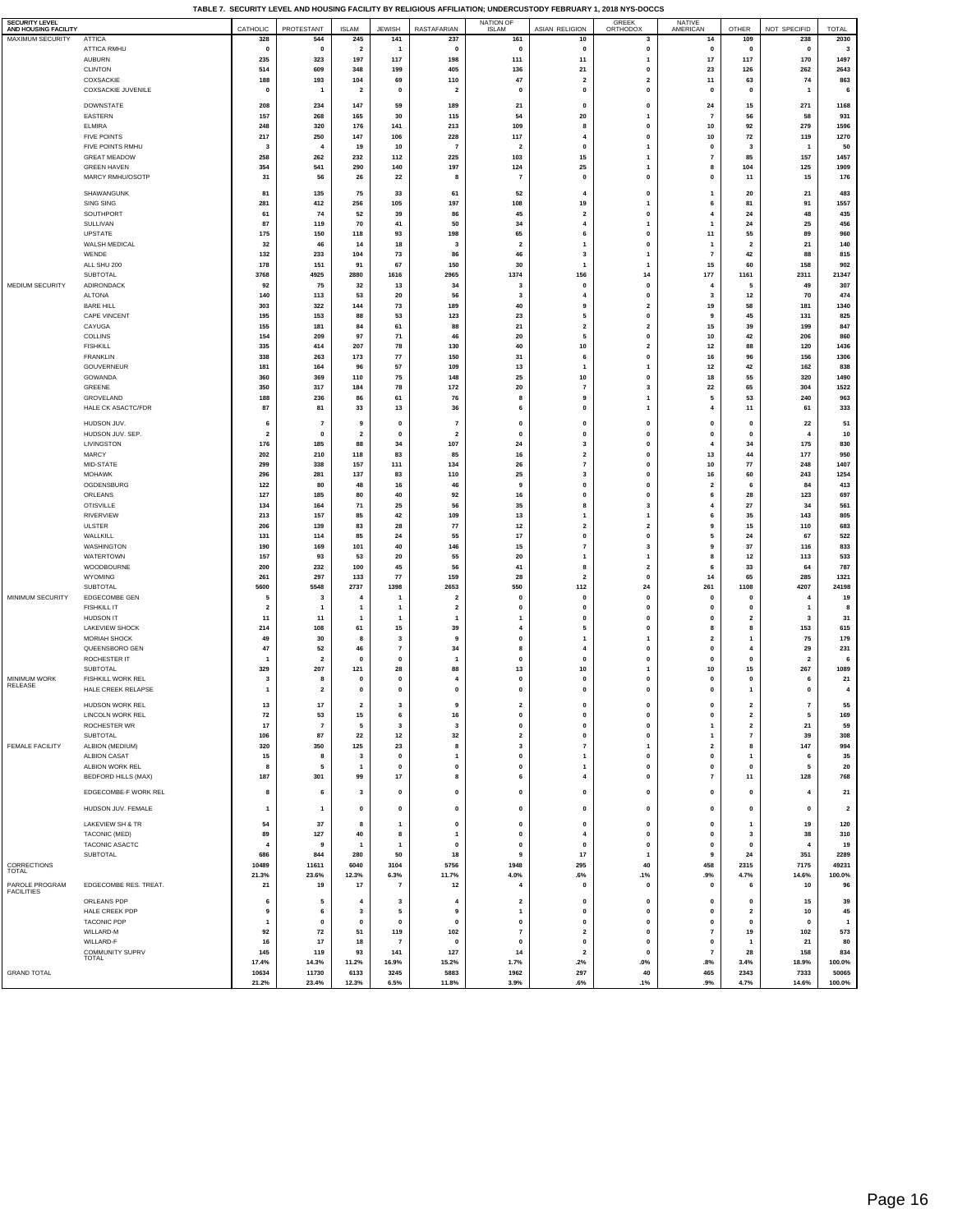## TABLE 7. SECURITY LEVEL AND HOUSING FACILITY BY RELIGIOUS AFFILIATION; UNDERCUSTODY FEBRUARY 1, 2018 NYS-DOCCS

| SECURITY LEVEL AND HOUSING FACILITY | | CATHOLIC | PROTESTANT | ISLAM | JEWISH | RASTAFARIAN | NATION OF ISLAM | ASIAN RELIGION | GREEK ORTHODOX | NATIVE AMERICAN | OTHER | NOT SPECIFID | TOTAL |
|---|---|---|---|---|---|---|---|---|---|---|---|---|---|
| MAXIMUM SECURITY | ATTICA | 328 | 544 | 245 | 141 | 237 | 161 | 10 | 3 | 14 | 109 | 238 | 2030 |
| | ATTICA RMHU | 0 | 0 | 2 | 1 | 0 | 0 | 0 | 0 | 0 | 0 | 0 | 3 |
| | AUBURN | 235 | 323 | 197 | 117 | 198 | 111 | 11 | 1 | 17 | 117 | 170 | 1497 |
| | CLINTON | 514 | 609 | 348 | 199 | 405 | 136 | 21 | 0 | 23 | 126 | 262 | 2643 |
| | COXSACKIE | 188 | 193 | 104 | 69 | 110 | 47 | 2 | 2 | 11 | 63 | 74 | 863 |
| | COXSACKIE JUVENILE | 0 | 1 | 2 | 0 | 2 | 0 | 0 | 0 | 0 | 0 | 1 | 6 |
| | DOWNSTATE | 208 | 234 | 147 | 59 | 189 | 21 | 0 | 0 | 24 | 15 | 271 | 1168 |
| | EASTERN | 157 | 268 | 165 | 30 | 115 | 54 | 20 | 1 | 7 | 56 | 58 | 931 |
| | ELMIRA | 248 | 320 | 176 | 141 | 213 | 109 | 8 | 0 | 10 | 92 | 279 | 1596 |
| | FIVE POINTS | 217 | 250 | 147 | 106 | 228 | 117 | 4 | 0 | 10 | 72 | 119 | 1270 |
| | FIVE POINTS RMHU | 3 | 4 | 19 | 10 | 7 | 2 | 0 | 1 | 0 | 3 | 1 | 50 |
| | GREAT MEADOW | 258 | 262 | 232 | 112 | 225 | 103 | 15 | 1 | 7 | 85 | 157 | 1457 |
| | GREEN HAVEN | 354 | 541 | 290 | 140 | 197 | 124 | 25 | 1 | 8 | 104 | 125 | 1909 |
| | MARCY RMHU/OSOTP | 31 | 56 | 26 | 22 | 8 | 7 | 0 | 0 | 0 | 11 | 15 | 176 |
| | SHAWANGUNK | 81 | 135 | 75 | 33 | 61 | 52 | 4 | 0 | 1 | 20 | 21 | 483 |
| | SING SING | 281 | 412 | 256 | 105 | 197 | 108 | 19 | 1 | 6 | 81 | 91 | 1557 |
| | SOUTHPORT | 61 | 74 | 52 | 39 | 86 | 45 | 2 | 0 | 4 | 24 | 48 | 435 |
| | SULLIVAN | 87 | 119 | 70 | 41 | 50 | 34 | 4 | 1 | 1 | 24 | 25 | 456 |
| | UPSTATE | 175 | 150 | 118 | 93 | 198 | 65 | 6 | 0 | 11 | 55 | 89 | 960 |
| | WALSH MEDICAL | 32 | 46 | 14 | 18 | 3 | 2 | 1 | 0 | 1 | 2 | 21 | 140 |
| | WENDE | 132 | 233 | 104 | 73 | 86 | 46 | 3 | 1 | 7 | 42 | 88 | 815 |
| | ALL SHU 200 | 178 | 151 | 91 | 67 | 150 | 30 | 1 | 1 | 15 | 60 | 158 | 902 |
| | SUBTOTAL | 3768 | 4925 | 2880 | 1616 | 2965 | 1374 | 156 | 14 | 177 | 1161 | 2311 | 21347 |
| MEDIUM SECURITY | ADIRONDACK | 92 | 75 | 32 | 13 | 34 | 3 | 0 | 0 | 4 | 5 | 49 | 307 |
| | ALTONA | 140 | 113 | 53 | 20 | 56 | 3 | 4 | 0 | 3 | 12 | 70 | 474 |
| | BARE HILL | 303 | 322 | 144 | 73 | 189 | 40 | 9 | 2 | 19 | 58 | 181 | 1340 |
| | CAPE VINCENT | 195 | 153 | 88 | 53 | 123 | 23 | 5 | 0 | 9 | 45 | 131 | 825 |
| | CAYUGA | 155 | 181 | 84 | 61 | 88 | 21 | 2 | 2 | 15 | 39 | 199 | 847 |
| | COLLINS | 154 | 209 | 97 | 71 | 46 | 20 | 5 | 0 | 10 | 42 | 206 | 860 |
| | FISHKILL | 335 | 414 | 207 | 78 | 130 | 40 | 10 | 2 | 12 | 88 | 120 | 1436 |
| | FRANKLIN | 338 | 263 | 173 | 77 | 150 | 31 | 6 | 0 | 16 | 96 | 156 | 1306 |
| | GOUVERNEUR | 181 | 164 | 96 | 57 | 109 | 13 | 1 | 1 | 12 | 42 | 162 | 838 |
| | GOWANDA | 360 | 369 | 110 | 75 | 148 | 25 | 10 | 0 | 18 | 55 | 320 | 1490 |
| | GREENE | 350 | 317 | 184 | 78 | 172 | 20 | 7 | 3 | 22 | 65 | 304 | 1522 |
| | GROVELAND | 188 | 236 | 86 | 61 | 76 | 8 | 9 | 1 | 5 | 53 | 240 | 963 |
| | HALE CK ASACTC/FDR | 87 | 81 | 33 | 13 | 36 | 6 | 0 | 1 | 4 | 11 | 61 | 333 |
| | HUDSON JUV. | 6 | 7 | 9 | 0 | 7 | 0 | 0 | 0 | 0 | 0 | 22 | 51 |
| | HUDSON JUV. SEP. | 2 | 0 | 2 | 0 | 2 | 0 | 0 | 0 | 0 | 0 | 4 | 10 |
| | LIVINGSTON | 176 | 185 | 88 | 34 | 107 | 24 | 3 | 0 | 4 | 34 | 175 | 830 |
| | MARCY | 202 | 210 | 118 | 83 | 85 | 16 | 2 | 0 | 13 | 44 | 177 | 950 |
| | MID-STATE | 299 | 338 | 157 | 111 | 134 | 26 | 7 | 0 | 10 | 77 | 248 | 1407 |
| | MOHAWK | 296 | 281 | 137 | 83 | 110 | 25 | 3 | 0 | 16 | 60 | 243 | 1254 |
| | OGDENSBURG | 122 | 80 | 48 | 16 | 46 | 9 | 0 | 0 | 2 | 6 | 84 | 413 |
| | ORLEANS | 127 | 185 | 80 | 40 | 92 | 16 | 0 | 0 | 6 | 28 | 123 | 697 |
| | OTISVILLE | 134 | 164 | 71 | 25 | 56 | 35 | 8 | 3 | 4 | 27 | 34 | 561 |
| | RIVERVIEW | 213 | 157 | 85 | 42 | 109 | 13 | 1 | 1 | 6 | 35 | 143 | 805 |
| | ULSTER | 206 | 139 | 83 | 28 | 77 | 12 | 2 | 2 | 9 | 15 | 110 | 683 |
| | WALLKILL | 131 | 114 | 85 | 24 | 55 | 17 | 0 | 0 | 5 | 24 | 67 | 522 |
| | WASHINGTON | 190 | 169 | 101 | 40 | 146 | 15 | 7 | 3 | 9 | 37 | 116 | 833 |
| | WATERTOWN | 157 | 93 | 53 | 20 | 55 | 20 | 1 | 1 | 8 | 12 | 113 | 533 |
| | WOODBOURNE | 200 | 232 | 100 | 45 | 56 | 41 | 8 | 2 | 6 | 33 | 64 | 787 |
| | WYOMING | 261 | 297 | 133 | 77 | 159 | 28 | 2 | 0 | 14 | 65 | 285 | 1321 |
| | SUBTOTAL | 5600 | 5548 | 2737 | 1398 | 2653 | 550 | 112 | 24 | 261 | 1108 | 4207 | 24198 |
| MINIMUM SECURITY | EDGECOMBE GEN | 5 | 3 | 4 | 1 | 2 | 0 | 0 | 0 | 0 | 0 | 4 | 19 |
| | FISHKILL IT | 2 | 1 | 1 | 1 | 2 | 0 | 0 | 0 | 0 | 0 | 1 | 8 |
| | HUDSON IT | 11 | 11 | 1 | 1 | 1 | 1 | 0 | 0 | 0 | 2 | 3 | 31 |
| | LAKEVIEW SHOCK | 214 | 108 | 61 | 15 | 39 | 4 | 5 | 0 | 8 | 8 | 153 | 615 |
| | MORIAH SHOCK | 49 | 30 | 8 | 3 | 9 | 0 | 1 | 1 | 2 | 1 | 75 | 179 |
| | QUEENSBORO GEN | 47 | 52 | 46 | 7 | 34 | 8 | 4 | 0 | 0 | 4 | 29 | 231 |
| | ROCHESTER IT | 1 | 2 | 0 | 0 | 1 | 0 | 0 | 0 | 0 | 0 | 2 | 6 |
| | SUBTOTAL | 329 | 207 | 121 | 28 | 88 | 13 | 10 | 1 | 10 | 15 | 267 | 1089 |
| MINIMUM WORK RELEASE | FISHKILL WORK REL | 3 | 8 | 0 | 0 | 4 | 0 | 0 | 0 | 0 | 0 | 6 | 21 |
| | HALE CREEK RELAPSE | 1 | 2 | 0 | 0 | 0 | 0 | 0 | 0 | 0 | 1 | 0 | 4 |
| | HUDSON WORK REL | 13 | 17 | 2 | 3 | 9 | 2 | 0 | 0 | 0 | 2 | 7 | 55 |
| | LINCOLN WORK REL | 72 | 53 | 15 | 6 | 16 | 0 | 0 | 0 | 0 | 2 | 5 | 169 |
| | ROCHESTER WR | 17 | 7 | 5 | 3 | 3 | 0 | 0 | 0 | 1 | 2 | 21 | 59 |
| | SUBTOTAL | 106 | 87 | 22 | 12 | 32 | 2 | 0 | 0 | 1 | 7 | 39 | 308 |
| FEMALE FACILITY | ALBION (MEDIUM) | 320 | 350 | 125 | 23 | 8 | 3 | 7 | 1 | 2 | 8 | 147 | 994 |
| | ALBION CASAT | 15 | 8 | 3 | 0 | 1 | 0 | 1 | 0 | 0 | 1 | 6 | 35 |
| | ALBION WORK REL | 8 | 5 | 1 | 0 | 0 | 0 | 1 | 0 | 0 | 0 | 5 | 20 |
| | BEDFORD HILLS (MAX) | 187 | 301 | 99 | 17 | 8 | 6 | 4 | 0 | 7 | 11 | 128 | 768 |
| | EDGECOMBE-F WORK REL | 8 | 6 | 3 | 0 | 0 | 0 | 0 | 0 | 0 | 0 | 4 | 21 |
| | HUDSON JUV. FEMALE | 1 | 1 | 0 | 0 | 0 | 0 | 0 | 0 | 0 | 0 | 0 | 2 |
| | LAKEVIEW SH & TR | 54 | 37 | 8 | 1 | 0 | 0 | 0 | 0 | 0 | 1 | 19 | 120 |
| | TACONIC (MED) | 89 | 127 | 40 | 8 | 1 | 0 | 4 | 0 | 0 | 3 | 38 | 310 |
| | TACONIC ASACTC | 4 | 9 | 1 | 1 | 0 | 0 | 0 | 0 | 0 | 0 | 4 | 19 |
| | SUBTOTAL | 686 | 844 | 280 | 50 | 18 | 9 | 17 | 1 | 9 | 24 | 351 | 2289 |
| CORRECTIONS TOTAL | | 10489 | 11611 | 6040 | 3104 | 5756 | 1948 | 295 | 40 | 458 | 2315 | 7175 | 49231 |
| | | 21.3% | 23.6% | 12.3% | 6.3% | 11.7% | 4.0% | .6% | .1% | .9% | 4.7% | 14.6% | 100.0% |
| PAROLE PROGRAM FACILITIES | EDGECOMBE RES. TREAT. | 21 | 19 | 17 | 7 | 12 | 4 | 0 | 0 | 0 | 6 | 10 | 96 |
| | ORLEANS PDP | 6 | 5 | 4 | 3 | 4 | 2 | 0 | 0 | 0 | 0 | 15 | 39 |
| | HALE CREEK PDP | 9 | 6 | 3 | 5 | 9 | 1 | 0 | 0 | 0 | 2 | 10 | 45 |
| | TACONIC PDP | 1 | 0 | 0 | 0 | 0 | 0 | 0 | 0 | 0 | 0 | 0 | 1 |
| | WILLARD-M | 92 | 72 | 51 | 119 | 102 | 7 | 2 | 0 | 7 | 19 | 102 | 573 |
| | WILLARD-F | 16 | 17 | 18 | 7 | 0 | 0 | 0 | 0 | 0 | 1 | 21 | 80 |
| | COMMUNITY SUPRV TOTAL | 145 | 119 | 93 | 141 | 127 | 14 | 2 | 0 | 7 | 28 | 158 | 834 |
| | | 17.4% | 14.3% | 11.2% | 16.9% | 15.2% | 1.7% | .2% | .0% | .8% | 3.4% | 18.9% | 100.0% |
| GRAND TOTAL | | 10634 | 11730 | 6133 | 3245 | 5883 | 1962 | 297 | 40 | 465 | 2343 | 7333 | 50065 |
| | | 21.2% | 23.4% | 12.3% | 6.5% | 11.8% | 3.9% | .6% | .1% | .9% | 4.7% | 14.6% | 100.0% |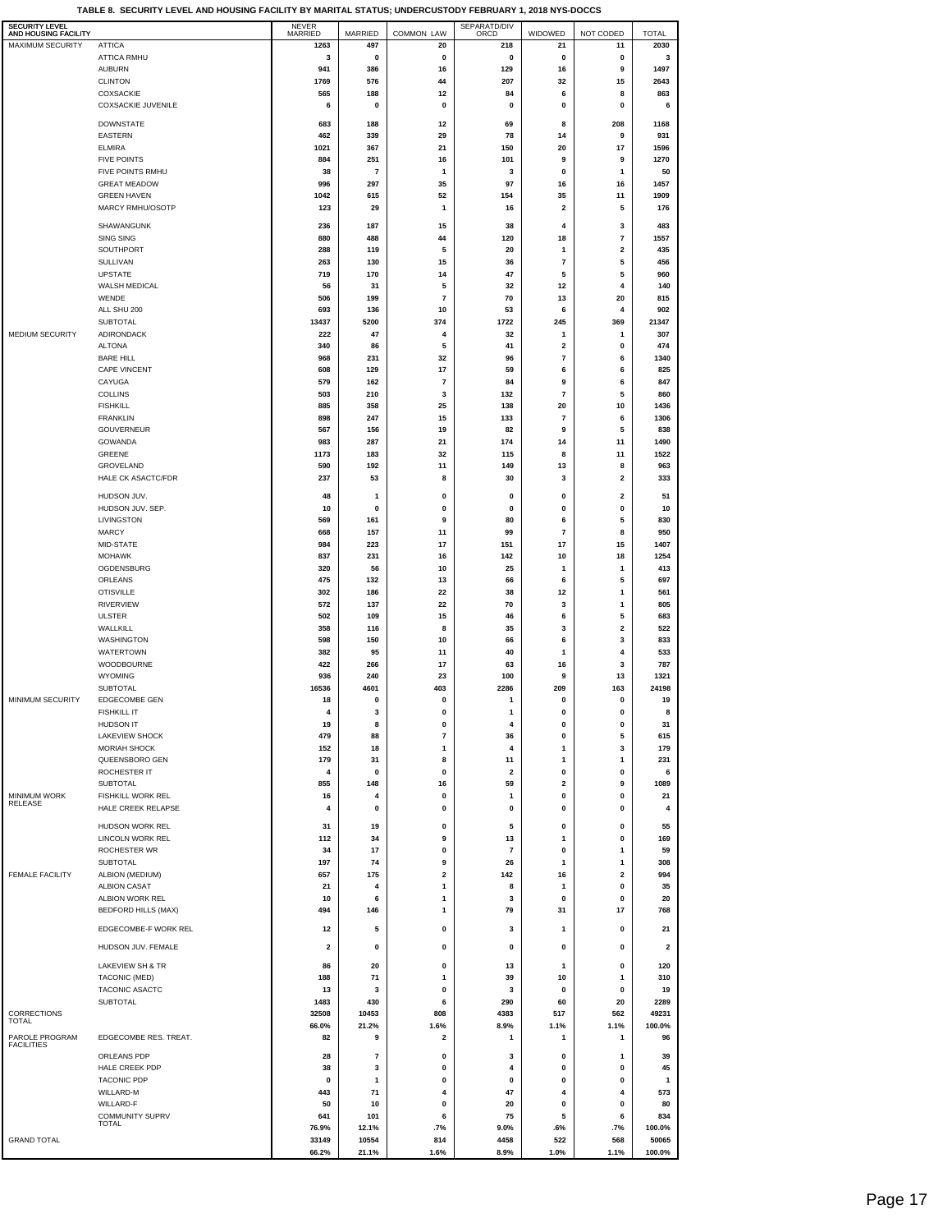**TABLE 8. SECURITY LEVEL AND HOUSING FACILITY BY MARITAL STATUS; UNDERCUSTODY FEBRUARY 1, 2018 NYS-DOCCS**

| SECURITY LEVEL AND HOUSING FACILITY | | NEVER MARRIED | MARRIED | COMMON LAW | SEPARATD/DIV ORCD | WIDOWED | NOT CODED | TOTAL |
|---|---|---|---|---|---|---|---|---|
| MAXIMUM SECURITY | ATTICA | 1263 | 497 | 20 | 218 | 21 | 11 | 2030 |
| | ATTICA RMHU | 3 | 0 | 0 | 0 | 0 | 0 | 3 |
| | AUBURN | 941 | 386 | 16 | 129 | 16 | 9 | 1497 |
| | CLINTON | 1769 | 576 | 44 | 207 | 32 | 15 | 2643 |
| | COXSACKIE | 565 | 188 | 12 | 84 | 6 | 8 | 863 |
| | COXSACKIE JUVENILE | 6 | 0 | 0 | 0 | 0 | 0 | 6 |
| | DOWNSTATE | 683 | 188 | 12 | 69 | 8 | 208 | 1168 |
| | EASTERN | 462 | 339 | 29 | 78 | 14 | 9 | 931 |
| | ELMIRA | 1021 | 367 | 21 | 150 | 20 | 17 | 1596 |
| | FIVE POINTS | 884 | 251 | 16 | 101 | 9 | 9 | 1270 |
| | FIVE POINTS RMHU | 38 | 7 | 1 | 3 | 0 | 1 | 50 |
| | GREAT MEADOW | 996 | 297 | 35 | 97 | 16 | 16 | 1457 |
| | GREEN HAVEN | 1042 | 615 | 52 | 154 | 35 | 11 | 1909 |
| | MARCY RMHU/OSOTP | 123 | 29 | 1 | 16 | 2 | 5 | 176 |
| | SHAWANGUNK | 236 | 187 | 15 | 38 | 4 | 3 | 483 |
| | SING SING | 880 | 488 | 44 | 120 | 18 | 7 | 1557 |
| | SOUTHPORT | 288 | 119 | 5 | 20 | 1 | 2 | 435 |
| | SULLIVAN | 263 | 130 | 15 | 36 | 7 | 5 | 456 |
| | UPSTATE | 719 | 170 | 14 | 47 | 5 | 5 | 960 |
| | WALSH MEDICAL | 56 | 31 | 5 | 32 | 12 | 4 | 140 |
| | WENDE | 506 | 199 | 7 | 70 | 13 | 20 | 815 |
| | ALL SHU 200 | 693 | 136 | 10 | 53 | 6 | 4 | 902 |
| | SUBTOTAL | 13437 | 5200 | 374 | 1722 | 245 | 369 | 21347 |
| MEDIUM SECURITY | ADIRONDACK | 222 | 47 | 4 | 32 | 1 | 1 | 307 |
| | ALTONA | 340 | 86 | 5 | 41 | 2 | 0 | 474 |
| | BARE HILL | 968 | 231 | 32 | 96 | 7 | 6 | 1340 |
| | CAPE VINCENT | 608 | 129 | 17 | 59 | 6 | 6 | 825 |
| | CAYUGA | 579 | 162 | 7 | 84 | 9 | 6 | 847 |
| | COLLINS | 503 | 210 | 3 | 132 | 7 | 5 | 860 |
| | FISHKILL | 885 | 358 | 25 | 138 | 20 | 10 | 1436 |
| | FRANKLIN | 898 | 247 | 15 | 133 | 7 | 6 | 1306 |
| | GOUVERNEUR | 567 | 156 | 19 | 82 | 9 | 5 | 838 |
| | GOWANDA | 983 | 287 | 21 | 174 | 14 | 11 | 1490 |
| | GREENE | 1173 | 183 | 32 | 115 | 8 | 11 | 1522 |
| | GROVELAND | 590 | 192 | 11 | 149 | 13 | 8 | 963 |
| | HALE CK ASACTC/FDR | 237 | 53 | 8 | 30 | 3 | 2 | 333 |
| | HUDSON JUV. | 48 | 1 | 0 | 0 | 0 | 2 | 51 |
| | HUDSON JUV. SEP. | 10 | 0 | 0 | 0 | 0 | 0 | 10 |
| | LIVINGSTON | 569 | 161 | 9 | 80 | 6 | 5 | 830 |
| | MARCY | 668 | 157 | 11 | 99 | 7 | 8 | 950 |
| | MID-STATE | 984 | 223 | 17 | 151 | 17 | 15 | 1407 |
| | MOHAWK | 837 | 231 | 16 | 142 | 10 | 18 | 1254 |
| | OGDENSBURG | 320 | 56 | 10 | 25 | 1 | 1 | 413 |
| | ORLEANS | 475 | 132 | 13 | 66 | 6 | 5 | 697 |
| | OTISVILLE | 302 | 186 | 22 | 38 | 12 | 1 | 561 |
| | RIVERVIEW | 572 | 137 | 22 | 70 | 3 | 1 | 805 |
| | ULSTER | 502 | 109 | 15 | 46 | 6 | 5 | 683 |
| | WALLKILL | 358 | 116 | 8 | 35 | 3 | 2 | 522 |
| | WASHINGTON | 598 | 150 | 10 | 66 | 6 | 3 | 833 |
| | WATERTOWN | 382 | 95 | 11 | 40 | 1 | 4 | 533 |
| | WOODBOURNE | 422 | 266 | 17 | 63 | 16 | 3 | 787 |
| | WYOMING | 936 | 240 | 23 | 100 | 9 | 13 | 1321 |
| | SUBTOTAL | 16536 | 4601 | 403 | 2286 | 209 | 163 | 24198 |
| MINIMUM SECURITY | EDGECOMBE GEN | 18 | 0 | 0 | 1 | 0 | 0 | 19 |
| | FISHKILL IT | 4 | 3 | 0 | 1 | 0 | 0 | 8 |
| | HUDSON IT | 19 | 8 | 0 | 4 | 0 | 0 | 31 |
| | LAKEVIEW SHOCK | 479 | 88 | 7 | 36 | 0 | 5 | 615 |
| | MORIAH SHOCK | 152 | 18 | 1 | 4 | 1 | 3 | 179 |
| | QUEENSBORO GEN | 179 | 31 | 8 | 11 | 1 | 1 | 231 |
| | ROCHESTER IT | 4 | 0 | 0 | 2 | 0 | 0 | 6 |
| | SUBTOTAL | 855 | 148 | 16 | 59 | 2 | 9 | 1089 |
| MINIMUM WORK RELEASE | FISHKILL WORK REL | 16 | 4 | 0 | 1 | 0 | 0 | 21 |
| | HALE CREEK RELAPSE | 4 | 0 | 0 | 0 | 0 | 0 | 4 |
| | HUDSON WORK REL | 31 | 19 | 0 | 5 | 0 | 0 | 55 |
| | LINCOLN WORK REL | 112 | 34 | 9 | 13 | 1 | 0 | 169 |
| | ROCHESTER WR | 34 | 17 | 0 | 7 | 0 | 1 | 59 |
| | SUBTOTAL | 197 | 74 | 9 | 26 | 1 | 1 | 308 |
| FEMALE FACILITY | ALBION (MEDIUM) | 657 | 175 | 2 | 142 | 16 | 2 | 994 |
| | ALBION CASAT | 21 | 4 | 1 | 8 | 1 | 0 | 35 |
| | ALBION WORK REL | 10 | 6 | 1 | 3 | 0 | 0 | 20 |
| | BEDFORD HILLS (MAX) | 494 | 146 | 1 | 79 | 31 | 17 | 768 |
| | EDGECOMBE-F WORK REL | 12 | 5 | 0 | 3 | 1 | 0 | 21 |
| | HUDSON JUV. FEMALE | 2 | 0 | 0 | 0 | 0 | 0 | 2 |
| | LAKEVIEW SH & TR | 86 | 20 | 0 | 13 | 1 | 0 | 120 |
| | TACONIC (MED) | 188 | 71 | 1 | 39 | 10 | 1 | 310 |
| | TACONIC ASACTC | 13 | 3 | 0 | 3 | 0 | 0 | 19 |
| | SUBTOTAL | 1483 | 430 | 6 | 290 | 60 | 20 | 2289 |
| CORRECTIONS TOTAL | | 32508 | 10453 | 808 | 4383 | 517 | 562 | 49231 |
| | | 66.0% | 21.2% | 1.6% | 8.9% | 1.1% | 1.1% | 100.0% |
| PAROLE PROGRAM FACILITIES | EDGECOMBE RES. TREAT. | 82 | 9 | 2 | 1 | 1 | 1 | 96 |
| | ORLEANS PDP | 28 | 7 | 0 | 3 | 0 | 1 | 39 |
| | HALE CREEK PDP | 38 | 3 | 0 | 4 | 0 | 0 | 45 |
| | TACONIC PDP | 0 | 1 | 0 | 0 | 0 | 0 | 1 |
| | WILLARD-M | 443 | 71 | 4 | 47 | 4 | 4 | 573 |
| | WILLARD-F | 50 | 10 | 0 | 20 | 0 | 0 | 80 |
| | COMMUNITY SUPRV TOTAL | 641 | 101 | 6 | 75 | 5 | 6 | 834 |
| | | 76.9% | 12.1% | .7% | 9.0% | .6% | .7% | 100.0% |
| GRAND TOTAL | | 33149 | 10554 | 814 | 4458 | 522 | 568 | 50065 |
| | | 66.2% | 21.1% | 1.6% | 8.9% | 1.0% | 1.1% | 100.0% |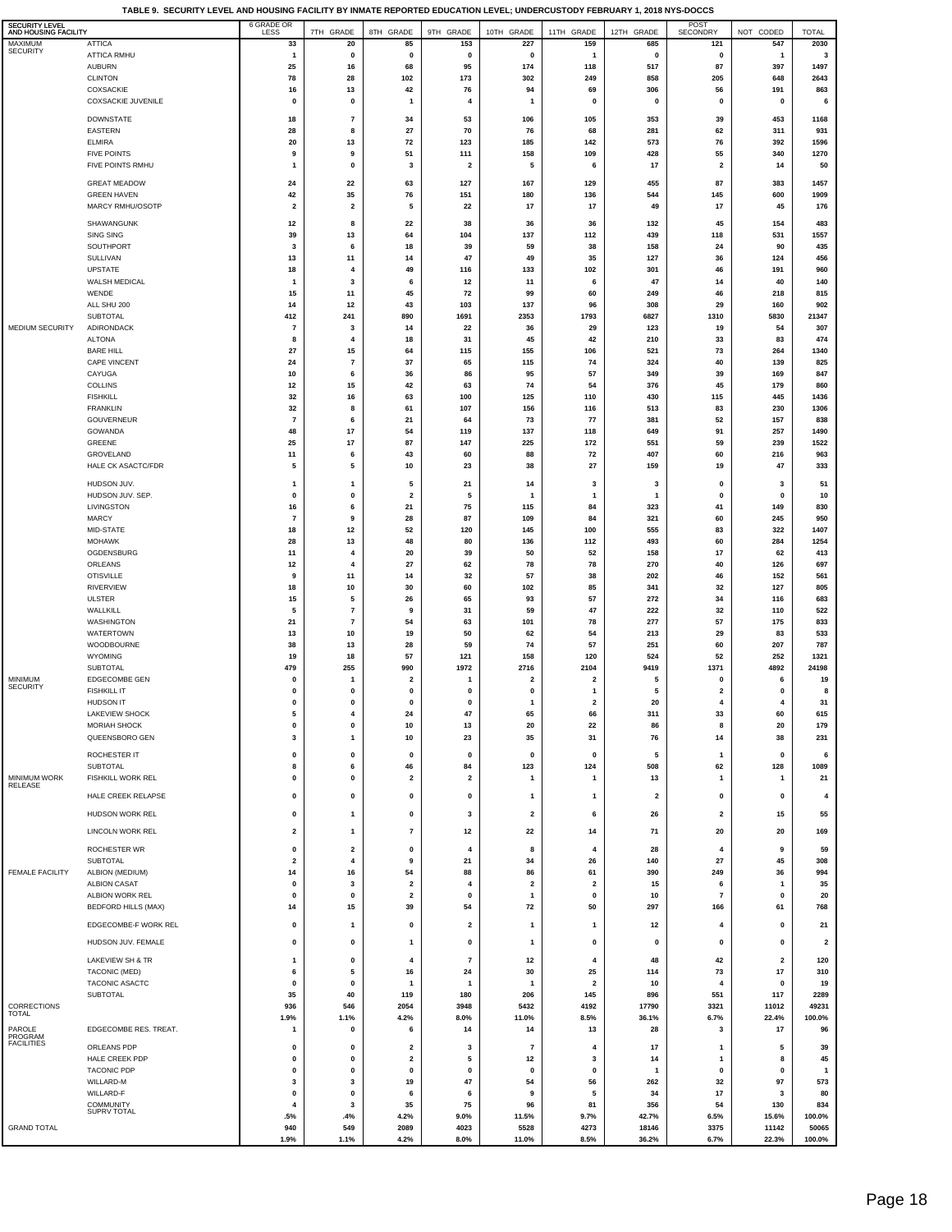# TABLE 9. SECURITY LEVEL AND HOUSING FACILITY BY INMATE REPORTED EDUCATION LEVEL; UNDERCUSTODY FEBRUARY 1, 2018 NYS-DOCCS

| SECURITY LEVEL AND HOUSING FACILITY | | 6 GRADE OR LESS | 7TH GRADE | 8TH GRADE | 9TH GRADE | 10TH GRADE | 11TH GRADE | 12TH GRADE | POST SECONDRY | NOT CODED | TOTAL |
|---|---|---|---|---|---|---|---|---|---|---|---|
| MAXIMUM SECURITY | ATTICA | 33 | 20 | 85 | 153 | 227 | 159 | 685 | 121 | 547 | 2030 |
| | ATTICA RMHU | 1 | 0 | 0 | 0 | 0 | 1 | 0 | 0 | 1 | 3 |
| | AUBURN | 25 | 16 | 68 | 95 | 174 | 118 | 517 | 87 | 397 | 1497 |
| | CLINTON | 78 | 28 | 102 | 173 | 302 | 249 | 858 | 205 | 648 | 2643 |
| | COXSACKIE | 16 | 13 | 42 | 76 | 94 | 69 | 306 | 56 | 191 | 863 |
| | COXSACKIE JUVENILE | 0 | 0 | 1 | 4 | 1 | 0 | 0 | 0 | 0 | 6 |
| | DOWNSTATE | 18 | 7 | 34 | 53 | 106 | 105 | 353 | 39 | 453 | 1168 |
| | EASTERN | 28 | 8 | 27 | 70 | 76 | 68 | 281 | 62 | 311 | 931 |
| | ELMIRA | 20 | 13 | 72 | 123 | 185 | 142 | 573 | 76 | 392 | 1596 |
| | FIVE POINTS | 9 | 9 | 51 | 111 | 158 | 109 | 428 | 55 | 340 | 1270 |
| | FIVE POINTS RMHU | 1 | 0 | 3 | 2 | 5 | 6 | 17 | 2 | 14 | 50 |
| | GREAT MEADOW | 24 | 22 | 63 | 127 | 167 | 129 | 455 | 87 | 383 | 1457 |
| | GREEN HAVEN | 42 | 35 | 76 | 151 | 180 | 136 | 544 | 145 | 600 | 1909 |
| | MARCY RMHU/OSOTP | 2 | 2 | 5 | 22 | 17 | 17 | 49 | 17 | 45 | 176 |
| | SHAWANGUNK | 12 | 8 | 22 | 38 | 36 | 36 | 132 | 45 | 154 | 483 |
| | SING SING | 39 | 13 | 64 | 104 | 137 | 112 | 439 | 118 | 531 | 1557 |
| | SOUTHPORT | 3 | 6 | 18 | 39 | 59 | 38 | 158 | 24 | 90 | 435 |
| | SULLIVAN | 13 | 11 | 14 | 47 | 49 | 35 | 127 | 36 | 124 | 456 |
| | UPSTATE | 18 | 4 | 49 | 116 | 133 | 102 | 301 | 46 | 191 | 960 |
| | WALSH MEDICAL | 1 | 3 | 6 | 12 | 11 | 6 | 47 | 14 | 40 | 140 |
| | WENDE | 15 | 11 | 45 | 72 | 99 | 60 | 249 | 46 | 218 | 815 |
| | ALL SHU 200 | 14 | 12 | 43 | 103 | 137 | 96 | 308 | 29 | 160 | 902 |
| | SUBTOTAL | 412 | 241 | 890 | 1691 | 2353 | 1793 | 6827 | 1310 | 5830 | 21347 |
| MEDIUM SECURITY | ADIRONDACK | 7 | 3 | 14 | 22 | 36 | 29 | 123 | 19 | 54 | 307 |
| | ALTONA | 8 | 4 | 18 | 31 | 45 | 42 | 210 | 33 | 83 | 474 |
| | BARE HILL | 27 | 15 | 64 | 115 | 155 | 106 | 521 | 73 | 264 | 1340 |
| | CAPE VINCENT | 24 | 7 | 37 | 65 | 115 | 74 | 324 | 40 | 139 | 825 |
| | CAYUGA | 10 | 6 | 36 | 86 | 95 | 57 | 349 | 39 | 169 | 847 |
| | COLLINS | 12 | 15 | 42 | 63 | 74 | 54 | 376 | 45 | 179 | 860 |
| | FISHKILL | 32 | 16 | 63 | 100 | 125 | 110 | 430 | 115 | 445 | 1436 |
| | FRANKLIN | 32 | 8 | 61 | 107 | 156 | 116 | 513 | 83 | 230 | 1306 |
| | GOUVERNEUR | 7 | 6 | 21 | 64 | 73 | 77 | 381 | 52 | 157 | 838 |
| | GOWANDA | 48 | 17 | 54 | 119 | 137 | 118 | 649 | 91 | 257 | 1490 |
| | GREENE | 25 | 17 | 87 | 147 | 225 | 172 | 551 | 59 | 239 | 1522 |
| | GROVELAND | 11 | 6 | 43 | 60 | 88 | 72 | 407 | 60 | 216 | 963 |
| | HALE CK ASACTC/FDR | 5 | 5 | 10 | 23 | 38 | 27 | 159 | 19 | 47 | 333 |
| | HUDSON JUV. | 1 | 1 | 5 | 21 | 14 | 3 | 3 | 0 | 3 | 51 |
| | HUDSON JUV. SEP. | 0 | 0 | 2 | 5 | 1 | 1 | 1 | 0 | 0 | 10 |
| | LIVINGSTON | 16 | 6 | 21 | 75 | 115 | 84 | 323 | 41 | 149 | 830 |
| | MARCY | 7 | 9 | 28 | 87 | 109 | 84 | 321 | 60 | 245 | 950 |
| | MID-STATE | 18 | 12 | 52 | 120 | 145 | 100 | 555 | 83 | 322 | 1407 |
| | MOHAWK | 28 | 13 | 48 | 80 | 136 | 112 | 493 | 60 | 284 | 1254 |
| | OGDENSBURG | 11 | 4 | 20 | 39 | 50 | 52 | 158 | 17 | 62 | 413 |
| | ORLEANS | 12 | 4 | 27 | 62 | 78 | 78 | 270 | 40 | 126 | 697 |
| | OTISVILLE | 9 | 11 | 14 | 32 | 57 | 38 | 202 | 46 | 152 | 561 |
| | RIVERVIEW | 18 | 10 | 30 | 60 | 102 | 85 | 341 | 32 | 127 | 805 |
| | ULSTER | 15 | 5 | 26 | 65 | 93 | 57 | 272 | 34 | 116 | 683 |
| | WALLKILL | 5 | 7 | 9 | 31 | 59 | 47 | 222 | 32 | 110 | 522 |
| | WASHINGTON | 21 | 7 | 54 | 63 | 101 | 78 | 277 | 57 | 175 | 833 |
| | WATERTOWN | 13 | 10 | 19 | 50 | 62 | 54 | 213 | 29 | 83 | 533 |
| | WOODBOURNE | 38 | 13 | 28 | 59 | 74 | 57 | 251 | 60 | 207 | 787 |
| | WYOMING | 19 | 18 | 57 | 121 | 158 | 120 | 524 | 52 | 252 | 1321 |
| | SUBTOTAL | 479 | 255 | 990 | 1972 | 2716 | 2104 | 9419 | 1371 | 4892 | 24198 |
| MINIMUM SECURITY | EDGECOMBE GEN | 0 | 1 | 2 | 1 | 2 | 2 | 5 | 0 | 6 | 19 |
| | FISHKILL IT | 0 | 0 | 0 | 0 | 0 | 1 | 5 | 2 | 0 | 8 |
| | HUDSON IT | 0 | 0 | 0 | 0 | 1 | 2 | 20 | 4 | 4 | 31 |
| | LAKEVIEW SHOCK | 5 | 4 | 24 | 47 | 65 | 66 | 311 | 33 | 60 | 615 |
| | MORIAH SHOCK | 0 | 0 | 10 | 13 | 20 | 22 | 86 | 8 | 20 | 179 |
| | QUEENSBORO GEN | 3 | 1 | 10 | 23 | 35 | 31 | 76 | 14 | 38 | 231 |
| | ROCHESTER IT | 0 | 0 | 0 | 0 | 0 | 0 | 5 | 1 | 0 | 6 |
| | SUBTOTAL | 8 | 6 | 46 | 84 | 123 | 124 | 508 | 62 | 128 | 1089 |
| MINIMUM WORK RELEASE | FISHKILL WORK REL | 0 | 0 | 2 | 2 | 1 | 1 | 13 | 1 | 1 | 21 |
| | HALE CREEK RELAPSE | 0 | 0 | 0 | 0 | 1 | 1 | 2 | 0 | 0 | 4 |
| | HUDSON WORK REL | 0 | 1 | 0 | 3 | 2 | 6 | 26 | 2 | 15 | 55 |
| | LINCOLN WORK REL | 2 | 1 | 7 | 12 | 22 | 14 | 71 | 20 | 20 | 169 |
| | ROCHESTER WR | 0 | 2 | 0 | 4 | 8 | 4 | 28 | 4 | 9 | 59 |
| | SUBTOTAL | 2 | 4 | 9 | 21 | 34 | 26 | 140 | 27 | 45 | 308 |
| FEMALE FACILITY | ALBION (MEDIUM) | 14 | 16 | 54 | 88 | 86 | 61 | 390 | 249 | 36 | 994 |
| | ALBION CASAT | 0 | 3 | 2 | 4 | 2 | 2 | 15 | 6 | 1 | 35 |
| | ALBION WORK REL | 0 | 0 | 2 | 0 | 1 | 0 | 10 | 7 | 0 | 20 |
| | BEDFORD HILLS (MAX) | 14 | 15 | 39 | 54 | 72 | 50 | 297 | 166 | 61 | 768 |
| | EDGECOMBE-F WORK REL | 0 | 1 | 0 | 2 | 1 | 1 | 12 | 4 | 0 | 21 |
| | HUDSON JUV. FEMALE | 0 | 0 | 1 | 0 | 1 | 0 | 0 | 0 | 0 | 2 |
| | LAKEVIEW SH & TR | 1 | 0 | 4 | 7 | 12 | 4 | 48 | 42 | 2 | 120 |
| | TACONIC (MED) | 6 | 5 | 16 | 24 | 30 | 25 | 114 | 73 | 17 | 310 |
| | TACONIC ASACTC | 0 | 0 | 1 | 1 | 1 | 2 | 10 | 4 | 0 | 19 |
| | SUBTOTAL | 35 | 40 | 119 | 180 | 206 | 145 | 896 | 551 | 117 | 2289 |
| CORRECTIONS TOTAL | | 936 | 546 | 2054 | 3948 | 5432 | 4192 | 17790 | 3321 | 11012 | 49231 |
| | | 1.9% | 1.1% | 4.2% | 8.0% | 11.0% | 8.5% | 36.1% | 6.7% | 22.4% | 100.0% |
| PAROLE PROGRAM FACILITIES | EDGECOMBE RES. TREAT. | 1 | 0 | 6 | 14 | 14 | 13 | 28 | 3 | 17 | 96 |
| | ORLEANS PDP | 0 | 0 | 2 | 3 | 7 | 4 | 17 | 1 | 5 | 39 |
| | HALE CREEK PDP | 0 | 0 | 2 | 5 | 12 | 3 | 14 | 1 | 8 | 45 |
| | TACONIC PDP | 0 | 0 | 0 | 0 | 0 | 0 | 1 | 0 | 0 | 1 |
| | WILLARD-M | 3 | 3 | 19 | 47 | 54 | 56 | 262 | 32 | 97 | 573 |
| | WILLARD-F | 0 | 0 | 6 | 6 | 9 | 5 | 34 | 17 | 3 | 80 |
| | COMMUNITY SUPRV TOTAL | 4 | 3 | 35 | 75 | 96 | 81 | 356 | 54 | 130 | 834 |
| | | .5% | .4% | 4.2% | 9.0% | 11.5% | 9.7% | 42.7% | 6.5% | 15.6% | 100.0% |
| GRAND TOTAL | | 940 | 549 | 2089 | 4023 | 5528 | 4273 | 18146 | 3375 | 11142 | 50065 |
| | | 1.9% | 1.1% | 4.2% | 8.0% | 11.0% | 8.5% | 36.2% | 6.7% | 22.3% | 100.0% |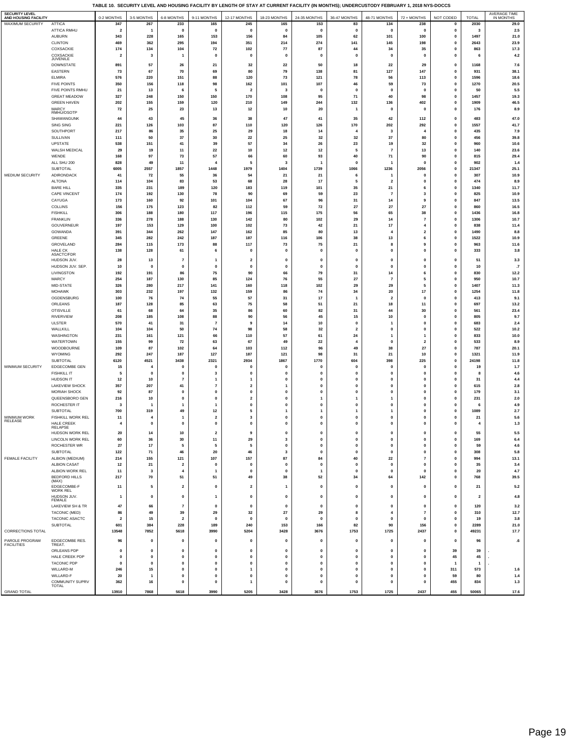**TABLE 10. SECURITY LEVEL AND HOUSING FACILITY BY LENGTH OF STAY AT CURRENT FACILITY (IN MONTHS); UNDERCUSTODY FEBRUARY 1, 2018 NYS-DOCCS**

| SECURITY LEVEL AND HOUSING FACILITY | | 0-2 MONTHS | 3-5 MONTHS | 6-8 MONTHS | 9-11 MONTHS | 12-17 MONTHS | 18-23 MONTHS | 24-35 MONTHS | 36-47 MONTHS | 48-71 MONTHS | 72 + MONTHS | NOT CODED | TOTAL | AVERAGE TIME IN MONTHS |
|---|---|---|---|---|---|---|---|---|---|---|---|---|---|---|
| MAXIMUM SECURITY | ATTICA | 347 | 267 | 233 | 165 | 245 | 165 | 153 | 83 | 134 | 238 | 0 | 2030 | 29.0 |
| | ATTICA RMHU | 2 | 1 | 0 | 0 | 0 | 0 | 0 | 0 | 0 | 0 | 0 | 3 | 2.5 |
| | AUBURN | 343 | 228 | 165 | 153 | 156 | 84 | 105 | 62 | 101 | 100 | 0 | 1497 | 21.0 |
| | CLINTON | 469 | 362 | 295 | 194 | 351 | 214 | 274 | 141 | 145 | 198 | 0 | 2643 | 23.9 |
| | COXSACKIE | 174 | 134 | 104 | 72 | 102 | 77 | 87 | 44 | 34 | 35 | 0 | 863 | 17.3 |
| | COXSACKIE JUVENILE | 2 | 3 | 1 | 0 | 0 | 0 | 0 | 0 | 0 | 0 | 0 | 6 | 4.2 |
| | DOWNSTATE | 891 | 57 | 26 | 21 | 32 | 22 | 50 | 18 | 22 | 29 | 0 | 1168 | 7.6 |
| | EASTERN | 73 | 67 | 70 | 69 | 80 | 79 | 138 | 81 | 127 | 147 | 0 | 931 | 38.1 |
| | ELMIRA | 576 | 220 | 151 | 88 | 120 | 73 | 121 | 78 | 56 | 113 | 0 | 1596 | 18.6 |
| | FIVE POINTS | 350 | 156 | 118 | 98 | 162 | 101 | 107 | 46 | 59 | 73 | 0 | 1270 | 20.5 |
| | FIVE POINTS RMHU | 21 | 13 | 6 | 5 | 2 | 3 | 0 | 0 | 0 | 0 | 0 | 50 | 5.5 |
| | GREAT MEADOW | 327 | 248 | 150 | 150 | 170 | 108 | 95 | 71 | 40 | 98 | 0 | 1457 | 19.3 |
| | GREEN HAVEN | 202 | 155 | 159 | 120 | 210 | 149 | 244 | 132 | 136 | 402 | 0 | 1909 | 46.5 |
| | MARCY RMHU/OSOTP | 72 | 25 | 23 | 13 | 12 | 10 | 20 | 1 | 0 | 0 | 0 | 176 | 8.9 |
| | SHAWANGUNK | 44 | 43 | 45 | 36 | 38 | 47 | 41 | 35 | 42 | 112 | 0 | 483 | 47.0 |
| | SING SING | 221 | 126 | 103 | 87 | 110 | 120 | 126 | 170 | 202 | 292 | 0 | 1557 | 41.7 |
| | SOUTHPORT | 217 | 86 | 35 | 25 | 29 | 18 | 14 | 4 | 3 | 4 | 0 | 435 | 7.9 |
| | SULLIVAN | 111 | 50 | 37 | 30 | 22 | 25 | 32 | 32 | 37 | 80 | 0 | 456 | 39.8 |
| | UPSTATE | 538 | 151 | 41 | 39 | 57 | 34 | 26 | 23 | 19 | 32 | 0 | 960 | 10.6 |
| | WALSH MEDICAL | 29 | 19 | 11 | 22 | 10 | 12 | 12 | 5 | 7 | 13 | 0 | 140 | 23.6 |
| | WENDE | 168 | 97 | 73 | 57 | 66 | 60 | 93 | 40 | 71 | 90 | 0 | 815 | 29.4 |
| | ALL SHU 200 | 828 | 49 | 11 | 4 | 5 | 3 | 1 | 0 | 1 | 0 | 0 | 902 | 1.4 |
| | SUBTOTAL | 6005 | 2557 | 1857 | 1448 | 1979 | 1404 | 1739 | 1066 | 1236 | 2056 | 0 | 21347 | 25.1 |
| MEDIUM SECURITY | ADIRONDACK | 41 | 72 | 55 | 36 | 54 | 21 | 21 | 6 | 1 | 0 | 0 | 307 | 10.9 |
| | ALTONA | 114 | 104 | 83 | 53 | 68 | 28 | 17 | 5 | 2 | 0 | 0 | 474 | 8.9 |
| | BARE HILL | 335 | 231 | 189 | 120 | 183 | 119 | 101 | 35 | 21 | 6 | 0 | 1340 | 11.7 |
| | CAPE VINCENT | 174 | 192 | 130 | 78 | 90 | 69 | 59 | 23 | 7 | 3 | 0 | 825 | 10.9 |
| | CAYUGA | 173 | 160 | 92 | 101 | 104 | 67 | 96 | 31 | 14 | 9 | 0 | 847 | 13.5 |
| | COLLINS | 156 | 175 | 123 | 82 | 112 | 59 | 72 | 27 | 27 | 27 | 0 | 860 | 16.5 |
| | FISHKILL | 306 | 188 | 180 | 117 | 196 | 115 | 175 | 56 | 65 | 38 | 0 | 1436 | 16.8 |
| | FRANKLIN | 336 | 278 | 188 | 130 | 142 | 80 | 102 | 29 | 14 | 7 | 0 | 1306 | 10.7 |
| | GOUVERNEUR | 197 | 153 | 129 | 100 | 102 | 73 | 42 | 21 | 17 | 4 | 0 | 838 | 11.4 |
| | GOWANDA | 391 | 344 | 262 | 147 | 162 | 85 | 80 | 13 | 4 | 2 | 0 | 1490 | 8.8 |
| | GREENE | 345 | 282 | 242 | 187 | 187 | 116 | 106 | 38 | 13 | 6 | 0 | 1522 | 10.9 |
| | GROVELAND | 284 | 115 | 173 | 88 | 117 | 73 | 75 | 21 | 8 | 9 | 0 | 963 | 11.6 |
| | HALE CK ASACTC/FDR | 138 | 128 | 61 | 6 | 0 | 0 | 0 | 0 | 0 | 0 | 0 | 333 | 3.8 |
| | HUDSON JUV. | 28 | 13 | 7 | 1 | 2 | 0 | 0 | 0 | 0 | 0 | 0 | 51 | 3.3 |
| | HUDSON JUV. SEP. | 10 | 0 | 0 | 0 | 0 | 0 | 0 | 0 | 0 | 0 | 0 | 10 | .7 |
| | LIVINGSTON | 192 | 191 | 86 | 75 | 90 | 66 | 79 | 31 | 14 | 6 | 0 | 830 | 12.2 |
| | MARCY | 254 | 187 | 130 | 85 | 124 | 76 | 55 | 27 | 7 | 5 | 0 | 950 | 10.7 |
| | MID-STATE | 326 | 280 | 217 | 141 | 160 | 118 | 102 | 29 | 29 | 5 | 0 | 1407 | 11.3 |
| | MOHAWK | 303 | 232 | 197 | 132 | 159 | 86 | 74 | 34 | 20 | 17 | 0 | 1254 | 11.8 |
| | OGDENSBURG | 100 | 76 | 74 | 55 | 57 | 31 | 17 | 1 | 2 | 0 | 0 | 413 | 9.1 |
| | ORLEANS | 187 | 128 | 85 | 63 | 75 | 58 | 51 | 21 | 18 | 11 | 0 | 697 | 13.2 |
| | OTISVILLE | 61 | 68 | 64 | 35 | 86 | 60 | 82 | 31 | 44 | 30 | 0 | 561 | 23.4 |
| | RIVERVIEW | 208 | 185 | 108 | 88 | 90 | 56 | 45 | 15 | 10 | 0 | 0 | 805 | 9.7 |
| | ULSTER | 570 | 41 | 31 | 7 | 9 | 14 | 10 | 0 | 1 | 0 | 0 | 683 | 2.4 |
| | WALLKILL | 104 | 104 | 50 | 74 | 98 | 58 | 32 | 2 | 0 | 0 | 0 | 522 | 10.2 |
| | WASHINGTON | 231 | 161 | 121 | 66 | 110 | 57 | 61 | 24 | 1 | 1 | 0 | 833 | 10.0 |
| | WATERTOWN | 155 | 99 | 72 | 63 | 67 | 49 | 22 | 4 | 0 | 2 | 0 | 533 | 8.9 |
| | WOODBOURNE | 109 | 87 | 102 | 64 | 103 | 112 | 96 | 49 | 38 | 27 | 0 | 787 | 20.1 |
| | WYOMING | 292 | 247 | 187 | 127 | 187 | 121 | 98 | 31 | 21 | 10 | 0 | 1321 | 11.9 |
| | SUBTOTAL | 6120 | 4521 | 3438 | 2321 | 2934 | 1867 | 1770 | 604 | 398 | 225 | 0 | 24198 | 11.8 |
| MINIMUM SECURITY | EDGECOMBE GEN | 15 | 4 | 0 | 0 | 0 | 0 | 0 | 0 | 0 | 0 | 0 | 19 | 1.7 |
| | FISHKILL IT | 5 | 0 | 0 | 3 | 0 | 0 | 0 | 0 | 0 | 0 | 0 | 8 | 4.6 |
| | HUDSON IT | 12 | 10 | 7 | 1 | 1 | 0 | 0 | 0 | 0 | 0 | 0 | 31 | 4.4 |
| | LAKEVIEW SHOCK | 357 | 207 | 41 | 7 | 2 | 1 | 0 | 0 | 0 | 0 | 0 | 615 | 2.8 |
| | MORIAH SHOCK | 92 | 87 | 0 | 0 | 0 | 0 | 0 | 0 | 0 | 0 | 0 | 179 | 3.1 |
| | QUEENSBORO GEN | 216 | 10 | 0 | 0 | 2 | 0 | 1 | 1 | 1 | 0 | 0 | 231 | 2.0 |
| | ROCHESTER IT | 3 | 1 | 1 | 1 | 0 | 0 | 0 | 0 | 0 | 0 | 0 | 6 | 4.9 |
| | SUBTOTAL | 700 | 319 | 49 | 12 | 5 | 1 | 1 | 1 | 1 | 0 | 0 | 1089 | 2.7 |
| MINIMUM WORK RELEASE | FISHKILL WORK REL | 11 | 4 | 1 | 2 | 3 | 0 | 0 | 0 | 0 | 0 | 0 | 21 | 5.6 |
| | HALE CREEK RELAPSE | 4 | 0 | 0 | 0 | 0 | 0 | 0 | 0 | 0 | 0 | 0 | 4 | 1.3 |
| | HUDSON WORK REL | 20 | 14 | 10 | 2 | 9 | 0 | 0 | 0 | 0 | 0 | 0 | 55 | 5.5 |
| | LINCOLN WORK REL | 60 | 36 | 30 | 11 | 29 | 3 | 0 | 0 | 0 | 0 | 0 | 169 | 6.4 |
| | ROCHESTER WR | 27 | 17 | 5 | 5 | 5 | 0 | 0 | 0 | 0 | 0 | 0 | 59 | 4.6 |
| | SUBTOTAL | 122 | 71 | 46 | 20 | 46 | 3 | 0 | 0 | 0 | 0 | 0 | 308 | 5.8 |
| FEMALE FACILITY | ALBION (MEDIUM) | 214 | 155 | 121 | 107 | 157 | 87 | 84 | 40 | 22 | 7 | 0 | 994 | 13.1 |
| | ALBION CASAT | 12 | 21 | 2 | 0 | 0 | 0 | 0 | 0 | 0 | 0 | 0 | 35 | 3.4 |
| | ALBION WORK REL | 11 | 3 | 4 | 1 | 0 | 0 | 1 | 0 | 0 | 0 | 0 | 20 | 4.7 |
| | BEDFORD HILLS (MAX) | 217 | 70 | 51 | 51 | 49 | 38 | 52 | 34 | 64 | 142 | 0 | 768 | 39.5 |
| | EDGECOMBE-F WORK REL | 11 | 5 | 2 | 0 | 2 | 1 | 0 | 0 | 0 | 0 | 0 | 21 | 5.2 |
| | HUDSON JUV. FEMALE | 1 | 0 | 0 | 1 | 0 | 0 | 0 | 0 | 0 | 0 | 0 | 2 | 4.8 |
| | LAKEVIEW SH & TR | 47 | 66 | 7 | 0 | 0 | 0 | 0 | 0 | 0 | 0 | 0 | 120 | 3.2 |
| | TACONIC (MED) | 86 | 49 | 39 | 29 | 32 | 27 | 29 | 8 | 4 | 7 | 0 | 310 | 12.7 |
| | TACONIC ASACTC | 2 | 15 | 2 | 0 | 0 | 0 | 0 | 0 | 0 | 0 | 0 | 19 | 3.8 |
| | SUBTOTAL | 601 | 384 | 228 | 189 | 240 | 153 | 166 | 82 | 90 | 156 | 0 | 2289 | 21.0 |
| CORRECTIONS TOTAL | | 13548 | 7852 | 5618 | 3990 | 5204 | 3428 | 3676 | 1753 | 1725 | 2437 | 0 | 49231 | 17.7 |
| PAROLE PROGRAM FACILITIES | EDGECOMBE RES. TREAT. | 96 | 0 | 0 | 0 | 0 | 0 | 0 | 0 | 0 | 0 | 0 | 96 | .6 |
| | ORLEANS PDP | 0 | 0 | 0 | 0 | 0 | 0 | 0 | 0 | 0 | 0 | 39 | 39 | . |
| | HALE CREEK PDP | 0 | 0 | 0 | 0 | 0 | 0 | 0 | 0 | 0 | 0 | 45 | 45 | . |
| | TACONIC PDP | 0 | 0 | 0 | 0 | 0 | 0 | 0 | 0 | 0 | 0 | 1 | 1 | . |
| | WILLARD-M | 246 | 15 | 0 | 0 | 1 | 0 | 0 | 0 | 0 | 0 | 311 | 573 | 1.6 |
| | WILLARD-F | 20 | 1 | 0 | 0 | 0 | 0 | 0 | 0 | 0 | 0 | 59 | 80 | 1.4 |
| | COMMUNITY SUPRV TOTAL | 362 | 16 | 0 | 0 | 1 | 0 | 0 | 0 | 0 | 0 | 455 | 834 | 1.3 |
| GRAND TOTAL | | 13910 | 7868 | 5618 | 3990 | 5205 | 3428 | 3676 | 1753 | 1725 | 2437 | 455 | 50065 | 17.6 |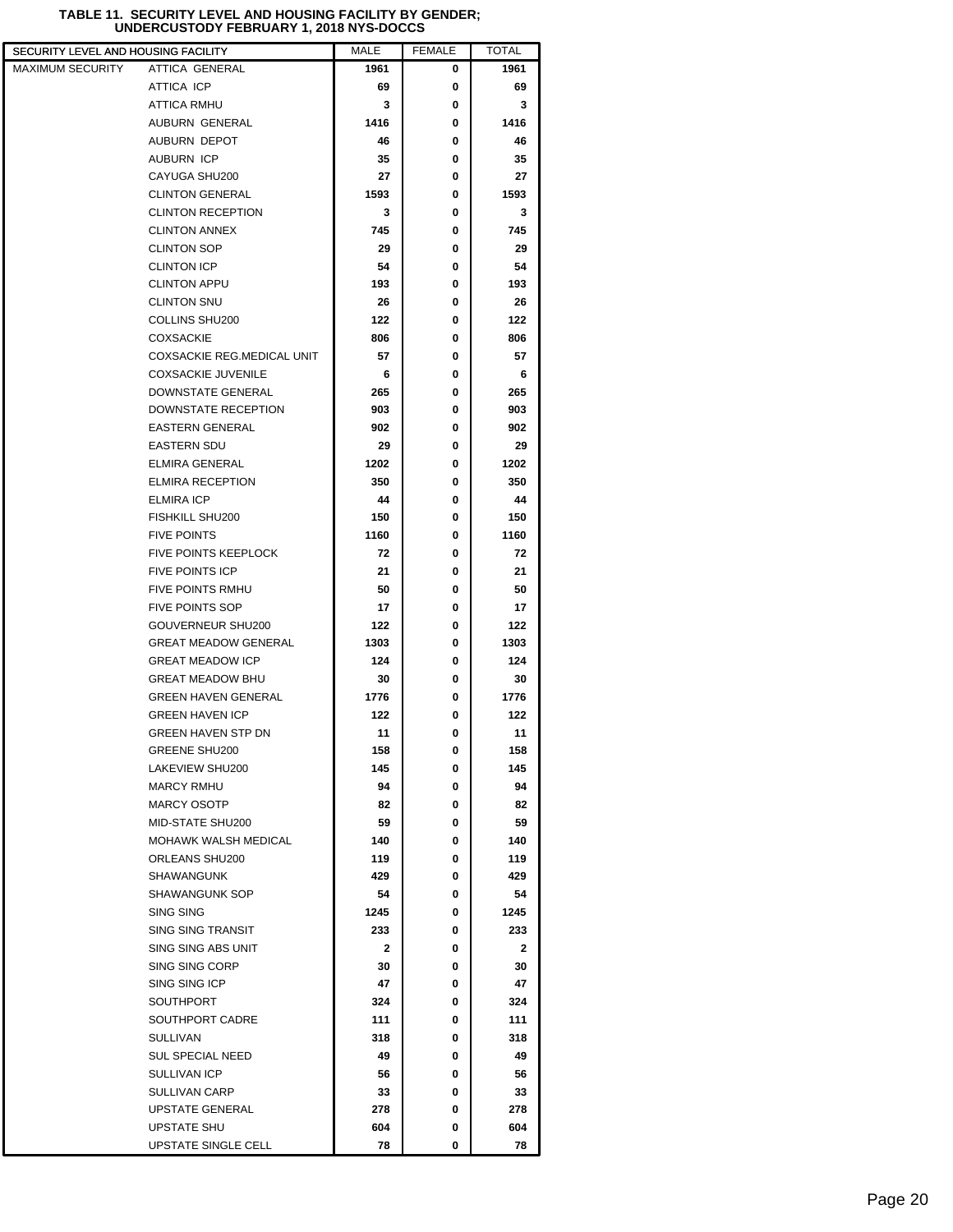**TABLE 11. SECURITY LEVEL AND HOUSING FACILITY BY GENDER; UNDERCUSTODY FEBRUARY 1, 2018 NYS-DOCCS**

| SECURITY LEVEL AND HOUSING FACILITY | | MALE | FEMALE | TOTAL |
|---|---|---|---|---|
| MAXIMUM SECURITY | ATTICA GENERAL | 1961 | 0 | 1961 |
| | ATTICA ICP | 69 | 0 | 69 |
| | ATTICA RMHU | 3 | 0 | 3 |
| | AUBURN GENERAL | 1416 | 0 | 1416 |
| | AUBURN DEPOT | 46 | 0 | 46 |
| | AUBURN ICP | 35 | 0 | 35 |
| | CAYUGA SHU200 | 27 | 0 | 27 |
| | CLINTON GENERAL | 1593 | 0 | 1593 |
| | CLINTON RECEPTION | 3 | 0 | 3 |
| | CLINTON ANNEX | 745 | 0 | 745 |
| | CLINTON SOP | 29 | 0 | 29 |
| | CLINTON ICP | 54 | 0 | 54 |
| | CLINTON APPU | 193 | 0 | 193 |
| | CLINTON SNU | 26 | 0 | 26 |
| | COLLINS SHU200 | 122 | 0 | 122 |
| | COXSACKIE | 806 | 0 | 806 |
| | COXSACKIE REG.MEDICAL UNIT | 57 | 0 | 57 |
| | COXSACKIE JUVENILE | 6 | 0 | 6 |
| | DOWNSTATE GENERAL | 265 | 0 | 265 |
| | DOWNSTATE RECEPTION | 903 | 0 | 903 |
| | EASTERN GENERAL | 902 | 0 | 902 |
| | EASTERN SDU | 29 | 0 | 29 |
| | ELMIRA GENERAL | 1202 | 0 | 1202 |
| | ELMIRA RECEPTION | 350 | 0 | 350 |
| | ELMIRA ICP | 44 | 0 | 44 |
| | FISHKILL SHU200 | 150 | 0 | 150 |
| | FIVE POINTS | 1160 | 0 | 1160 |
| | FIVE POINTS KEEPLOCK | 72 | 0 | 72 |
| | FIVE POINTS ICP | 21 | 0 | 21 |
| | FIVE POINTS RMHU | 50 | 0 | 50 |
| | FIVE POINTS SOP | 17 | 0 | 17 |
| | GOUVERNEUR SHU200 | 122 | 0 | 122 |
| | GREAT MEADOW GENERAL | 1303 | 0 | 1303 |
| | GREAT MEADOW ICP | 124 | 0 | 124 |
| | GREAT MEADOW BHU | 30 | 0 | 30 |
| | GREEN HAVEN GENERAL | 1776 | 0 | 1776 |
| | GREEN HAVEN ICP | 122 | 0 | 122 |
| | GREEN HAVEN STP DN | 11 | 0 | 11 |
| | GREENE SHU200 | 158 | 0 | 158 |
| | LAKEVIEW SHU200 | 145 | 0 | 145 |
| | MARCY RMHU | 94 | 0 | 94 |
| | MARCY OSOTP | 82 | 0 | 82 |
| | MID-STATE SHU200 | 59 | 0 | 59 |
| | MOHAWK WALSH MEDICAL | 140 | 0 | 140 |
| | ORLEANS SHU200 | 119 | 0 | 119 |
| | SHAWANGUNK | 429 | 0 | 429 |
| | SHAWANGUNK SOP | 54 | 0 | 54 |
| | SING SING | 1245 | 0 | 1245 |
| | SING SING TRANSIT | 233 | 0 | 233 |
| | SING SING ABS UNIT | 2 | 0 | 2 |
| | SING SING CORP | 30 | 0 | 30 |
| | SING SING ICP | 47 | 0 | 47 |
| | SOUTHPORT | 324 | 0 | 324 |
| | SOUTHPORT CADRE | 111 | 0 | 111 |
| | SULLIVAN | 318 | 0 | 318 |
| | SUL SPECIAL NEED | 49 | 0 | 49 |
| | SULLIVAN ICP | 56 | 0 | 56 |
| | SULLIVAN CARP | 33 | 0 | 33 |
| | UPSTATE GENERAL | 278 | 0 | 278 |
| | UPSTATE SHU | 604 | 0 | 604 |
| | UPSTATE SINGLE CELL | 78 | 0 | 78 |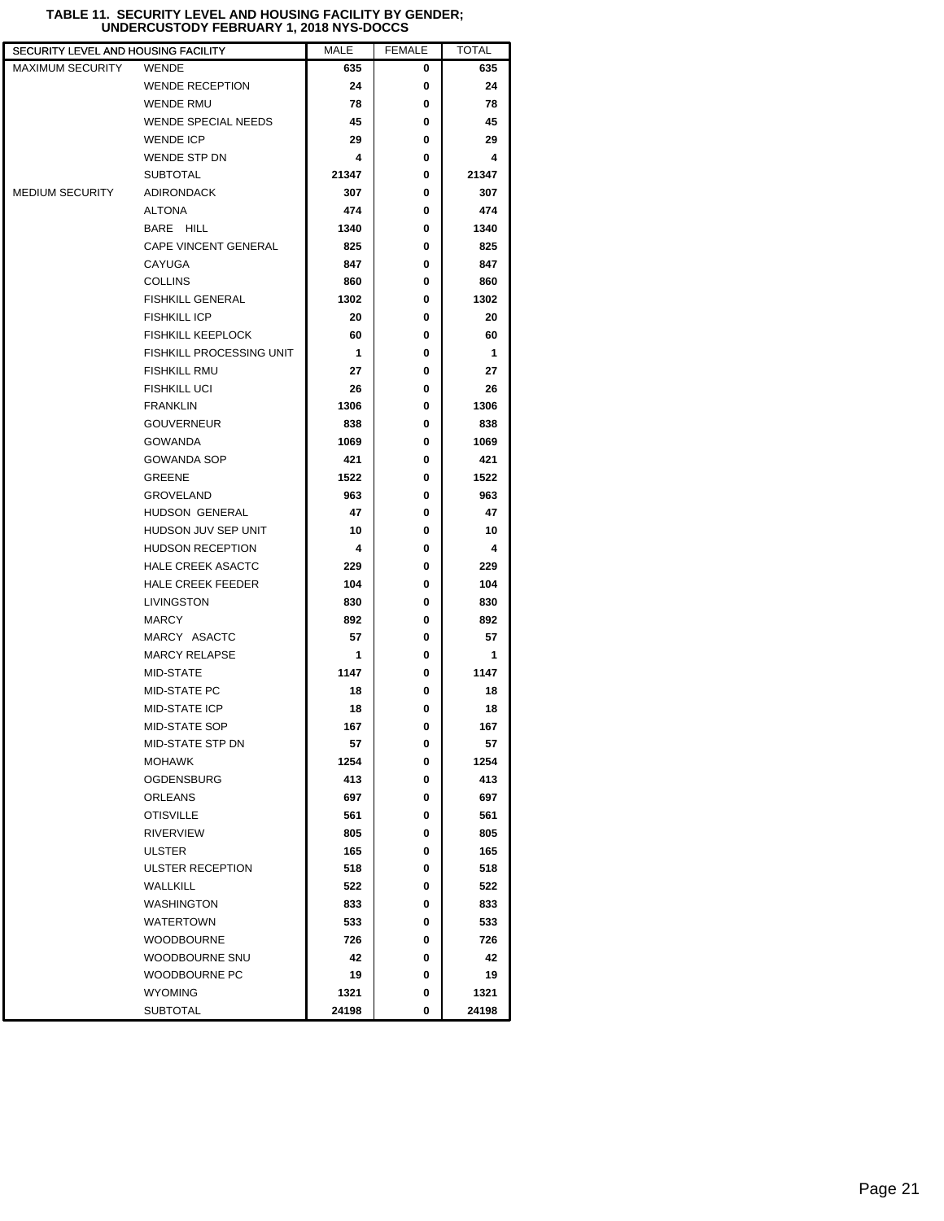**TABLE 11. SECURITY LEVEL AND HOUSING FACILITY BY GENDER; UNDERCUSTODY FEBRUARY 1, 2018 NYS-DOCCS**

| SECURITY LEVEL AND HOUSING FACILITY | | MALE | FEMALE | TOTAL |
|---|---|---|---|---|
| MAXIMUM SECURITY | WENDE | 635 | 0 | 635 |
| | WENDE RECEPTION | 24 | 0 | 24 |
| | WENDE RMU | 78 | 0 | 78 |
| | WENDE SPECIAL NEEDS | 45 | 0 | 45 |
| | WENDE ICP | 29 | 0 | 29 |
| | WENDE STP DN | 4 | 0 | 4 |
| | SUBTOTAL | 21347 | 0 | 21347 |
| MEDIUM SECURITY | ADIRONDACK | 307 | 0 | 307 |
| | ALTONA | 474 | 0 | 474 |
| | BARE HILL | 1340 | 0 | 1340 |
| | CAPE VINCENT GENERAL | 825 | 0 | 825 |
| | CAYUGA | 847 | 0 | 847 |
| | COLLINS | 860 | 0 | 860 |
| | FISHKILL GENERAL | 1302 | 0 | 1302 |
| | FISHKILL ICP | 20 | 0 | 20 |
| | FISHKILL KEEPLOCK | 60 | 0 | 60 |
| | FISHKILL PROCESSING UNIT | 1 | 0 | 1 |
| | FISHKILL RMU | 27 | 0 | 27 |
| | FISHKILL UCI | 26 | 0 | 26 |
| | FRANKLIN | 1306 | 0 | 1306 |
| | GOUVERNEUR | 838 | 0 | 838 |
| | GOWANDA | 1069 | 0 | 1069 |
| | GOWANDA SOP | 421 | 0 | 421 |
| | GREENE | 1522 | 0 | 1522 |
| | GROVELAND | 963 | 0 | 963 |
| | HUDSON GENERAL | 47 | 0 | 47 |
| | HUDSON JUV SEP UNIT | 10 | 0 | 10 |
| | HUDSON RECEPTION | 4 | 0 | 4 |
| | HALE CREEK ASACTC | 229 | 0 | 229 |
| | HALE CREEK FEEDER | 104 | 0 | 104 |
| | LIVINGSTON | 830 | 0 | 830 |
| | MARCY | 892 | 0 | 892 |
| | MARCY ASACTC | 57 | 0 | 57 |
| | MARCY RELAPSE | 1 | 0 | 1 |
| | MID-STATE | 1147 | 0 | 1147 |
| | MID-STATE PC | 18 | 0 | 18 |
| | MID-STATE ICP | 18 | 0 | 18 |
| | MID-STATE SOP | 167 | 0 | 167 |
| | MID-STATE STP DN | 57 | 0 | 57 |
| | MOHAWK | 1254 | 0 | 1254 |
| | OGDENSBURG | 413 | 0 | 413 |
| | ORLEANS | 697 | 0 | 697 |
| | OTISVILLE | 561 | 0 | 561 |
| | RIVERVIEW | 805 | 0 | 805 |
| | ULSTER | 165 | 0 | 165 |
| | ULSTER RECEPTION | 518 | 0 | 518 |
| | WALLKILL | 522 | 0 | 522 |
| | WASHINGTON | 833 | 0 | 833 |
| | WATERTOWN | 533 | 0 | 533 |
| | WOODBOURNE | 726 | 0 | 726 |
| | WOODBOURNE SNU | 42 | 0 | 42 |
| | WOODBOURNE PC | 19 | 0 | 19 |
| | WYOMING | 1321 | 0 | 1321 |
| | SUBTOTAL | 24198 | 0 | 24198 |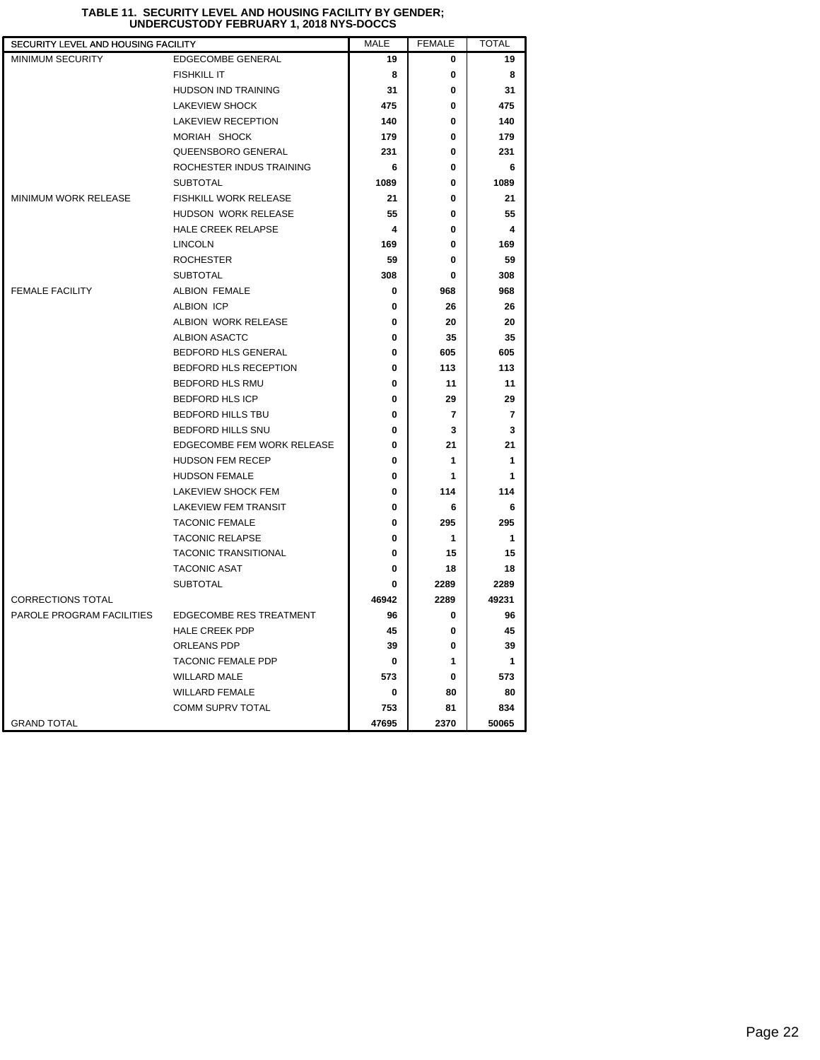**TABLE 11. SECURITY LEVEL AND HOUSING FACILITY BY GENDER; UNDERCUSTODY FEBRUARY 1, 2018 NYS-DOCCS**

| SECURITY LEVEL AND HOUSING FACILITY | | MALE | FEMALE | TOTAL |
|---|---|---|---|---|
| MINIMUM SECURITY | EDGECOMBE GENERAL | 19 | 0 | 19 |
| | FISHKILL IT | 8 | 0 | 8 |
| | HUDSON IND TRAINING | 31 | 0 | 31 |
| | LAKEVIEW SHOCK | 475 | 0 | 475 |
| | LAKEVIEW RECEPTION | 140 | 0 | 140 |
| | MORIAH SHOCK | 179 | 0 | 179 |
| | QUEENSBORO GENERAL | 231 | 0 | 231 |
| | ROCHESTER INDUS TRAINING | 6 | 0 | 6 |
| | SUBTOTAL | 1089 | 0 | 1089 |
| MINIMUM WORK RELEASE | FISHKILL WORK RELEASE | 21 | 0 | 21 |
| | HUDSON WORK RELEASE | 55 | 0 | 55 |
| | HALE CREEK RELAPSE | 4 | 0 | 4 |
| | LINCOLN | 169 | 0 | 169 |
| | ROCHESTER | 59 | 0 | 59 |
| | SUBTOTAL | 308 | 0 | 308 |
| FEMALE FACILITY | ALBION FEMALE | 0 | 968 | 968 |
| | ALBION ICP | 0 | 26 | 26 |
| | ALBION WORK RELEASE | 0 | 20 | 20 |
| | ALBION ASACTC | 0 | 35 | 35 |
| | BEDFORD HLS GENERAL | 0 | 605 | 605 |
| | BEDFORD HLS RECEPTION | 0 | 113 | 113 |
| | BEDFORD HLS RMU | 0 | 11 | 11 |
| | BEDFORD HLS ICP | 0 | 29 | 29 |
| | BEDFORD HILLS TBU | 0 | 7 | 7 |
| | BEDFORD HILLS SNU | 0 | 3 | 3 |
| | EDGECOMBE FEM WORK RELEASE | 0 | 21 | 21 |
| | HUDSON FEM RECEP | 0 | 1 | 1 |
| | HUDSON FEMALE | 0 | 1 | 1 |
| | LAKEVIEW SHOCK FEM | 0 | 114 | 114 |
| | LAKEVIEW FEM TRANSIT | 0 | 6 | 6 |
| | TACONIC FEMALE | 0 | 295 | 295 |
| | TACONIC RELAPSE | 0 | 1 | 1 |
| | TACONIC TRANSITIONAL | 0 | 15 | 15 |
| | TACONIC ASAT | 0 | 18 | 18 |
| | SUBTOTAL | 0 | 2289 | 2289 |
| CORRECTIONS TOTAL | | 46942 | 2289 | 49231 |
| PAROLE PROGRAM FACILITIES | EDGECOMBE RES TREATMENT | 96 | 0 | 96 |
| | HALE CREEK PDP | 45 | 0 | 45 |
| | ORLEANS PDP | 39 | 0 | 39 |
| | TACONIC FEMALE PDP | 0 | 1 | 1 |
| | WILLARD MALE | 573 | 0 | 573 |
| | WILLARD FEMALE | 0 | 80 | 80 |
| | COMM SUPRV TOTAL | 753 | 81 | 834 |
| GRAND TOTAL | | 47695 | 2370 | 50065 |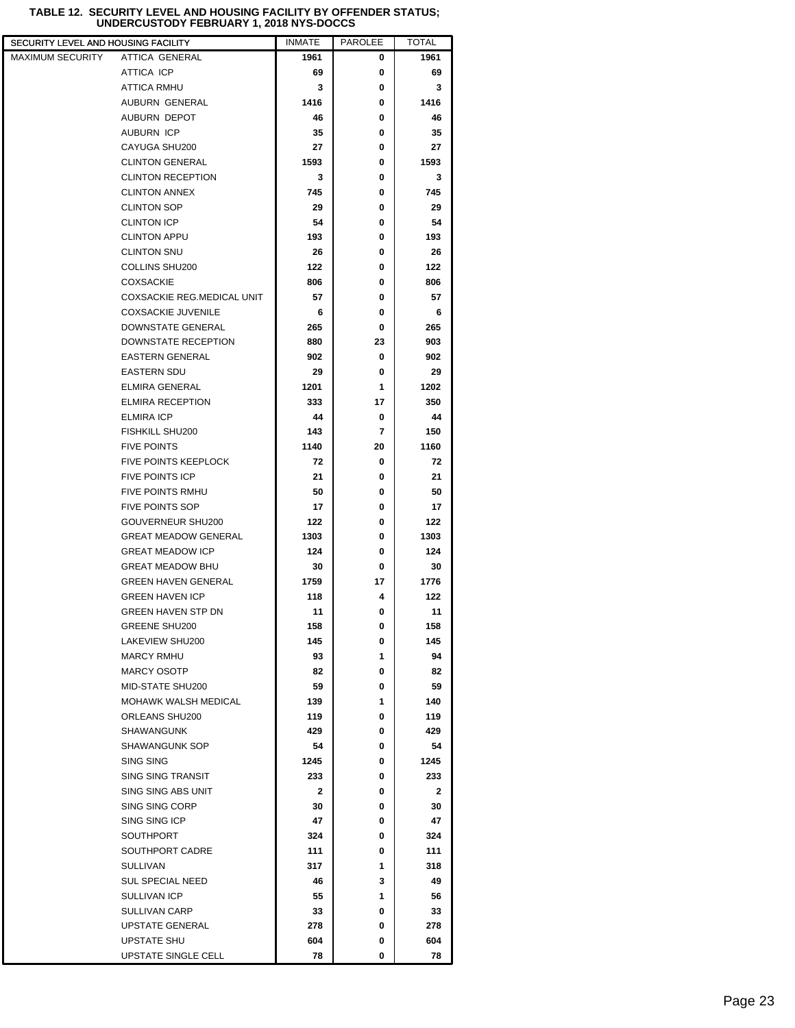**TABLE 12. SECURITY LEVEL AND HOUSING FACILITY BY OFFENDER STATUS; UNDERCUSTODY FEBRUARY 1, 2018 NYS-DOCCS**

| SECURITY LEVEL AND HOUSING FACILITY | | INMATE | PAROLEE | TOTAL |
|---|---|---|---|---|
| MAXIMUM SECURITY | ATTICA GENERAL | 1961 | 0 | 1961 |
| | ATTICA ICP | 69 | 0 | 69 |
| | ATTICA RMHU | 3 | 0 | 3 |
| | AUBURN GENERAL | 1416 | 0 | 1416 |
| | AUBURN DEPOT | 46 | 0 | 46 |
| | AUBURN ICP | 35 | 0 | 35 |
| | CAYUGA SHU200 | 27 | 0 | 27 |
| | CLINTON GENERAL | 1593 | 0 | 1593 |
| | CLINTON RECEPTION | 3 | 0 | 3 |
| | CLINTON ANNEX | 745 | 0 | 745 |
| | CLINTON SOP | 29 | 0 | 29 |
| | CLINTON ICP | 54 | 0 | 54 |
| | CLINTON APPU | 193 | 0 | 193 |
| | CLINTON SNU | 26 | 0 | 26 |
| | COLLINS SHU200 | 122 | 0 | 122 |
| | COXSACKIE | 806 | 0 | 806 |
| | COXSACKIE REG.MEDICAL UNIT | 57 | 0 | 57 |
| | COXSACKIE JUVENILE | 6 | 0 | 6 |
| | DOWNSTATE GENERAL | 265 | 0 | 265 |
| | DOWNSTATE RECEPTION | 880 | 23 | 903 |
| | EASTERN GENERAL | 902 | 0 | 902 |
| | EASTERN SDU | 29 | 0 | 29 |
| | ELMIRA GENERAL | 1201 | 1 | 1202 |
| | ELMIRA RECEPTION | 333 | 17 | 350 |
| | ELMIRA ICP | 44 | 0 | 44 |
| | FISHKILL SHU200 | 143 | 7 | 150 |
| | FIVE POINTS | 1140 | 20 | 1160 |
| | FIVE POINTS KEEPLOCK | 72 | 0 | 72 |
| | FIVE POINTS ICP | 21 | 0 | 21 |
| | FIVE POINTS RMHU | 50 | 0 | 50 |
| | FIVE POINTS SOP | 17 | 0 | 17 |
| | GOUVERNEUR SHU200 | 122 | 0 | 122 |
| | GREAT MEADOW GENERAL | 1303 | 0 | 1303 |
| | GREAT MEADOW ICP | 124 | 0 | 124 |
| | GREAT MEADOW BHU | 30 | 0 | 30 |
| | GREEN HAVEN GENERAL | 1759 | 17 | 1776 |
| | GREEN HAVEN ICP | 118 | 4 | 122 |
| | GREEN HAVEN STP DN | 11 | 0 | 11 |
| | GREENE SHU200 | 158 | 0 | 158 |
| | LAKEVIEW SHU200 | 145 | 0 | 145 |
| | MARCY RMHU | 93 | 1 | 94 |
| | MARCY OSOTP | 82 | 0 | 82 |
| | MID-STATE SHU200 | 59 | 0 | 59 |
| | MOHAWK WALSH MEDICAL | 139 | 1 | 140 |
| | ORLEANS SHU200 | 119 | 0 | 119 |
| | SHAWANGUNK | 429 | 0 | 429 |
| | SHAWANGUNK SOP | 54 | 0 | 54 |
| | SING SING | 1245 | 0 | 1245 |
| | SING SING TRANSIT | 233 | 0 | 233 |
| | SING SING ABS UNIT | 2 | 0 | 2 |
| | SING SING CORP | 30 | 0 | 30 |
| | SING SING ICP | 47 | 0 | 47 |
| | SOUTHPORT | 324 | 0 | 324 |
| | SOUTHPORT CADRE | 111 | 0 | 111 |
| | SULLIVAN | 317 | 1 | 318 |
| | SUL SPECIAL NEED | 46 | 3 | 49 |
| | SULLIVAN ICP | 55 | 1 | 56 |
| | SULLIVAN CARP | 33 | 0 | 33 |
| | UPSTATE GENERAL | 278 | 0 | 278 |
| | UPSTATE SHU | 604 | 0 | 604 |
| | UPSTATE SINGLE CELL | 78 | 0 | 78 |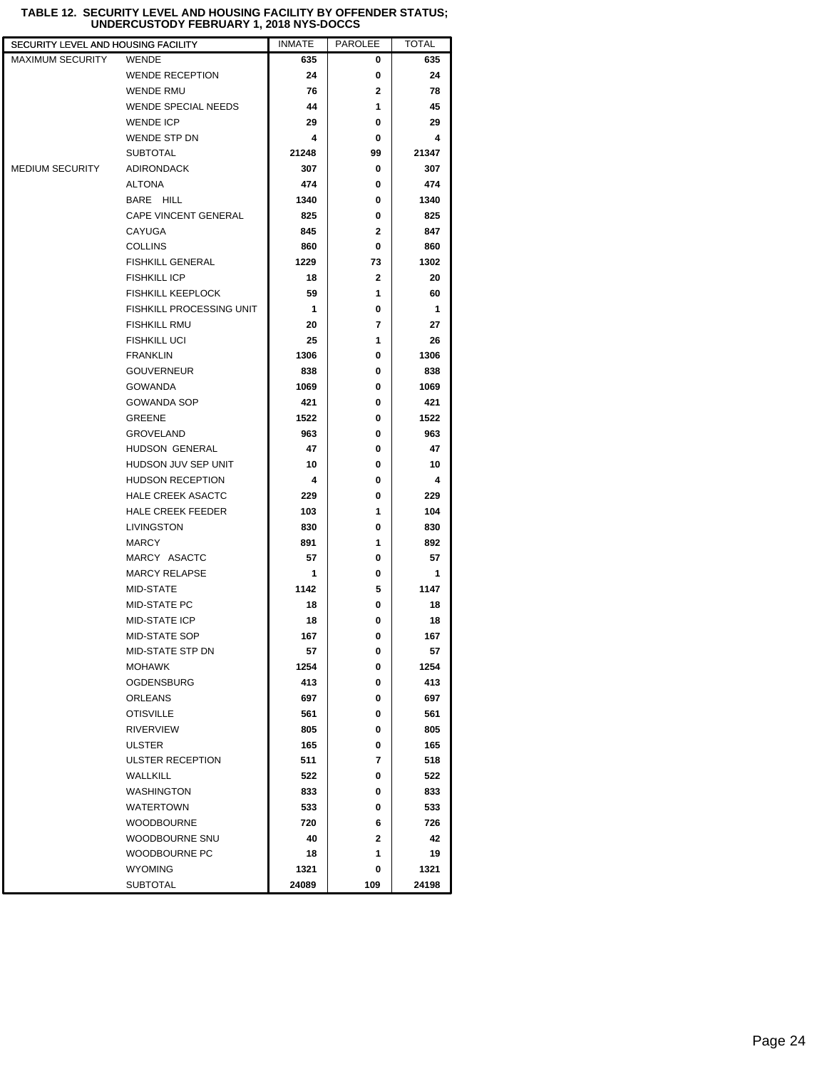**TABLE 12. SECURITY LEVEL AND HOUSING FACILITY BY OFFENDER STATUS; UNDERCUSTODY FEBRUARY 1, 2018 NYS-DOCCS**

| SECURITY LEVEL AND HOUSING FACILITY | | INMATE | PAROLEE | TOTAL |
|---|---|---|---|---|
| MAXIMUM SECURITY | WENDE | 635 | 0 | 635 |
| | WENDE RECEPTION | 24 | 0 | 24 |
| | WENDE RMU | 76 | 2 | 78 |
| | WENDE SPECIAL NEEDS | 44 | 1 | 45 |
| | WENDE ICP | 29 | 0 | 29 |
| | WENDE STP DN | 4 | 0 | 4 |
| | SUBTOTAL | 21248 | 99 | 21347 |
| MEDIUM SECURITY | ADIRONDACK | 307 | 0 | 307 |
| | ALTONA | 474 | 0 | 474 |
| | BARE HILL | 1340 | 0 | 1340 |
| | CAPE VINCENT GENERAL | 825 | 0 | 825 |
| | CAYUGA | 845 | 2 | 847 |
| | COLLINS | 860 | 0 | 860 |
| | FISHKILL GENERAL | 1229 | 73 | 1302 |
| | FISHKILL ICP | 18 | 2 | 20 |
| | FISHKILL KEEPLOCK | 59 | 1 | 60 |
| | FISHKILL PROCESSING UNIT | 1 | 0 | 1 |
| | FISHKILL RMU | 20 | 7 | 27 |
| | FISHKILL UCI | 25 | 1 | 26 |
| | FRANKLIN | 1306 | 0 | 1306 |
| | GOUVERNEUR | 838 | 0 | 838 |
| | GOWANDA | 1069 | 0 | 1069 |
| | GOWANDA SOP | 421 | 0 | 421 |
| | GREENE | 1522 | 0 | 1522 |
| | GROVELAND | 963 | 0 | 963 |
| | HUDSON GENERAL | 47 | 0 | 47 |
| | HUDSON JUV SEP UNIT | 10 | 0 | 10 |
| | HUDSON RECEPTION | 4 | 0 | 4 |
| | HALE CREEK ASACTC | 229 | 0 | 229 |
| | HALE CREEK FEEDER | 103 | 1 | 104 |
| | LIVINGSTON | 830 | 0 | 830 |
| | MARCY | 891 | 1 | 892 |
| | MARCY ASACTC | 57 | 0 | 57 |
| | MARCY RELAPSE | 1 | 0 | 1 |
| | MID-STATE | 1142 | 5 | 1147 |
| | MID-STATE PC | 18 | 0 | 18 |
| | MID-STATE ICP | 18 | 0 | 18 |
| | MID-STATE SOP | 167 | 0 | 167 |
| | MID-STATE STP DN | 57 | 0 | 57 |
| | MOHAWK | 1254 | 0 | 1254 |
| | OGDENSBURG | 413 | 0 | 413 |
| | ORLEANS | 697 | 0 | 697 |
| | OTISVILLE | 561 | 0 | 561 |
| | RIVERVIEW | 805 | 0 | 805 |
| | ULSTER | 165 | 0 | 165 |
| | ULSTER RECEPTION | 511 | 7 | 518 |
| | WALLKILL | 522 | 0 | 522 |
| | WASHINGTON | 833 | 0 | 833 |
| | WATERTOWN | 533 | 0 | 533 |
| | WOODBOURNE | 720 | 6 | 726 |
| | WOODBOURNE SNU | 40 | 2 | 42 |
| | WOODBOURNE PC | 18 | 1 | 19 |
| | WYOMING | 1321 | 0 | 1321 |
| | SUBTOTAL | 24089 | 109 | 24198 |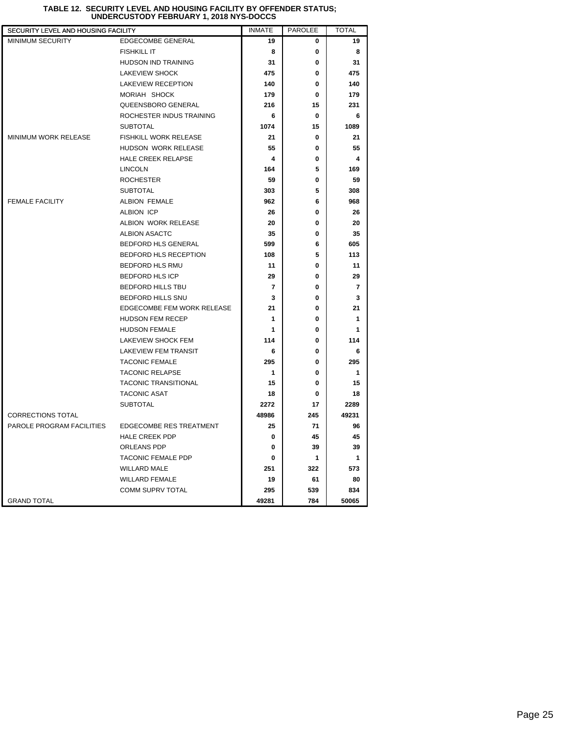**TABLE 12. SECURITY LEVEL AND HOUSING FACILITY BY OFFENDER STATUS; UNDERCUSTODY FEBRUARY 1, 2018 NYS-DOCCS**

| SECURITY LEVEL AND HOUSING FACILITY | | INMATE | PAROLEE | TOTAL |
|---|---|---|---|---|
| MINIMUM SECURITY | EDGECOMBE GENERAL | 19 | 0 | 19 |
| | FISHKILL IT | 8 | 0 | 8 |
| | HUDSON IND TRAINING | 31 | 0 | 31 |
| | LAKEVIEW SHOCK | 475 | 0 | 475 |
| | LAKEVIEW RECEPTION | 140 | 0 | 140 |
| | MORIAH SHOCK | 179 | 0 | 179 |
| | QUEENSBORO GENERAL | 216 | 15 | 231 |
| | ROCHESTER INDUS TRAINING | 6 | 0 | 6 |
| | SUBTOTAL | 1074 | 15 | 1089 |
| MINIMUM WORK RELEASE | FISHKILL WORK RELEASE | 21 | 0 | 21 |
| | HUDSON WORK RELEASE | 55 | 0 | 55 |
| | HALE CREEK RELAPSE | 4 | 0 | 4 |
| | LINCOLN | 164 | 5 | 169 |
| | ROCHESTER | 59 | 0 | 59 |
| | SUBTOTAL | 303 | 5 | 308 |
| FEMALE FACILITY | ALBION FEMALE | 962 | 6 | 968 |
| | ALBION ICP | 26 | 0 | 26 |
| | ALBION WORK RELEASE | 20 | 0 | 20 |
| | ALBION ASACTC | 35 | 0 | 35 |
| | BEDFORD HLS GENERAL | 599 | 6 | 605 |
| | BEDFORD HLS RECEPTION | 108 | 5 | 113 |
| | BEDFORD HLS RMU | 11 | 0 | 11 |
| | BEDFORD HLS ICP | 29 | 0 | 29 |
| | BEDFORD HILLS TBU | 7 | 0 | 7 |
| | BEDFORD HILLS SNU | 3 | 0 | 3 |
| | EDGECOMBE FEM WORK RELEASE | 21 | 0 | 21 |
| | HUDSON FEM RECEP | 1 | 0 | 1 |
| | HUDSON FEMALE | 1 | 0 | 1 |
| | LAKEVIEW SHOCK FEM | 114 | 0 | 114 |
| | LAKEVIEW FEM TRANSIT | 6 | 0 | 6 |
| | TACONIC FEMALE | 295 | 0 | 295 |
| | TACONIC RELAPSE | 1 | 0 | 1 |
| | TACONIC TRANSITIONAL | 15 | 0 | 15 |
| | TACONIC ASAT | 18 | 0 | 18 |
| | SUBTOTAL | 2272 | 17 | 2289 |
| CORRECTIONS TOTAL | | 48986 | 245 | 49231 |
| PAROLE PROGRAM FACILITIES | EDGECOMBE RES TREATMENT | 25 | 71 | 96 |
| | HALE CREEK PDP | 0 | 45 | 45 |
| | ORLEANS PDP | 0 | 39 | 39 |
| | TACONIC FEMALE PDP | 0 | 1 | 1 |
| | WILLARD MALE | 251 | 322 | 573 |
| | WILLARD FEMALE | 19 | 61 | 80 |
| | COMM SUPRV TOTAL | 295 | 539 | 834 |
| GRAND TOTAL | | 49281 | 784 | 50065 |